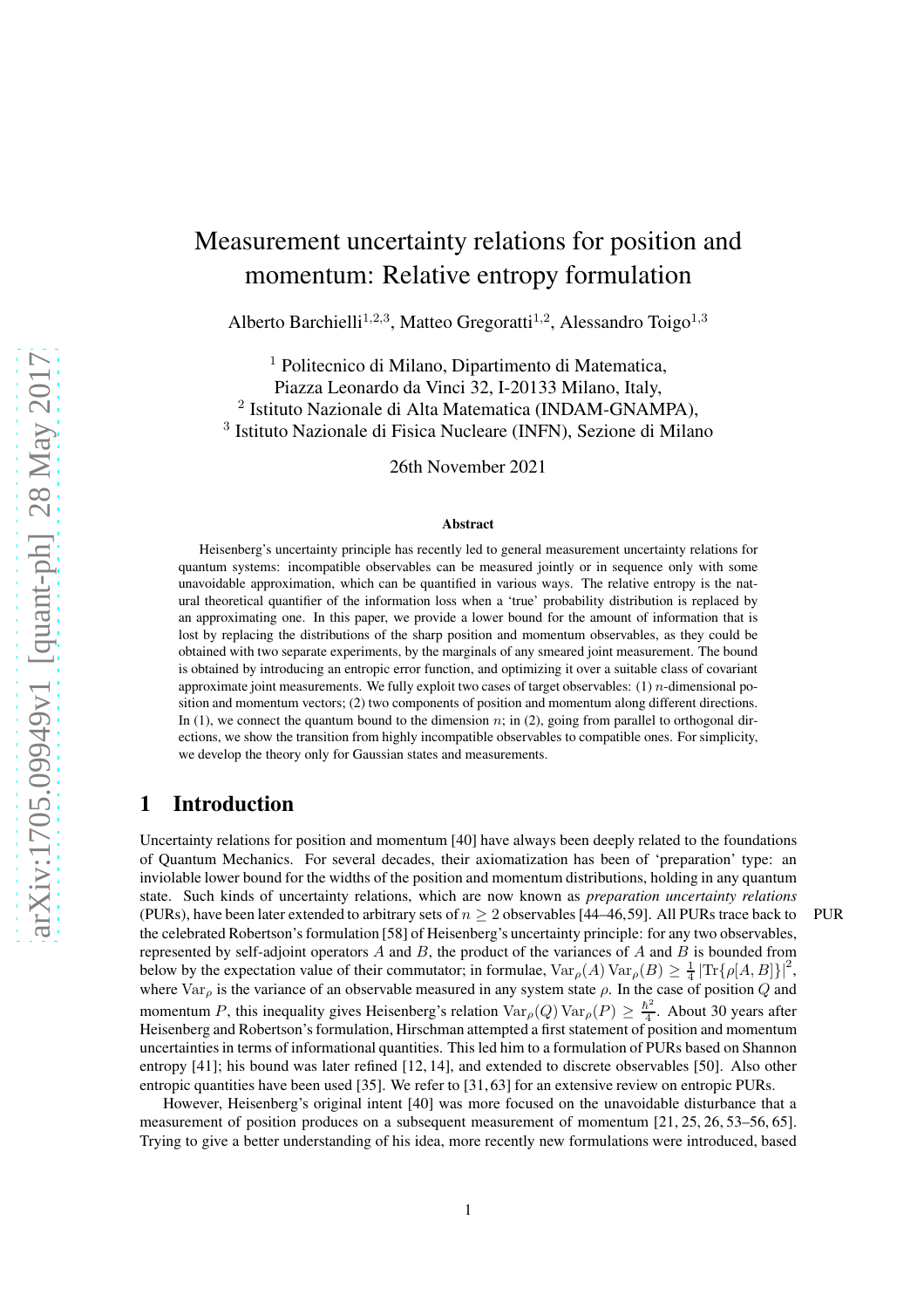# Measurement uncertainty relations for position and momentum: Relative entropy formulation

Alberto Barchielli[1,2,3], Matteo Gregoratti[1,2], Alessandro Toigo[1,3]

[1] Politecnico di Milano, Dipartimento di Matematica, Piazza Leonardo da Vinci 32, I-20133 Milano, Italy,
[2] Istituto Nazionale di Alta Matematica (INDAM-GNAMPA),
[3] Istituto Nazionale di Fisica Nucleare (INFN), Sezione di Milano

26th November 2021

### Abstract

Heisenberg's uncertainty principle has recently led to general measurement uncertainty relations for quantum systems: incompatible observables can be measured jointly or in sequence only with some unavoidable approximation, which can be quantified in various ways. The relative entropy is the natural theoretical quantifier of the information loss when a 'true' probability distribution is replaced by an approximating one. In this paper, we provide a lower bound for the amount of information that is lost by replacing the distributions of the sharp position and momentum observables, as they could be obtained with two separate experiments, by the marginals of any smeared joint measurement. The bound is obtained by introducing an entropic error function, and optimizing it over a suitable class of covariant approximate joint measurements. We fully exploit two cases of target observables: (1) $n$-dimensional position and momentum vectors; (2) two components of position and momentum along different directions. In (1), we connect the quantum bound to the dimension $n$; in (2), going from parallel to orthogonal directions, we show the transition from highly incompatible observables to compatible ones. For simplicity, we develop the theory only for Gaussian states and measurements.

## 1 Introduction

Uncertainty relations for position and momentum [40] have always been deeply related to the foundations of Quantum Mechanics. For several decades, their axiomatization has been of 'preparation' type: an inviolable lower bound for the widths of the position and momentum distributions, holding in any quantum state. Such kinds of uncertainty relations, which are now known as *preparation uncertainty relations* (PURs), have been later extended to arbitrary sets of $n \geq 2$ observables [44–46,59]. All PURs trace back to the celebrated Robertson's formulation [58] of Heisenberg's uncertainty principle: for any two observables, represented by self-adjoint operators $A$ and $B$, the product of the variances of $A$ and $B$ is bounded from below by the expectation value of their commutator; in formulae, $\operatorname{Var}_\rho(A)\operatorname{Var}_\rho(B) \geq \frac{1}{4}\left|\operatorname{Tr}\{\rho[A,B]\}\right|^2$, where $\operatorname{Var}_\rho$ is the variance of an observable measured in any system state $\rho$. In the case of position $Q$ and momentum $P$, this inequality gives Heisenberg's relation $\operatorname{Var}_\rho(Q)\operatorname{Var}_\rho(P) \geq \frac{\hbar^2}{4}$. About 30 years after Heisenberg and Robertson's formulation, Hirschman attempted a first statement of position and momentum uncertainties in terms of informational quantities. This led him to a formulation of PURs based on Shannon entropy [41]; his bound was later refined [12, 14], and extended to discrete observables [50]. Also other entropic quantities have been used [35]. We refer to [31, 63] for an extensive review on entropic PURs.

However, Heisenberg's original intent [40] was more focused on the unavoidable disturbance that a measurement of position produces on a subsequent measurement of momentum [21, 25, 26, 53–56, 65]. Trying to give a better understanding of his idea, more recently new formulations were introduced, based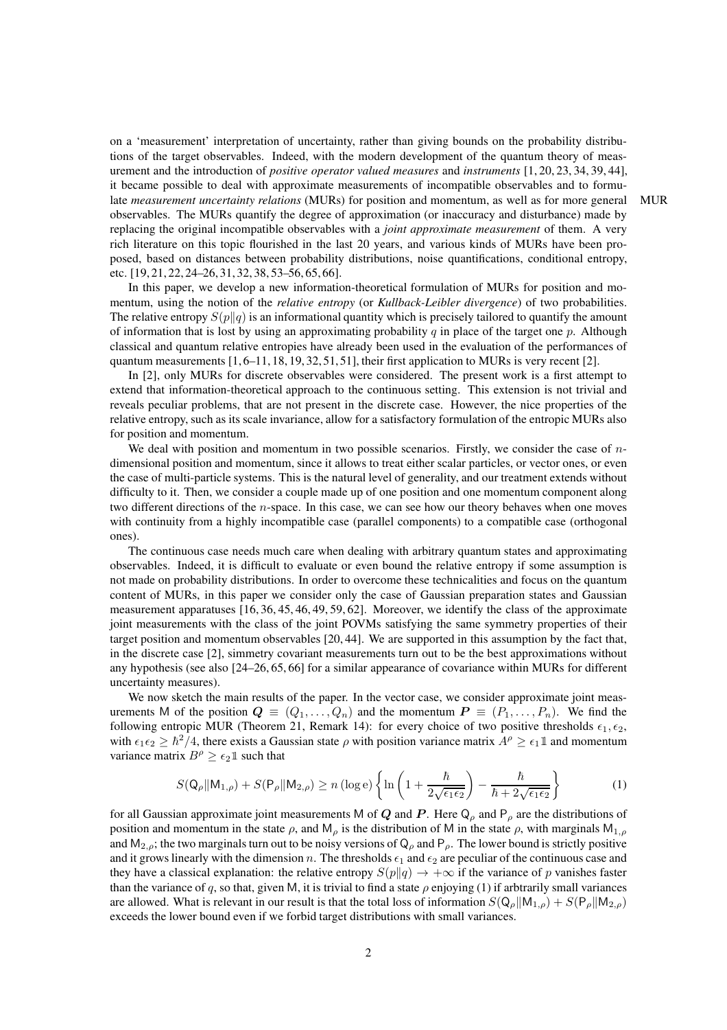on a 'measurement' interpretation of uncertainty, rather than giving bounds on the probability distributions of the target observables. Indeed, with the modern development of the quantum theory of measurement and the introduction of *positive operator valued measures* and *instruments* [1, 20, 23, 34, 39, 44], it became possible to deal with approximate measurements of incompatible observables and to formulate *measurement uncertainty relations* (MURs) for position and momentum, as well as for more general observables. The MURs quantify the degree of approximation (or inaccuracy and disturbance) made by replacing the original incompatible observables with a *joint approximate measurement* of them. A very rich literature on this topic flourished in the last 20 years, and various kinds of MURs have been proposed, based on distances between probability distributions, noise quantifications, conditional entropy, etc. [19, 21, 22, 24–26, 31, 32, 38, 53–56, 65, 66].

MUR

In this paper, we develop a new information-theoretical formulation of MURs for position and momentum, using the notion of the *relative entropy* (or *Kullback-Leibler divergence*) of two probabilities. The relative entropy $S(p\|q)$ is an informational quantity which is precisely tailored to quantify the amount of information that is lost by using an approximating probability $q$ in place of the target one $p$. Although classical and quantum relative entropies have already been used in the evaluation of the performances of quantum measurements [1, 6–11, 18, 19, 32, 51, 51], their first application to MURs is very recent [2].

In [2], only MURs for discrete observables were considered. The present work is a first attempt to extend that information-theoretical approach to the continuous setting. This extension is not trivial and reveals peculiar problems, that are not present in the discrete case. However, the nice properties of the relative entropy, such as its scale invariance, allow for a satisfactory formulation of the entropic MURs also for position and momentum.

We deal with position and momentum in two possible scenarios. Firstly, we consider the case of $n$-dimensional position and momentum, since it allows to treat either scalar particles, or vector ones, or even the case of multi-particle systems. This is the natural level of generality, and our treatment extends without difficulty to it. Then, we consider a couple made up of one position and one momentum component along two different directions of the $n$-space. In this case, we can see how our theory behaves when one moves with continuity from a highly incompatible case (parallel components) to a compatible case (orthogonal ones).

The continuous case needs much care when dealing with arbitrary quantum states and approximating observables. Indeed, it is difficult to evaluate or even bound the relative entropy if some assumption is not made on probability distributions. In order to overcome these technicalities and focus on the quantum content of MURs, in this paper we consider only the case of Gaussian preparation states and Gaussian measurement apparatuses [16, 36, 45, 46, 49, 59, 62]. Moreover, we identify the class of the approximate joint measurements with the class of the joint POVMs satisfying the same symmetry properties of their target position and momentum observables [20, 44]. We are supported in this assumption by the fact that, in the discrete case [2], simmetry covariant measurements turn out to be the best approximations without any hypothesis (see also [24–26, 65, 66] for a similar appearance of covariance within MURs for different uncertainty measures).

We now sketch the main results of the paper. In the vector case, we consider approximate joint measurements $\mathsf{M}$ of the position $\boldsymbol{Q} \equiv (Q_1, \ldots, Q_n)$ and the momentum $\boldsymbol{P} \equiv (P_1, \ldots, P_n)$. We find the following entropic MUR (Theorem 21, Remark 14): for every choice of two positive thresholds $\epsilon_1, \epsilon_2$, with $\epsilon_1\epsilon_2 \geq \hbar^2/4$, there exists a Gaussian state $\rho$ with position variance matrix $A^\rho \geq \epsilon_1 \mathbb{1}$ and momentum variance matrix $B^\rho \geq \epsilon_2 \mathbb{1}$ such that

$$S(\mathsf{Q}_\rho \| \mathsf{M}_{1,\rho}) + S(\mathsf{P}_\rho \| \mathsf{M}_{2,\rho}) \geq n\,(\log \mathrm{e}) \left\{ \ln\left(1 + \frac{\hbar}{2\sqrt{\epsilon_1\epsilon_2}}\right) - \frac{\hbar}{\hbar + 2\sqrt{\epsilon_1\epsilon_2}} \right\} \tag{1}$$

for all Gaussian approximate joint measurements $\mathsf{M}$ of $\boldsymbol{Q}$ and $\boldsymbol{P}$. Here $\mathsf{Q}_\rho$ and $\mathsf{P}_\rho$ are the distributions of position and momentum in the state $\rho$, and $\mathsf{M}_\rho$ is the distribution of $\mathsf{M}$ in the state $\rho$, with marginals $\mathsf{M}_{1,\rho}$ and $\mathsf{M}_{2,\rho}$; the two marginals turn out to be noisy versions of $\mathsf{Q}_\rho$ and $\mathsf{P}_\rho$. The lower bound is strictly positive and it grows linearly with the dimension $n$. The thresholds $\epsilon_1$ and $\epsilon_2$ are peculiar of the continuous case and they have a classical explanation: the relative entropy $S(p\|q) \to +\infty$ if the variance of $p$ vanishes faster than the variance of $q$, so that, given $\mathsf{M}$, it is trivial to find a state $\rho$ enjoying (1) if arbtrarily small variances are allowed. What is relevant in our result is that the total loss of information $S(\mathsf{Q}_\rho \| \mathsf{M}_{1,\rho}) + S(\mathsf{P}_\rho \| \mathsf{M}_{2,\rho})$ exceeds the lower bound even if we forbid target distributions with small variances.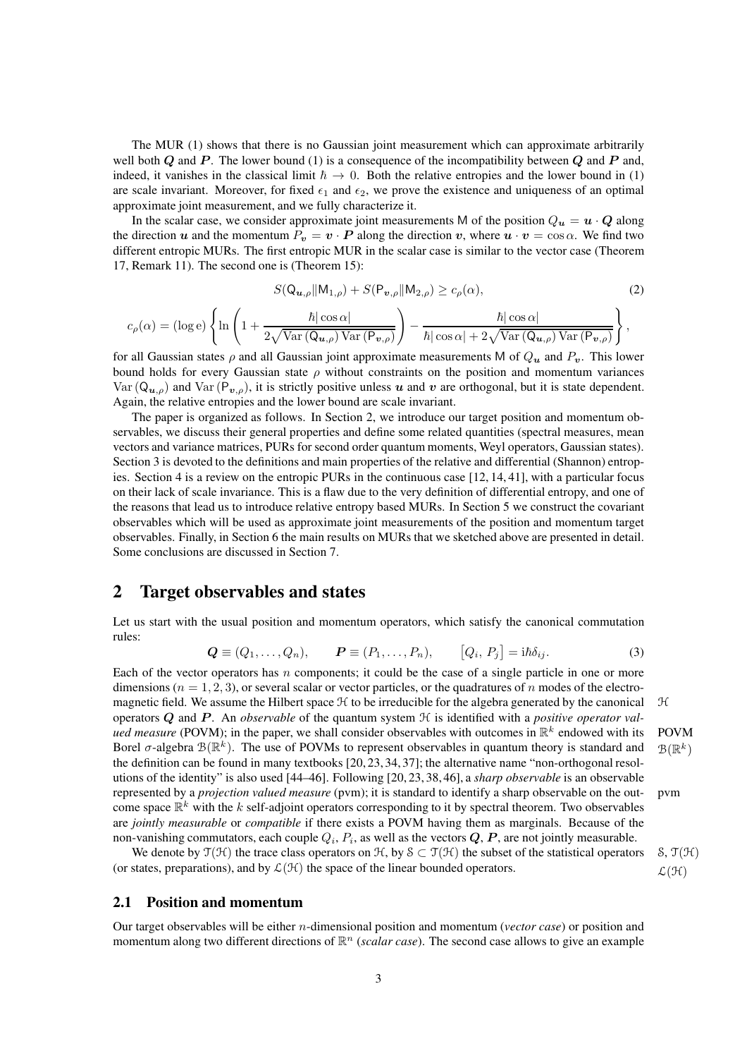The MUR (1) shows that there is no Gaussian joint measurement which can approximate arbitrarily well both $\boldsymbol{Q}$ and $\boldsymbol{P}$. The lower bound (1) is a consequence of the incompatibility between $\boldsymbol{Q}$ and $\boldsymbol{P}$ and, indeed, it vanishes in the classical limit $\hbar \to 0$. Both the relative entropies and the lower bound in (1) are scale invariant. Moreover, for fixed $\epsilon_1$ and $\epsilon_2$, we prove the existence and uniqueness of an optimal approximate joint measurement, and we fully characterize it.

In the scalar case, we consider approximate joint measurements $\mathsf{M}$ of the position $Q_{\boldsymbol{u}} = \boldsymbol{u} \cdot \boldsymbol{Q}$ along the direction $\boldsymbol{u}$ and the momentum $P_{\boldsymbol{v}} = \boldsymbol{v} \cdot \boldsymbol{P}$ along the direction $\boldsymbol{v}$, where $\boldsymbol{u} \cdot \boldsymbol{v} = \cos\alpha$. We find two different entropic MURs. The first entropic MUR in the scalar case is similar to the vector case (Theorem 17, Remark 11). The second one is (Theorem 15):

$$S(\mathsf{Q}_{\boldsymbol{u},\rho} \| \mathsf{M}_{1,\rho}) + S(\mathsf{P}_{\boldsymbol{v},\rho} \| \mathsf{M}_{2,\rho}) \geq c_\rho(\alpha), \tag{2}$$

$$c_\rho(\alpha) = (\log \mathrm{e}) \left\{ \ln \left( 1 + \frac{\hbar |\cos\alpha|}{2\sqrt{\mathrm{Var}\,(\mathsf{Q}_{\boldsymbol{u},\rho})\,\mathrm{Var}\,(\mathsf{P}_{\boldsymbol{v},\rho})}} \right) - \frac{\hbar|\cos\alpha|}{\hbar|\cos\alpha| + 2\sqrt{\mathrm{Var}\,(\mathsf{Q}_{\boldsymbol{u},\rho})\,\mathrm{Var}\,(\mathsf{P}_{\boldsymbol{v},\rho})}} \right\},$$

for all Gaussian states $\rho$ and all Gaussian joint approximate measurements $\mathsf{M}$ of $Q_{\boldsymbol{u}}$ and $P_{\boldsymbol{v}}$. This lower bound holds for every Gaussian state $\rho$ without constraints on the position and momentum variances $\mathrm{Var}\,(\mathsf{Q}_{\boldsymbol{u},\rho})$ and $\mathrm{Var}\,(\mathsf{P}_{\boldsymbol{v},\rho})$, it is strictly positive unless $\boldsymbol{u}$ and $\boldsymbol{v}$ are orthogonal, but it is state dependent. Again, the relative entropies and the lower bound are scale invariant.

The paper is organized as follows. In Section 2, we introduce our target position and momentum observables, we discuss their general properties and define some related quantities (spectral measures, mean vectors and variance matrices, PURs for second order quantum moments, Weyl operators, Gaussian states). Section 3 is devoted to the definitions and main properties of the relative and differential (Shannon) entropies. Section 4 is a review on the entropic PURs in the continuous case [12, 14, 41], with a particular focus on their lack of scale invariance. This is a flaw due to the very definition of differential entropy, and one of the reasons that lead us to introduce relative entropy based MURs. In Section 5 we construct the covariant observables which will be used as approximate joint measurements of the position and momentum target observables. Finally, in Section 6 the main results on MURs that we sketched above are presented in detail. Some conclusions are discussed in Section 7.

## 2 Target observables and states

Let us start with the usual position and momentum operators, which satisfy the canonical commutation rules:

$$\boldsymbol{Q} \equiv (Q_1, \ldots, Q_n), \qquad \boldsymbol{P} \equiv (P_1, \ldots, P_n), \qquad \left[Q_i,\, P_j\right] = \mathrm{i}\hbar\delta_{ij}. \tag{3}$$

Each of the vector operators has $n$ components; it could be the case of a single particle in one or more dimensions ($n = 1, 2, 3$), or several scalar or vector particles, or the quadratures of $n$ modes of the electromagnetic field. We assume the Hilbert space $\mathcal{H}$ to be irreducible for the algebra generated by the canonical operators $\boldsymbol{Q}$ and $\boldsymbol{P}$. An *observable* of the quantum system $\mathcal{H}$ is identified with a *positive operator valued measure* (POVM); in the paper, we shall consider observables with outcomes in $\mathbb{R}^k$ endowed with its Borel $\sigma$-algebra $\mathcal{B}(\mathbb{R}^k)$. The use of POVMs to represent observables in quantum theory is standard and the definition can be found in many textbooks [20, 23, 34, 37]; the alternative name "non-orthogonal resolutions of the identity" is also used [44–46]. Following [20, 23, 38, 46], a *sharp observable* is an observable represented by a *projection valued measure* (pvm); it is standard to identify a sharp observable on the outcome space $\mathbb{R}^k$ with the $k$ self-adjoint operators corresponding to it by spectral theorem. Two observables are *jointly measurable* or *compatible* if there exists a POVM having them as marginals. Because of the non-vanishing commutators, each couple $Q_i$, $P_i$, as well as the vectors $\boldsymbol{Q}$, $\boldsymbol{P}$, are not jointly measurable.

We denote by $\mathcal{T}(\mathcal{H})$ the trace class operators on $\mathcal{H}$, by $\mathcal{S} \subset \mathcal{T}(\mathcal{H})$ the subset of the statistical operators (or states, preparations), and by $\mathcal{L}(\mathcal{H})$ the space of the linear bounded operators.

### 2.1 Position and momentum

Our target observables will be either $n$-dimensional position and momentum (*vector case*) or position and momentum along two different directions of $\mathbb{R}^n$ (*scalar case*). The second case allows to give an example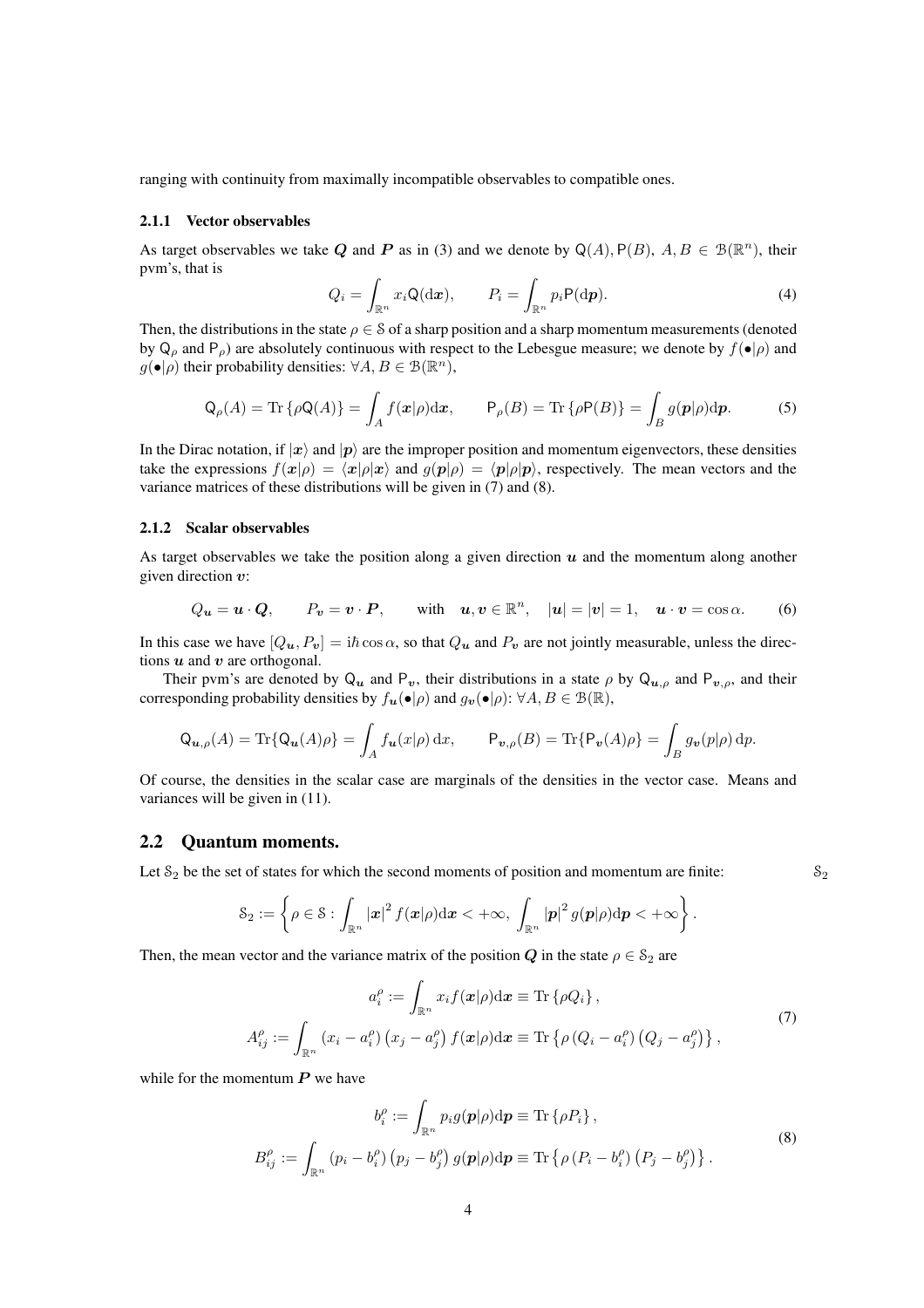ranging with continuity from maximally incompatible observables to compatible ones.

#### 2.1.1 Vector observables

As target observables we take $\boldsymbol{Q}$ and $\boldsymbol{P}$ as in (3) and we denote by $\mathsf{Q}(A), \mathsf{P}(B)$, $A, B \in \mathcal{B}(\mathbb{R}^n)$, their pvm's, that is

$$
Q_i = \int_{\mathbb{R}^n} x_i \mathsf{Q}(\mathrm{d}\boldsymbol{x}), \qquad P_i = \int_{\mathbb{R}^n} p_i \mathsf{P}(\mathrm{d}\boldsymbol{p}). \tag{4}
$$

Then, the distributions in the state $\rho \in \mathcal{S}$ of a sharp position and a sharp momentum measurements (denoted by $\mathsf{Q}_\rho$ and $\mathsf{P}_\rho$) are absolutely continuous with respect to the Lebesgue measure; we denote by $f(\bullet|\rho)$ and $g(\bullet|\rho)$ their probability densities: $\forall A, B \in \mathcal{B}(\mathbb{R}^n)$,

$$
\mathsf{Q}_\rho(A) = \operatorname{Tr}\{\rho \mathsf{Q}(A)\} = \int_A f(\boldsymbol{x}|\rho)\mathrm{d}\boldsymbol{x}, \qquad \mathsf{P}_\rho(B) = \operatorname{Tr}\{\rho \mathsf{P}(B)\} = \int_B g(\boldsymbol{p}|\rho)\mathrm{d}\boldsymbol{p}. \tag{5}
$$

In the Dirac notation, if $|\boldsymbol{x}\rangle$ and $|\boldsymbol{p}\rangle$ are the improper position and momentum eigenvectors, these densities take the expressions $f(\boldsymbol{x}|\rho) = \langle \boldsymbol{x}|\rho|\boldsymbol{x}\rangle$ and $g(\boldsymbol{p}|\rho) = \langle \boldsymbol{p}|\rho|\boldsymbol{p}\rangle$, respectively. The mean vectors and the variance matrices of these distributions will be given in (7) and (8).

#### 2.1.2 Scalar observables

As target observables we take the position along a given direction $\boldsymbol{u}$ and the momentum along another given direction $\boldsymbol{v}$:

$$
Q_{\boldsymbol{u}} = \boldsymbol{u} \cdot \boldsymbol{Q}, \qquad P_{\boldsymbol{v}} = \boldsymbol{v} \cdot \boldsymbol{P}, \qquad \text{with} \quad \boldsymbol{u}, \boldsymbol{v} \in \mathbb{R}^n, \quad |\boldsymbol{u}| = |\boldsymbol{v}| = 1, \quad \boldsymbol{u} \cdot \boldsymbol{v} = \cos\alpha. \tag{6}
$$

In this case we have $[Q_{\boldsymbol{u}}, P_{\boldsymbol{v}}] = \mathrm{i}\hbar\cos\alpha$, so that $Q_{\boldsymbol{u}}$ and $P_{\boldsymbol{v}}$ are not jointly measurable, unless the directions $\boldsymbol{u}$ and $\boldsymbol{v}$ are orthogonal.

Their pvm's are denoted by $\mathsf{Q}_{\boldsymbol{u}}$ and $\mathsf{P}_{\boldsymbol{v}}$, their distributions in a state $\rho$ by $\mathsf{Q}_{\boldsymbol{u},\rho}$ and $\mathsf{P}_{\boldsymbol{v},\rho}$, and their corresponding probability densities by $f_{\boldsymbol{u}}(\bullet|\rho)$ and $g_{\boldsymbol{v}}(\bullet|\rho)$: $\forall A, B \in \mathcal{B}(\mathbb{R})$,

$$
\mathsf{Q}_{\boldsymbol{u},\rho}(A) = \operatorname{Tr}\{\mathsf{Q}_{\boldsymbol{u}}(A)\rho\} = \int_A f_{\boldsymbol{u}}(x|\rho)\,\mathrm{d}x, \qquad \mathsf{P}_{\boldsymbol{v},\rho}(B) = \operatorname{Tr}\{\mathsf{P}_{\boldsymbol{v}}(A)\rho\} = \int_B g_{\boldsymbol{v}}(p|\rho)\,\mathrm{d}p.
$$

Of course, the densities in the scalar case are marginals of the densities in the vector case. Means and variances will be given in (11).

### 2.2 Quantum moments.

Let $\mathcal{S}_2$ be the set of states for which the second moments of position and momentum are finite:

$$
\mathcal{S}_2 := \left\{ \rho \in \mathcal{S} : \int_{\mathbb{R}^n} |\boldsymbol{x}|^2 f(\boldsymbol{x}|\rho)\mathrm{d}\boldsymbol{x} < +\infty, \int_{\mathbb{R}^n} |\boldsymbol{p}|^2 g(\boldsymbol{p}|\rho)\mathrm{d}\boldsymbol{p} < +\infty \right\}.
$$

Then, the mean vector and the variance matrix of the position $\boldsymbol{Q}$ in the state $\rho \in \mathcal{S}_2$ are

$$
\begin{aligned}
a_i^\rho &:= \int_{\mathbb{R}^n} x_i f(\boldsymbol{x}|\rho)\mathrm{d}\boldsymbol{x} \equiv \operatorname{Tr}\{\rho Q_i\}, \\
A_{ij}^\rho &:= \int_{\mathbb{R}^n} \left(x_i - a_i^\rho\right)\left(x_j - a_j^\rho\right) f(\boldsymbol{x}|\rho)\mathrm{d}\boldsymbol{x} \equiv \operatorname{Tr}\left\{\rho\left(Q_i - a_i^\rho\right)\left(Q_j - a_j^\rho\right)\right\},
\end{aligned} \tag{7}
$$

while for the momentum $\boldsymbol{P}$ we have

$$
\begin{aligned}
b_i^\rho &:= \int_{\mathbb{R}^n} p_i g(\boldsymbol{p}|\rho)\mathrm{d}\boldsymbol{p} \equiv \operatorname{Tr}\{\rho P_i\}, \\
B_{ij}^\rho &:= \int_{\mathbb{R}^n} \left(p_i - b_i^\rho\right)\left(p_j - b_j^\rho\right) g(\boldsymbol{p}|\rho)\mathrm{d}\boldsymbol{p} \equiv \operatorname{Tr}\left\{\rho\left(P_i - b_i^\rho\right)\left(P_j - b_j^\rho\right)\right\}.
\end{aligned} \tag{8}
$$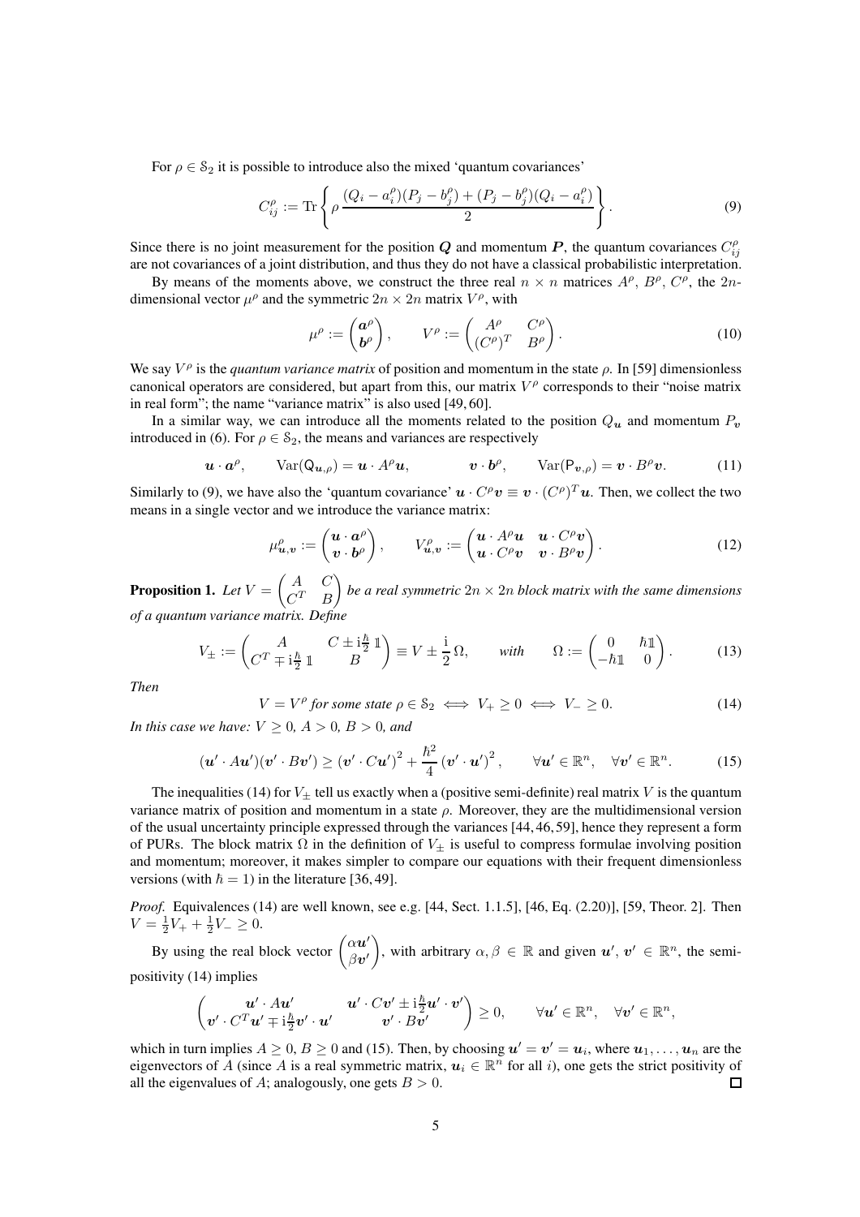For $\rho \in \mathcal{S}_2$ it is possible to introduce also the mixed 'quantum covariances'

$$C_{ij}^\rho := \operatorname{Tr}\left\{ \rho \, \frac{(Q_i - a_i^\rho)(P_j - b_j^\rho) + (P_j - b_j^\rho)(Q_i - a_i^\rho)}{2} \right\}. \tag{9}$$

Since there is no joint measurement for the position $\boldsymbol{Q}$ and momentum $\boldsymbol{P}$, the quantum covariances $C_{ij}^\rho$ are not covariances of a joint distribution, and thus they do not have a classical probabilistic interpretation.

By means of the moments above, we construct the three real $n \times n$ matrices $A^\rho$, $B^\rho$, $C^\rho$, the $2n$-dimensional vector $\mu^\rho$ and the symmetric $2n \times 2n$ matrix $V^\rho$, with

$$\mu^\rho := \begin{pmatrix} \boldsymbol{a}^\rho \\ \boldsymbol{b}^\rho \end{pmatrix}, \qquad V^\rho := \begin{pmatrix} A^\rho & C^\rho \\ (C^\rho)^T & B^\rho \end{pmatrix}. \tag{10}$$

We say $V^\rho$ is the *quantum variance matrix* of position and momentum in the state $\rho$. In [59] dimensionless canonical operators are considered, but apart from this, our matrix $V^\rho$ corresponds to their "noise matrix in real form"; the name "variance matrix" is also used [49, 60].

In a similar way, we can introduce all the moments related to the position $Q_{\boldsymbol{u}}$ and momentum $P_{\boldsymbol{v}}$ introduced in (6). For $\rho \in \mathcal{S}_2$, the means and variances are respectively

$$\boldsymbol{u} \cdot \boldsymbol{a}^\rho, \qquad \operatorname{Var}(\mathsf{Q}_{\boldsymbol{u},\rho}) = \boldsymbol{u} \cdot A^\rho \boldsymbol{u}, \qquad\qquad \boldsymbol{v} \cdot \boldsymbol{b}^\rho, \qquad \operatorname{Var}(\mathsf{P}_{\boldsymbol{v},\rho}) = \boldsymbol{v} \cdot B^\rho \boldsymbol{v}. \tag{11}$$

Similarly to (9), we have also the 'quantum covariance' $\boldsymbol{u} \cdot C^\rho \boldsymbol{v} \equiv \boldsymbol{v} \cdot (C^\rho)^T \boldsymbol{u}$. Then, we collect the two means in a single vector and we introduce the variance matrix:

$$\mu_{\boldsymbol{u},\boldsymbol{v}}^\rho := \begin{pmatrix} \boldsymbol{u} \cdot \boldsymbol{a}^\rho \\ \boldsymbol{v} \cdot \boldsymbol{b}^\rho \end{pmatrix}, \qquad V_{\boldsymbol{u},\boldsymbol{v}}^\rho := \begin{pmatrix} \boldsymbol{u} \cdot A^\rho \boldsymbol{u} & \boldsymbol{u} \cdot C^\rho \boldsymbol{v} \\ \boldsymbol{u} \cdot C^\rho \boldsymbol{v} & \boldsymbol{v} \cdot B^\rho \boldsymbol{v} \end{pmatrix}. \tag{12}$$

**Proposition 1.** *Let* $V = \begin{pmatrix} A & C \\ C^T & B \end{pmatrix}$ *be a real symmetric* $2n \times 2n$ *block matrix with the same dimensions of a quantum variance matrix. Define*

$$V_\pm := \begin{pmatrix} A & C \pm \mathrm{i}\frac{\hbar}{2}\,\mathbb{1} \\ C^T \mp \mathrm{i}\frac{\hbar}{2}\,\mathbb{1} & B \end{pmatrix} \equiv V \pm \frac{\mathrm{i}}{2}\,\Omega, \qquad \textit{with} \qquad \Omega := \begin{pmatrix} 0 & \hbar\mathbb{1} \\ -\hbar\mathbb{1} & 0 \end{pmatrix}. \tag{13}$$

*Then*

$$V = V^\rho \textit{ for some state } \rho \in \mathcal{S}_2 \iff V_+ \geq 0 \iff V_- \geq 0. \tag{14}$$

*In this case we have:* $V \geq 0$*,* $A > 0$*,* $B > 0$*, and*

$$(\boldsymbol{u}' \cdot A\boldsymbol{u}')(\boldsymbol{v}' \cdot B\boldsymbol{v}') \geq (\boldsymbol{v}' \cdot C\boldsymbol{u}')^2 + \frac{\hbar^2}{4}\,(\boldsymbol{v}' \cdot \boldsymbol{u}')^2, \qquad \forall \boldsymbol{u}' \in \mathbb{R}^n, \quad \forall \boldsymbol{v}' \in \mathbb{R}^n. \tag{15}$$

The inequalities (14) for $V_\pm$ tell us exactly when a (positive semi-definite) real matrix $V$ is the quantum variance matrix of position and momentum in a state $\rho$. Moreover, they are the multidimensional version of the usual uncertainty principle expressed through the variances [44, 46, 59], hence they represent a form of PURs. The block matrix $\Omega$ in the definition of $V_\pm$ is useful to compress formulae involving position and momentum; moreover, it makes simpler to compare our equations with their frequent dimensionless versions (with $\hbar = 1$) in the literature [36, 49].

*Proof.* Equivalences (14) are well known, see e.g. [44, Sect. 1.1.5], [46, Eq. (2.20)], [59, Theor. 2]. Then $V = \frac{1}{2}V_+ + \frac{1}{2}V_- \geq 0$.

By using the real block vector $\begin{pmatrix} \alpha\boldsymbol{u}' \\ \beta\boldsymbol{v}' \end{pmatrix}$, with arbitrary $\alpha, \beta \in \mathbb{R}$ and given $\boldsymbol{u}'$, $\boldsymbol{v}' \in \mathbb{R}^n$, the semi-positivity (14) implies

$$\begin{pmatrix} \boldsymbol{u}' \cdot A\boldsymbol{u}' & \boldsymbol{u}' \cdot C\boldsymbol{v}' \pm \mathrm{i}\frac{\hbar}{2}\boldsymbol{u}' \cdot \boldsymbol{v}' \\ \boldsymbol{v}' \cdot C^T\boldsymbol{u}' \mp \mathrm{i}\frac{\hbar}{2}\boldsymbol{v}' \cdot \boldsymbol{u}' & \boldsymbol{v}' \cdot B\boldsymbol{v}' \end{pmatrix} \geq 0, \qquad \forall \boldsymbol{u}' \in \mathbb{R}^n, \quad \forall \boldsymbol{v}' \in \mathbb{R}^n,$$

which in turn implies $A \geq 0$, $B \geq 0$ and (15). Then, by choosing $\boldsymbol{u}' = \boldsymbol{v}' = \boldsymbol{u}_i$, where $\boldsymbol{u}_1, \ldots, \boldsymbol{u}_n$ are the eigenvectors of $A$ (since $A$ is a real symmetric matrix, $\boldsymbol{u}_i \in \mathbb{R}^n$ for all $i$), one gets the strict positivity of all the eigenvalues of $A$; analogously, one gets $B > 0$. ◻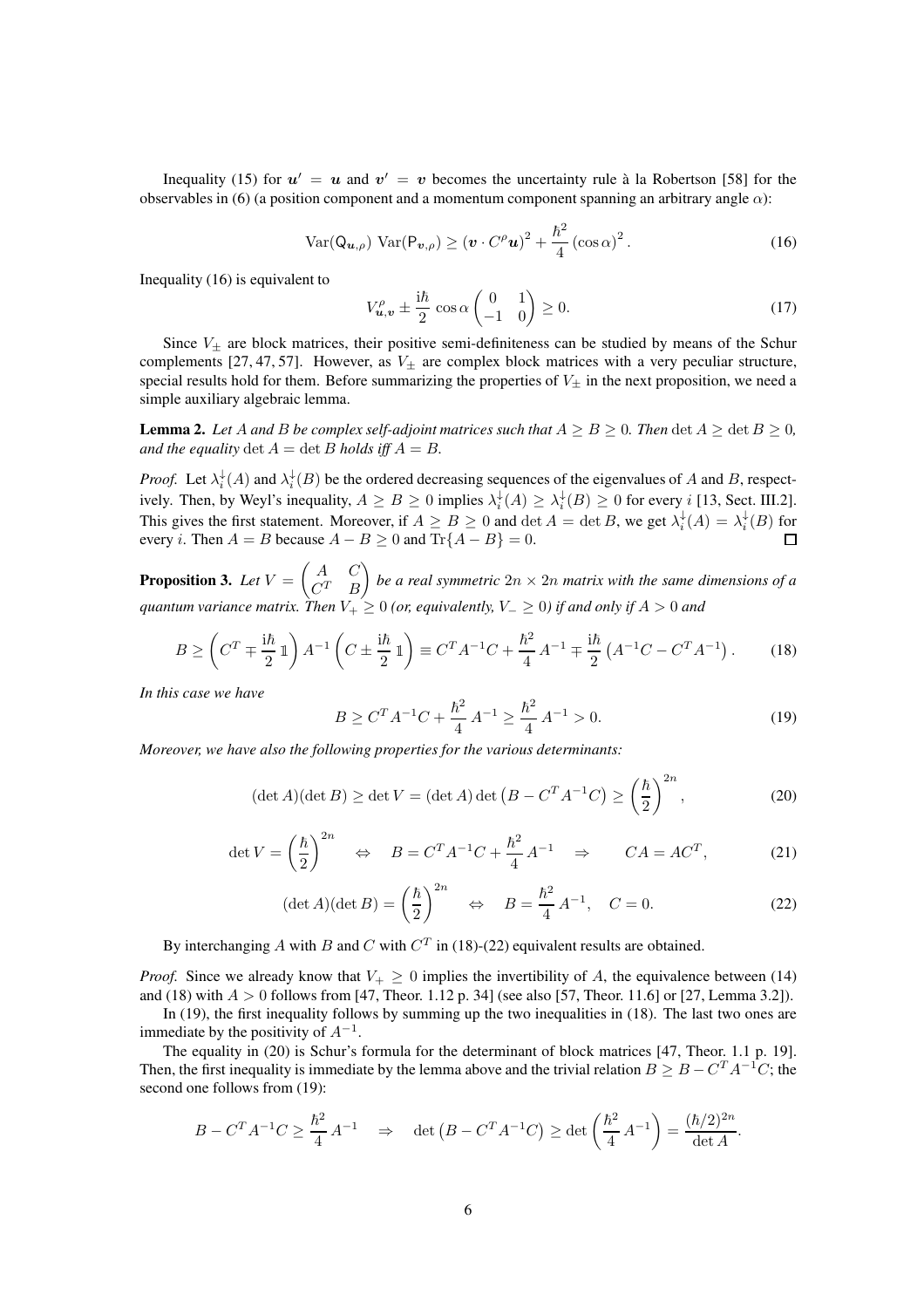Inequality (15) for $\boldsymbol{u}' = \boldsymbol{u}$ and $\boldsymbol{v}' = \boldsymbol{v}$ becomes the uncertainty rule à la Robertson [58] for the observables in (6) (a position component and a momentum component spanning an arbitrary angle $\alpha$):

$$\mathrm{Var}(\mathsf{Q}_{\boldsymbol{u},\rho})\ \mathrm{Var}(\mathsf{P}_{\boldsymbol{v},\rho}) \geq \left(\boldsymbol{v}\cdot C^{\rho}\boldsymbol{u}\right)^2 + \frac{\hbar^2}{4}\left(\cos\alpha\right)^2. \tag{16}$$

Inequality (16) is equivalent to

$$V^{\rho}_{\boldsymbol{u},\boldsymbol{v}} \pm \frac{\mathrm{i}\hbar}{2}\cos\alpha\begin{pmatrix} 0 & 1 \\ -1 & 0\end{pmatrix} \geq 0. \tag{17}$$

Since $V_\pm$ are block matrices, their positive semi-definiteness can be studied by means of the Schur complements [27, 47, 57]. However, as $V_\pm$ are complex block matrices with a very peculiar structure, special results hold for them. Before summarizing the properties of $V_\pm$ in the next proposition, we need a simple auxiliary algebraic lemma.

**Lemma 2.** *Let $A$ and $B$ be complex self-adjoint matrices such that $A \geq B \geq 0$. Then $\det A \geq \det B \geq 0$, and the equality $\det A = \det B$ holds iff $A = B$.*

*Proof.* Let $\lambda_i^{\downarrow}(A)$ and $\lambda_i^{\downarrow}(B)$ be the ordered decreasing sequences of the eigenvalues of $A$ and $B$, respectively. Then, by Weyl's inequality, $A \geq B \geq 0$ implies $\lambda_i^{\downarrow}(A) \geq \lambda_i^{\downarrow}(B) \geq 0$ for every $i$ [13, Sect. III.2]. This gives the first statement. Moreover, if $A \geq B \geq 0$ and $\det A = \det B$, we get $\lambda_i^{\downarrow}(A) = \lambda_i^{\downarrow}(B)$ for every $i$. Then $A = B$ because $A - B \geq 0$ and $\mathrm{Tr}\{A - B\} = 0$. ◻

**Proposition 3.** *Let $V = \begin{pmatrix} A & C \\ C^T & B\end{pmatrix}$ be a real symmetric $2n \times 2n$ matrix with the same dimensions of a quantum variance matrix. Then $V_+ \geq 0$ (or, equivalently, $V_- \geq 0$) if and only if $A > 0$ and*

$$B \geq \left(C^T \mp \frac{\mathrm{i}\hbar}{2}\mathbb{1}\right)A^{-1}\left(C \pm \frac{\mathrm{i}\hbar}{2}\mathbb{1}\right) \equiv C^TA^{-1}C + \frac{\hbar^2}{4}A^{-1} \mp \frac{\mathrm{i}\hbar}{2}\left(A^{-1}C - C^TA^{-1}\right). \tag{18}$$

*In this case we have*

$$B \geq C^TA^{-1}C + \frac{\hbar^2}{4}A^{-1} \geq \frac{\hbar^2}{4}A^{-1} > 0. \tag{19}$$

*Moreover, we have also the following properties for the various determinants:*

$$(\det A)(\det B) \geq \det V = (\det A)\det\left(B - C^TA^{-1}C\right) \geq \left(\frac{\hbar}{2}\right)^{2n}, \tag{20}$$

$$\det V = \left(\frac{\hbar}{2}\right)^{2n} \quad\Leftrightarrow\quad B = C^TA^{-1}C + \frac{\hbar^2}{4}A^{-1} \quad\Rightarrow\qquad CA = AC^T, \tag{21}$$

$$(\det A)(\det B) = \left(\frac{\hbar}{2}\right)^{2n} \quad\Leftrightarrow\quad B = \frac{\hbar^2}{4}A^{-1}, \quad C = 0. \tag{22}$$

By interchanging $A$ with $B$ and $C$ with $C^T$ in (18)-(22) equivalent results are obtained.

*Proof.* Since we already know that $V_+ \geq 0$ implies the invertibility of $A$, the equivalence between (14) and (18) with $A > 0$ follows from [47, Theor. 1.12 p. 34] (see also [57, Theor. 11.6] or [27, Lemma 3.2]).

In (19), the first inequality follows by summing up the two inequalities in (18). The last two ones are immediate by the positivity of $A^{-1}$.

The equality in (20) is Schur's formula for the determinant of block matrices [47, Theor. 1.1 p. 19]. Then, the first inequality is immediate by the lemma above and the trivial relation $B \geq B - C^TA^{-1}C$; the second one follows from (19):

$$B - C^TA^{-1}C \geq \frac{\hbar^2}{4}A^{-1} \quad\Rightarrow\quad \det\left(B - C^TA^{-1}C\right) \geq \det\left(\frac{\hbar^2}{4}A^{-1}\right) = \frac{(\hbar/2)^{2n}}{\det A}.$$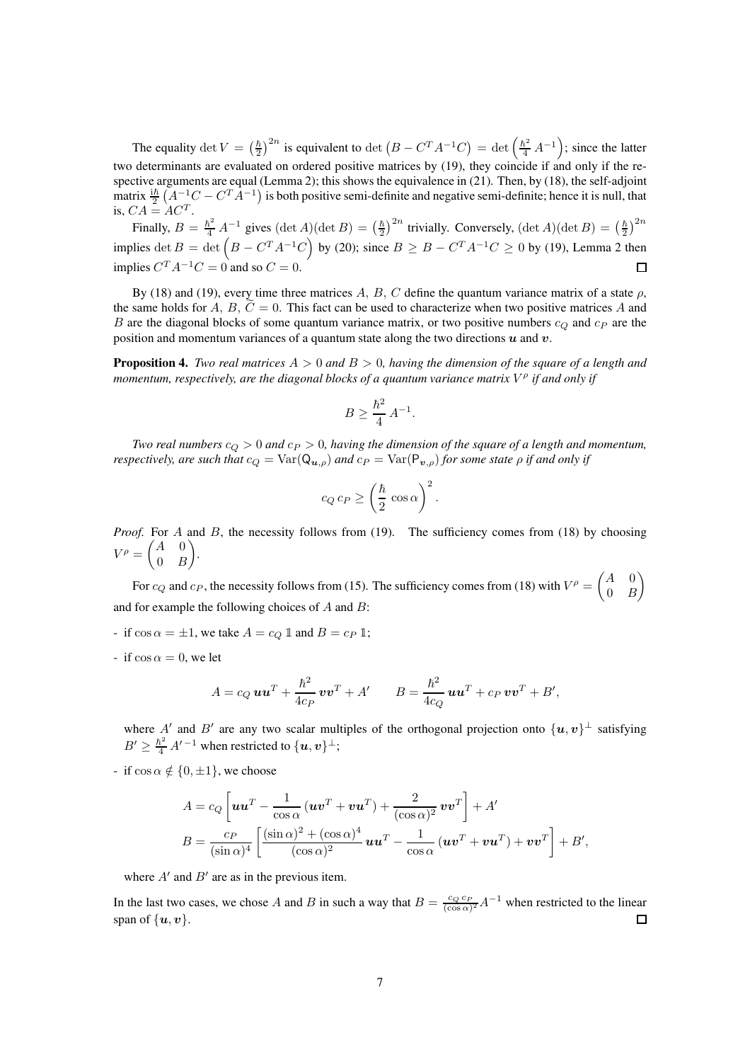The equality $\det V = \left(\frac{\hbar}{2}\right)^{2n}$ is equivalent to $\det\left(B - C^T A^{-1} C\right) = \det\left(\frac{\hbar^2}{4} A^{-1}\right)$; since the latter two determinants are evaluated on ordered positive matrices by (19), they coincide if and only if the respective arguments are equal (Lemma 2); this shows the equivalence in (21). Then, by (18), the self-adjoint matrix $\frac{i\hbar}{2}\left(A^{-1}C - C^T A^{-1}\right)$ is both positive semi-definite and negative semi-definite; hence it is null, that is, $CA = AC^T$.

Finally, $B = \frac{\hbar^2}{4} A^{-1}$ gives $(\det A)(\det B) = \left(\frac{\hbar}{2}\right)^{2n}$ trivially. Conversely, $(\det A)(\det B) = \left(\frac{\hbar}{2}\right)^{2n}$ implies $\det B = \det\left(B - C^T A^{-1} C\right)$ by (20); since $B \geq B - C^T A^{-1} C \geq 0$ by (19), Lemma 2 then implies $C^T A^{-1} C = 0$ and so $C = 0$. $\square$

By (18) and (19), every time three matrices $A$, $B$, $C$ define the quantum variance matrix of a state $\rho$, the same holds for $A$, $B$, $\widetilde{C} = 0$. This fact can be used to characterize when two positive matrices $A$ and $B$ are the diagonal blocks of some quantum variance matrix, or two positive numbers $c_Q$ and $c_P$ are the position and momentum variances of a quantum state along the two directions $\boldsymbol{u}$ and $\boldsymbol{v}$.

**Proposition 4.** *Two real matrices $A > 0$ and $B > 0$, having the dimension of the square of a length and momentum, respectively, are the diagonal blocks of a quantum variance matrix $V^\rho$ if and only if*

$$B \geq \frac{\hbar^2}{4} A^{-1}.$$

*Two real numbers $c_Q > 0$ and $c_P > 0$, having the dimension of the square of a length and momentum, respectively, are such that $c_Q = \mathrm{Var}(\mathsf{Q}_{\boldsymbol{u},\rho})$ and $c_P = \mathrm{Var}(\mathsf{P}_{\boldsymbol{v},\rho})$ for some state $\rho$ if and only if*

$$c_Q \, c_P \geq \left(\frac{\hbar}{2} \cos\alpha\right)^2.$$

*Proof.* For $A$ and $B$, the necessity follows from (19). The sufficiency comes from (18) by choosing $V^\rho = \begin{pmatrix} A & 0 \\ 0 & B \end{pmatrix}$.

For $c_Q$ and $c_P$, the necessity follows from (15). The sufficiency comes from (18) with $V^\rho = \begin{pmatrix} A & 0 \\ 0 & B \end{pmatrix}$ and for example the following choices of $A$ and $B$:

- if $\cos\alpha = \pm 1$, we take $A = c_Q \, \mathbb{1}$ and $B = c_P \, \mathbb{1}$;

- if $\cos\alpha = 0$, we let

$$A = c_Q \, \boldsymbol{u}\boldsymbol{u}^T + \frac{\hbar^2}{4c_P} \, \boldsymbol{v}\boldsymbol{v}^T + A' \qquad B = \frac{\hbar^2}{4c_Q} \, \boldsymbol{u}\boldsymbol{u}^T + c_P \, \boldsymbol{v}\boldsymbol{v}^T + B',$$

  where $A'$ and $B'$ are any two scalar multiples of the orthogonal projection onto $\{\boldsymbol{u}, \boldsymbol{v}\}^\perp$ satisfying $B' \geq \frac{\hbar^2}{4} A'^{-1}$ when restricted to $\{\boldsymbol{u}, \boldsymbol{v}\}^\perp$;

- if $\cos\alpha \notin \{0, \pm 1\}$, we choose

$$\begin{aligned} A &= c_Q \left[ \boldsymbol{u}\boldsymbol{u}^T - \frac{1}{\cos\alpha} \left( \boldsymbol{u}\boldsymbol{v}^T + \boldsymbol{v}\boldsymbol{u}^T \right) + \frac{2}{(\cos\alpha)^2} \, \boldsymbol{v}\boldsymbol{v}^T \right] + A' \\ B &= \frac{c_P}{(\sin\alpha)^4} \left[ \frac{(\sin\alpha)^2 + (\cos\alpha)^4}{(\cos\alpha)^2} \, \boldsymbol{u}\boldsymbol{u}^T - \frac{1}{\cos\alpha} \left( \boldsymbol{u}\boldsymbol{v}^T + \boldsymbol{v}\boldsymbol{u}^T \right) + \boldsymbol{v}\boldsymbol{v}^T \right] + B', \end{aligned}$$

  where $A'$ and $B'$ are as in the previous item.

In the last two cases, we chose $A$ and $B$ in such a way that $B = \frac{c_Q \, c_P}{(\cos\alpha)^2} A^{-1}$ when restricted to the linear span of $\{\boldsymbol{u}, \boldsymbol{v}\}$. $\square$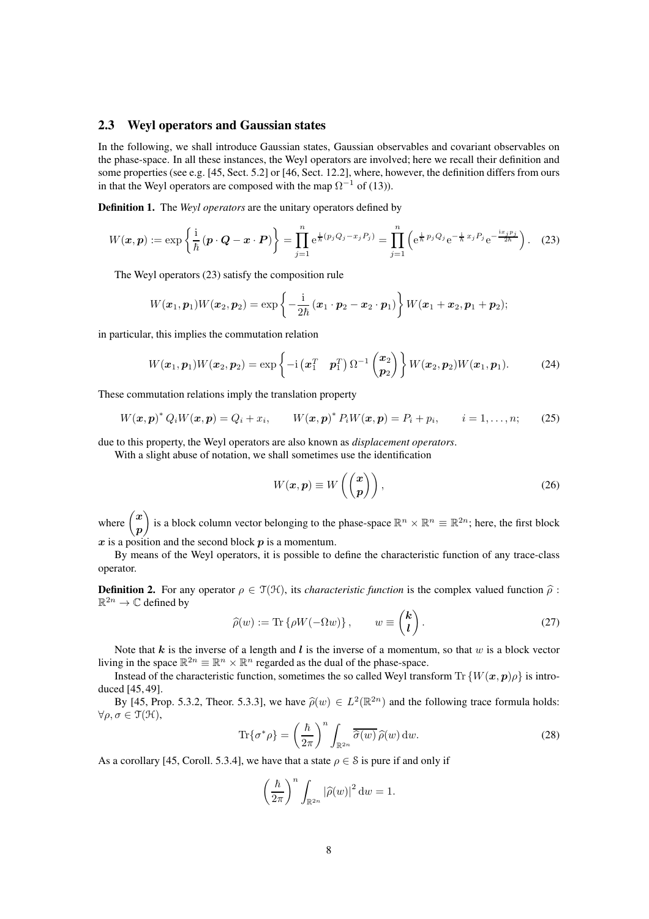## 2.3 Weyl operators and Gaussian states

In the following, we shall introduce Gaussian states, Gaussian observables and covariant observables on the phase-space. In all these instances, the Weyl operators are involved; here we recall their definition and some properties (see e.g. [45, Sect. 5.2] or [46, Sect. 12.2], where, however, the definition differs from ours in that the Weyl operators are composed with the map $\Omega^{-1}$ of (13)).

**Definition 1.** The *Weyl operators* are the unitary operators defined by

$$W(\boldsymbol{x},\boldsymbol{p}) := \exp\left\{\frac{\mathrm{i}}{\hbar}\left(\boldsymbol{p}\cdot\boldsymbol{Q} - \boldsymbol{x}\cdot\boldsymbol{P}\right)\right\} = \prod_{j=1}^{n} \mathrm{e}^{\frac{\mathrm{i}}{\hbar}(p_j Q_j - x_j P_j)} = \prod_{j=1}^{n}\left(\mathrm{e}^{\frac{\mathrm{i}}{\hbar}p_j Q_j}\mathrm{e}^{-\frac{\mathrm{i}}{\hbar}x_j P_j}\mathrm{e}^{-\frac{\mathrm{i}x_j p_j}{2\hbar}}\right). \tag{23}$$

The Weyl operators (23) satisfy the composition rule

$$W(\boldsymbol{x}_1,\boldsymbol{p}_1)W(\boldsymbol{x}_2,\boldsymbol{p}_2) = \exp\left\{-\frac{\mathrm{i}}{2\hbar}\left(\boldsymbol{x}_1\cdot\boldsymbol{p}_2 - \boldsymbol{x}_2\cdot\boldsymbol{p}_1\right)\right\} W(\boldsymbol{x}_1+\boldsymbol{x}_2,\boldsymbol{p}_1+\boldsymbol{p}_2);$$

in particular, this implies the commutation relation

$$W(\boldsymbol{x}_1,\boldsymbol{p}_1)W(\boldsymbol{x}_2,\boldsymbol{p}_2) = \exp\left\{-\mathrm{i}\begin{pmatrix}\boldsymbol{x}_1^T & \boldsymbol{p}_1^T\end{pmatrix}\Omega^{-1}\begin{pmatrix}\boldsymbol{x}_2\\ \boldsymbol{p}_2\end{pmatrix}\right\} W(\boldsymbol{x}_2,\boldsymbol{p}_2)W(\boldsymbol{x}_1,\boldsymbol{p}_1). \tag{24}$$

These commutation relations imply the translation property

$$W(\boldsymbol{x},\boldsymbol{p})^* Q_i W(\boldsymbol{x},\boldsymbol{p}) = Q_i + x_i, \qquad W(\boldsymbol{x},\boldsymbol{p})^* P_i W(\boldsymbol{x},\boldsymbol{p}) = P_i + p_i, \qquad i=1,\ldots,n; \tag{25}$$

due to this property, the Weyl operators are also known as *displacement operators*.

With a slight abuse of notation, we shall sometimes use the identification

$$W(\boldsymbol{x},\boldsymbol{p}) \equiv W\left(\begin{pmatrix}\boldsymbol{x}\\ \boldsymbol{p}\end{pmatrix}\right), \tag{26}$$

where $\begin{pmatrix}\boldsymbol{x}\\ \boldsymbol{p}\end{pmatrix}$ is a block column vector belonging to the phase-space $\mathbb{R}^n\times\mathbb{R}^n\equiv\mathbb{R}^{2n}$; here, the first block $\boldsymbol{x}$ is a position and the second block $\boldsymbol{p}$ is a momentum.

By means of the Weyl operators, it is possible to define the characteristic function of any trace-class operator.

**Definition 2.** For any operator $\rho\in\mathcal{T}(\mathcal{H})$, its *characteristic function* is the complex valued function $\widehat{\rho}:\mathbb{R}^{2n}\to\mathbb{C}$ defined by

$$\widehat{\rho}(w) := \operatorname{Tr}\left\{\rho W(-\Omega w)\right\}, \qquad w\equiv\begin{pmatrix}\boldsymbol{k}\\ \boldsymbol{l}\end{pmatrix}. \tag{27}$$

Note that $\boldsymbol{k}$ is the inverse of a length and $\boldsymbol{l}$ is the inverse of a momentum, so that $w$ is a block vector living in the space $\mathbb{R}^{2n}\equiv\mathbb{R}^n\times\mathbb{R}^n$ regarded as the dual of the phase-space.

Instead of the characteristic function, sometimes the so called Weyl transform $\operatorname{Tr}\left\{W(\boldsymbol{x},\boldsymbol{p})\rho\right\}$ is introduced [45, 49].

By [45, Prop. 5.3.2, Theor. 5.3.3], we have $\widehat{\rho}(w)\in L^2(\mathbb{R}^{2n})$ and the following trace formula holds: $\forall\rho,\sigma\in\mathcal{T}(\mathcal{H})$,

$$\operatorname{Tr}\{\sigma^*\rho\} = \left(\frac{\hbar}{2\pi}\right)^n\int_{\mathbb{R}^{2n}}\overline{\widehat{\sigma}(w)}\,\widehat{\rho}(w)\,\mathrm{d}w. \tag{28}$$

As a corollary [45, Coroll. 5.3.4], we have that a state $\rho\in\mathcal{S}$ is pure if and only if

$$\left(\frac{\hbar}{2\pi}\right)^n\int_{\mathbb{R}^{2n}}\left|\widehat{\rho}(w)\right|^2\mathrm{d}w = 1.$$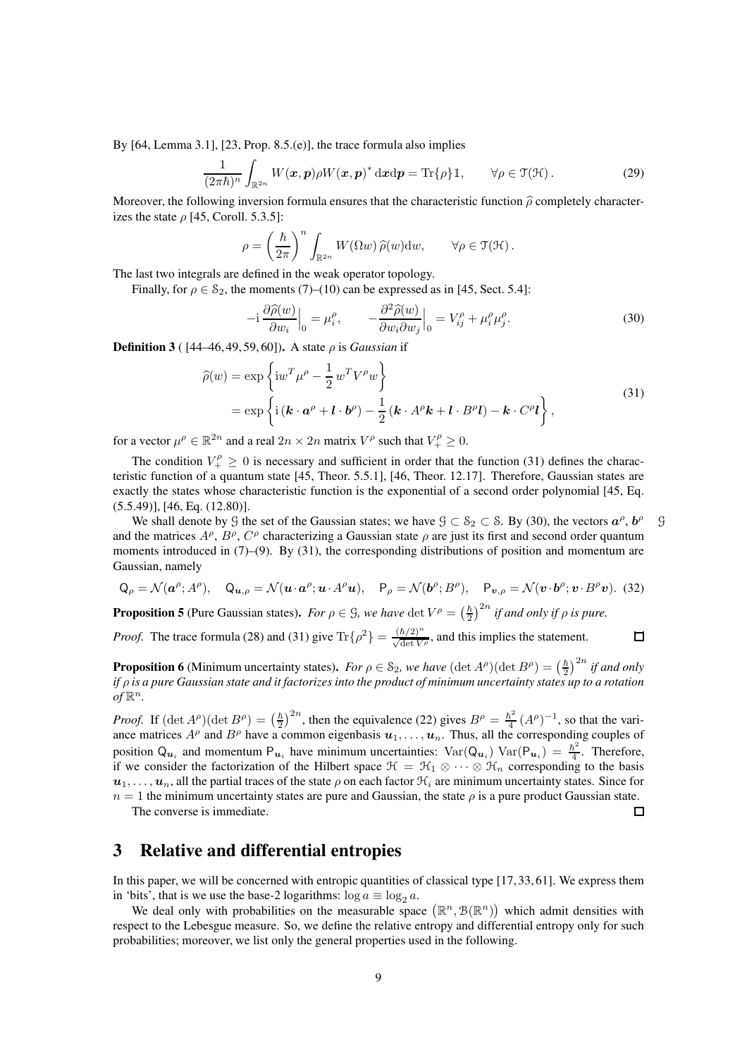By [64, Lemma 3.1], [23, Prop. 8.5.(e)], the trace formula also implies

$$\frac{1}{(2\pi\hbar)^n}\int_{\mathbb{R}^{2n}} W(\boldsymbol{x},\boldsymbol{p})\rho W(\boldsymbol{x},\boldsymbol{p})^*\,\mathrm{d}\boldsymbol{x}\mathrm{d}\boldsymbol{p} = \mathrm{Tr}\{\rho\}\mathbb{1}, \qquad \forall \rho\in\mathcal{T}(\mathcal{H})\,. \tag{29}$$

Moreover, the following inversion formula ensures that the characteristic function $\widehat{\rho}$ completely characterizes the state $\rho$ [45, Coroll. 5.3.5]:

$$\rho = \left(\frac{\hbar}{2\pi}\right)^n \int_{\mathbb{R}^{2n}} W(\Omega w)\,\widehat{\rho}(w)\mathrm{d}w, \qquad \forall\rho\in\mathcal{T}(\mathcal{H})\,.$$

The last two integrals are defined in the weak operator topology.

Finally, for $\rho\in\mathcal{S}_2$, the moments (7)–(10) can be expressed as in [45, Sect. 5.4]:

$$-\mathrm{i}\,\frac{\partial\widehat{\rho}(w)}{\partial w_i}\Big|_0 = \mu_i^\rho, \qquad -\frac{\partial^2\widehat{\rho}(w)}{\partial w_i\partial w_j}\Big|_0 = V_{ij}^\rho + \mu_i^\rho\mu_j^\rho. \tag{30}$$

**Definition 3** ( [44–46, 49, 59, 60])**.** A state $\rho$ is *Gaussian* if

$$\begin{aligned}\widehat{\rho}(w) &= \exp\left\{\mathrm{i}w^T\mu^\rho - \frac{1}{2}\,w^T V^\rho w\right\}\\ &= \exp\left\{\mathrm{i}\,(\boldsymbol{k}\cdot\boldsymbol{a}^\rho + \boldsymbol{l}\cdot\boldsymbol{b}^\rho) - \frac{1}{2}\,(\boldsymbol{k}\cdot A^\rho\boldsymbol{k} + \boldsymbol{l}\cdot B^\rho\boldsymbol{l}) - \boldsymbol{k}\cdot C^\rho\boldsymbol{l}\right\},\end{aligned} \tag{31}$$

for a vector $\mu^\rho\in\mathbb{R}^{2n}$ and a real $2n\times 2n$ matrix $V^\rho$ such that $V_+^\rho\geq 0$.

The condition $V_+^\rho\geq 0$ is necessary and sufficient in order that the function (31) defines the characteristic function of a quantum state [45, Theor. 5.5.1], [46, Theor. 12.17]. Therefore, Gaussian states are exactly the states whose characteristic function is the exponential of a second order polynomial [45, Eq. (5.5.49)], [46, Eq. (12.80)].

We shall denote by $\mathcal{G}$ the set of the Gaussian states; we have $\mathcal{G}\subset\mathcal{S}_2\subset\mathcal{S}$. By (30), the vectors $\boldsymbol{a}^\rho$, $\boldsymbol{b}^\rho$ and the matrices $A^\rho$, $B^\rho$, $C^\rho$ characterizing a Gaussian state $\rho$ are just its first and second order quantum moments introduced in (7)–(9). By (31), the corresponding distributions of position and momentum are Gaussian, namely

$$\mathsf{Q}_\rho = \mathcal{N}(\boldsymbol{a}^\rho;A^\rho),\quad \mathsf{Q}_{\boldsymbol{u},\rho} = \mathcal{N}(\boldsymbol{u}\cdot\boldsymbol{a}^\rho;\boldsymbol{u}\cdot A^\rho\boldsymbol{u}),\quad \mathsf{P}_\rho = \mathcal{N}(\boldsymbol{b}^\rho;B^\rho),\quad \mathsf{P}_{\boldsymbol{v},\rho} = \mathcal{N}(\boldsymbol{v}\cdot\boldsymbol{b}^\rho;\boldsymbol{v}\cdot B^\rho\boldsymbol{v}). \tag{32}$$

**Proposition 5** (Pure Gaussian states)**.** *For $\rho\in\mathcal{G}$, we have $\det V^\rho = \left(\frac{\hbar}{2}\right)^{2n}$ if and only if $\rho$ is pure.*

*Proof.* The trace formula (28) and (31) give $\mathrm{Tr}\{\rho^2\} = \frac{(\hbar/2)^n}{\sqrt{\det V^\rho}}$, and this implies the statement. $\square$

**Proposition 6** (Minimum uncertainty states)**.** *For $\rho\in\mathcal{S}_2$, we have $(\det A^\rho)(\det B^\rho) = \left(\frac{\hbar}{2}\right)^{2n}$ if and only if $\rho$ is a pure Gaussian state and it factorizes into the product of minimum uncertainty states up to a rotation of $\mathbb{R}^n$.*

*Proof.* If $(\det A^\rho)(\det B^\rho) = \left(\frac{\hbar}{2}\right)^{2n}$, then the equivalence (22) gives $B^\rho = \frac{\hbar^2}{4}\,(A^\rho)^{-1}$, so that the variance matrices $A^\rho$ and $B^\rho$ have a common eigenbasis $\boldsymbol{u}_1,\ldots,\boldsymbol{u}_n$. Thus, all the corresponding couples of position $\mathsf{Q}_{\boldsymbol{u}_i}$ and momentum $\mathsf{P}_{\boldsymbol{u}_i}$ have minimum uncertainties: $\mathrm{Var}(\mathsf{Q}_{\boldsymbol{u}_i})\,\mathrm{Var}(\mathsf{P}_{\boldsymbol{u}_i}) = \frac{\hbar^2}{4}$. Therefore, if we consider the factorization of the Hilbert space $\mathcal{H} = \mathcal{H}_1\otimes\cdots\otimes\mathcal{H}_n$ corresponding to the basis $\boldsymbol{u}_1,\ldots,\boldsymbol{u}_n$, all the partial traces of the state $\rho$ on each factor $\mathcal{H}_i$ are minimum uncertainty states. Since for $n=1$ the minimum uncertainty states are pure and Gaussian, the state $\rho$ is a pure product Gaussian state.

The converse is immediate. $\square$

## 3 Relative and differential entropies

In this paper, we will be concerned with entropic quantities of classical type [17, 33, 61]. We express them in 'bits', that is we use the base-2 logarithms: $\log a\equiv\log_2 a$.

We deal only with probabilities on the measurable space $\left(\mathbb{R}^n,\mathcal{B}(\mathbb{R}^n)\right)$ which admit densities with respect to the Lebesgue measure. So, we define the relative entropy and differential entropy only for such probabilities; moreover, we list only the general properties used in the following.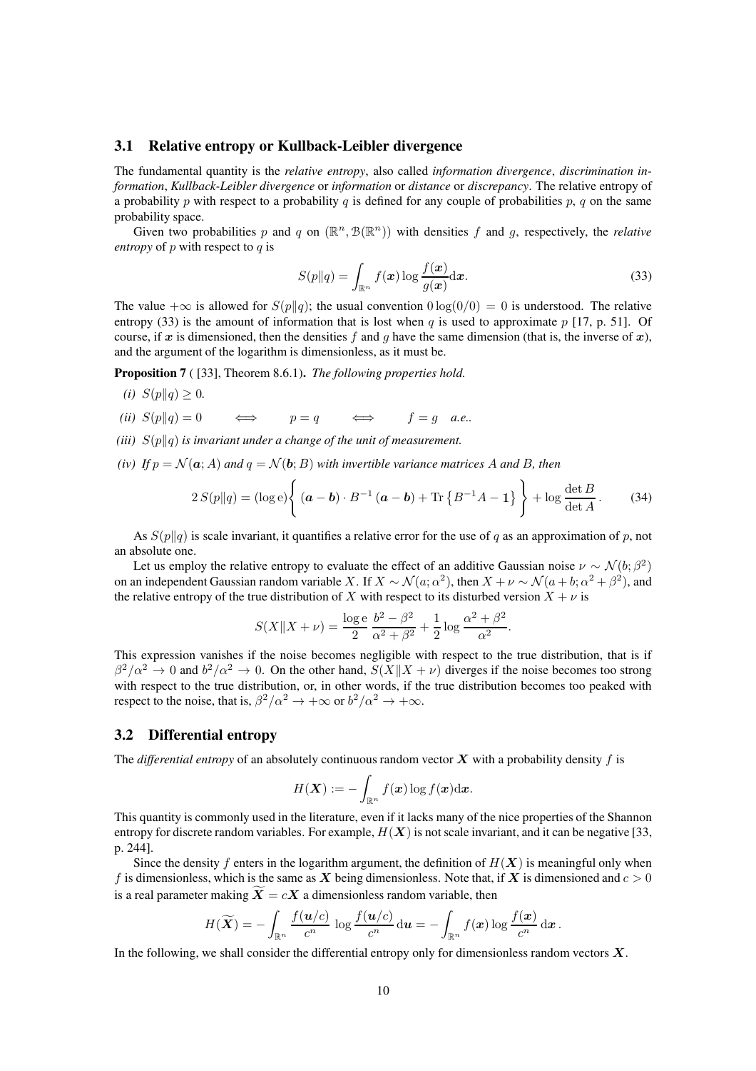### 3.1 Relative entropy or Kullback-Leibler divergence

The fundamental quantity is the *relative entropy*, also called *information divergence*, *discrimination information*, *Kullback-Leibler divergence* or *information* or *distance* or *discrepancy*. The relative entropy of a probability $p$ with respect to a probability $q$ is defined for any couple of probabilities $p$, $q$ on the same probability space.

Given two probabilities $p$ and $q$ on $(\mathbb{R}^n, \mathcal{B}(\mathbb{R}^n))$ with densities $f$ and $g$, respectively, the *relative entropy* of $p$ with respect to $q$ is

$$S(p\|q) = \int_{\mathbb{R}^n} f(\boldsymbol{x}) \log \frac{f(\boldsymbol{x})}{g(\boldsymbol{x})} \mathrm{d}\boldsymbol{x}. \tag{33}$$

The value $+\infty$ is allowed for $S(p\|q)$; the usual convention $0\log(0/0) = 0$ is understood. The relative entropy (33) is the amount of information that is lost when $q$ is used to approximate $p$ [17, p. 51]. Of course, if $\boldsymbol{x}$ is dimensioned, then the densities $f$ and $g$ have the same dimension (that is, the inverse of $\boldsymbol{x}$), and the argument of the logarithm is dimensionless, as it must be.

**Proposition 7** ( [33], Theorem 8.6.1)**.** *The following properties hold.*

*(i)* $S(p\|q) \geq 0$*.*

*(ii)* $S(p\|q) = 0 \quad \Longleftrightarrow \quad p = q \quad \Longleftrightarrow \quad f = g$ *a.e..*

*(iii)* $S(p\|q)$ *is invariant under a change of the unit of measurement.*

*(iv) If* $p = \mathcal{N}(\boldsymbol{a}; A)$ *and* $q = \mathcal{N}(\boldsymbol{b}; B)$ *with invertible variance matrices* $A$ *and* $B$*, then*

$$2\, S(p\|q) = (\log \mathrm{e}) \left\{ (\boldsymbol{a} - \boldsymbol{b}) \cdot B^{-1} (\boldsymbol{a} - \boldsymbol{b}) + \mathrm{Tr}\left\{ B^{-1} A - \mathbb{1} \right\} \right\} + \log \frac{\det B}{\det A}. \tag{34}$$

As $S(p\|q)$ is scale invariant, it quantifies a relative error for the use of $q$ as an approximation of $p$, not an absolute one.

Let us employ the relative entropy to evaluate the effect of an additive Gaussian noise $\nu \sim \mathcal{N}(b; \beta^2)$ on an independent Gaussian random variable $X$. If $X \sim \mathcal{N}(a; \alpha^2)$, then $X + \nu \sim \mathcal{N}(a + b; \alpha^2 + \beta^2)$, and the relative entropy of the true distribution of $X$ with respect to its disturbed version $X + \nu$ is

$$S(X\|X + \nu) = \frac{\log \mathrm{e}}{2}\, \frac{b^2 - \beta^2}{\alpha^2 + \beta^2} + \frac{1}{2} \log \frac{\alpha^2 + \beta^2}{\alpha^2}.$$

This expression vanishes if the noise becomes negligible with respect to the true distribution, that is if $\beta^2/\alpha^2 \to 0$ and $b^2/\alpha^2 \to 0$. On the other hand, $S(X\|X + \nu)$ diverges if the noise becomes too strong with respect to the true distribution, or, in other words, if the true distribution becomes too peaked with respect to the noise, that is, $\beta^2/\alpha^2 \to +\infty$ or $b^2/\alpha^2 \to +\infty$.

### 3.2 Differential entropy

The *differential entropy* of an absolutely continuous random vector $\boldsymbol{X}$ with a probability density $f$ is

$$H(\boldsymbol{X}) := -\int_{\mathbb{R}^n} f(\boldsymbol{x}) \log f(\boldsymbol{x}) \mathrm{d}\boldsymbol{x}.$$

This quantity is commonly used in the literature, even if it lacks many of the nice properties of the Shannon entropy for discrete random variables. For example, $H(\boldsymbol{X})$ is not scale invariant, and it can be negative [33, p. 244].

Since the density $f$ enters in the logarithm argument, the definition of $H(\boldsymbol{X})$ is meaningful only when $f$ is dimensionless, which is the same as $\boldsymbol{X}$ being dimensionless. Note that, if $\boldsymbol{X}$ is dimensioned and $c > 0$ is a real parameter making $\widetilde{\boldsymbol{X}} = c\boldsymbol{X}$ a dimensionless random variable, then

$$H(\widetilde{\boldsymbol{X}}) = -\int_{\mathbb{R}^n} \frac{f(\boldsymbol{u}/c)}{c^n}\, \log \frac{f(\boldsymbol{u}/c)}{c^n}\, \mathrm{d}\boldsymbol{u} = -\int_{\mathbb{R}^n} f(\boldsymbol{x}) \log \frac{f(\boldsymbol{x})}{c^n}\, \mathrm{d}\boldsymbol{x}.$$

In the following, we shall consider the differential entropy only for dimensionless random vectors $\boldsymbol{X}$.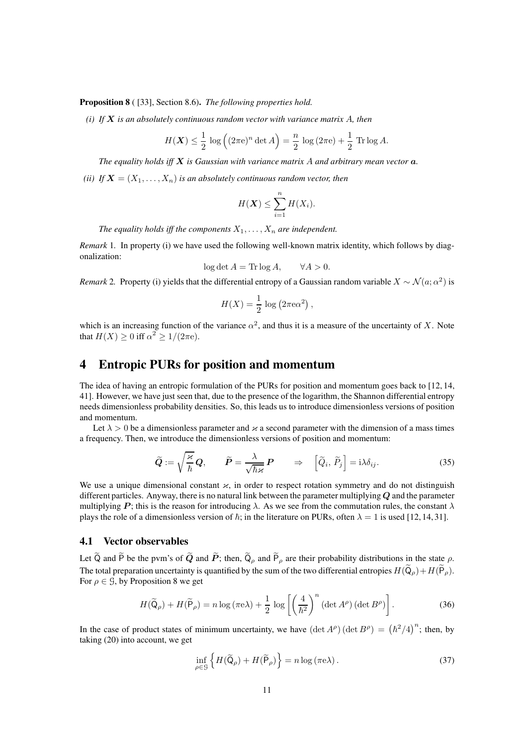**Proposition 8** ( [33], Section 8.6). *The following properties hold.*

*(i) If $\boldsymbol{X}$ is an absolutely continuous random vector with variance matrix $A$, then*

$$H(\boldsymbol{X}) \leq \frac{1}{2} \log \Big( (2\pi \mathrm{e})^n \det A \Big) = \frac{n}{2} \log (2\pi \mathrm{e}) + \frac{1}{2} \operatorname{Tr} \log A.$$

*The equality holds iff $\boldsymbol{X}$ is Gaussian with variance matrix $A$ and arbitrary mean vector $\boldsymbol{a}$.*

*(ii) If $\boldsymbol{X} = (X_1, \ldots, X_n)$ is an absolutely continuous random vector, then*

$$H(\boldsymbol{X}) \leq \sum_{i=1}^{n} H(X_i).$$

*The equality holds iff the components $X_1, \ldots, X_n$ are independent.*

*Remark* 1. In property (i) we have used the following well-known matrix identity, which follows by diagonalization:

$$\log \det A = \operatorname{Tr} \log A, \qquad \forall A > 0.$$

*Remark* 2. Property (i) yields that the differential entropy of a Gaussian random variable $X \sim \mathcal{N}(a; \alpha^2)$ is

$$H(X) = \frac{1}{2} \log \left( 2\pi \mathrm{e} \alpha^2 \right),$$

which is an increasing function of the variance $\alpha^2$, and thus it is a measure of the uncertainty of $X$. Note that $H(X) \geq 0$ iff $\alpha^2 \geq 1/(2\pi \mathrm{e})$.

# 4 Entropic PURs for position and momentum

The idea of having an entropic formulation of the PURs for position and momentum goes back to [12, 14, 41]. However, we have just seen that, due to the presence of the logarithm, the Shannon differential entropy needs dimensionless probability densities. So, this leads us to introduce dimensionless versions of position and momentum.

Let $\lambda > 0$ be a dimensionless parameter and $\varkappa$ a second parameter with the dimension of a mass times a frequency. Then, we introduce the dimensionless versions of position and momentum:

$$\widetilde{\boldsymbol{Q}} := \sqrt{\frac{\varkappa}{\hbar}} \boldsymbol{Q}, \qquad \widetilde{\boldsymbol{P}} = \frac{\lambda}{\sqrt{\hbar \varkappa}} \boldsymbol{P} \qquad \Rightarrow \quad \left[ \widetilde{Q}_i, \, \widetilde{P}_j \right] = \mathrm{i} \lambda \delta_{ij}. \tag{35}$$

We use a unique dimensional constant $\varkappa$, in order to respect rotation symmetry and do not distinguish different particles. Anyway, there is no natural link between the parameter multiplying $\boldsymbol{Q}$ and the parameter multiplying $\boldsymbol{P}$; this is the reason for introducing $\lambda$. As we see from the commutation rules, the constant $\lambda$ plays the role of a dimensionless version of $\hbar$; in the literature on PURs, often $\lambda = 1$ is used [12, 14, 31].

## 4.1 Vector observables

Let $\widetilde{\mathsf{Q}}$ and $\widetilde{\mathsf{P}}$ be the pvm's of $\widetilde{\boldsymbol{Q}}$ and $\widetilde{\boldsymbol{P}}$; then, $\widetilde{\mathsf{Q}}_\rho$ and $\widetilde{\mathsf{P}}_\rho$ are their probability distributions in the state $\rho$. The total preparation uncertainty is quantified by the sum of the two differential entropies $H(\widetilde{\mathsf{Q}}_\rho) + H(\widetilde{\mathsf{P}}_\rho)$. For $\rho \in \mathcal{G}$, by Proposition 8 we get

$$H(\widetilde{\mathsf{Q}}_\rho) + H(\widetilde{\mathsf{P}}_\rho) = n \log (\pi \mathrm{e} \lambda) + \frac{1}{2} \log \left[ \left( \frac{4}{\hbar^2} \right)^n (\det A^\rho) \, (\det B^\rho) \right]. \tag{36}$$

In the case of product states of minimum uncertainty, we have $(\det A^\rho)(\det B^\rho) = \left( \hbar^2/4 \right)^n$; then, by taking (20) into account, we get

$$\inf_{\rho \in \mathcal{G}} \left\{ H(\widetilde{\mathsf{Q}}_\rho) + H(\widetilde{\mathsf{P}}_\rho) \right\} = n \log (\pi \mathrm{e} \lambda). \tag{37}$$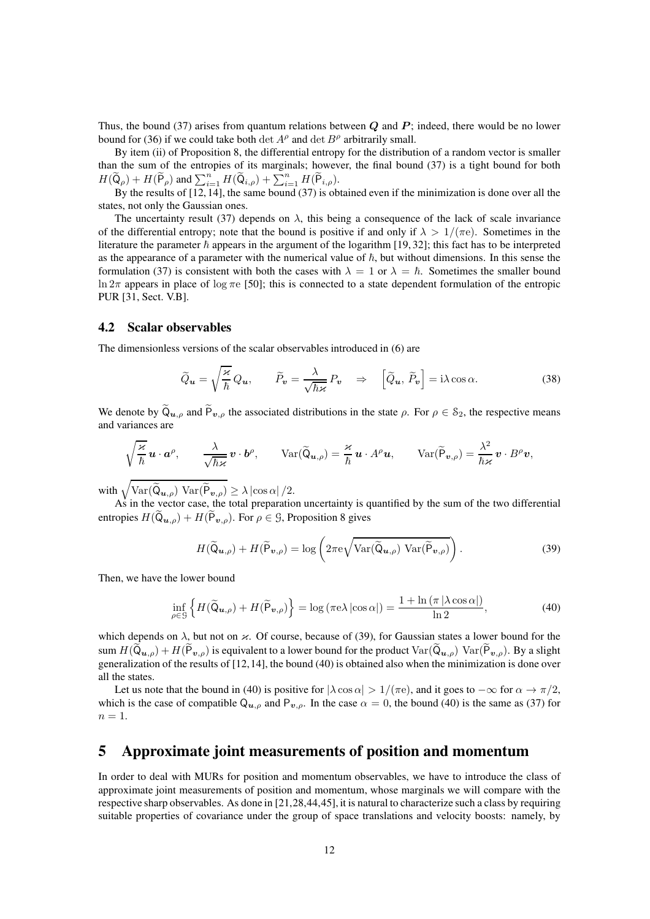Thus, the bound (37) arises from quantum relations between $\boldsymbol{Q}$ and $\boldsymbol{P}$; indeed, there would be no lower bound for (36) if we could take both $\det A^\rho$ and $\det B^\rho$ arbitrarily small.

By item (ii) of Proposition 8, the differential entropy for the distribution of a random vector is smaller than the sum of the entropies of its marginals; however, the final bound (37) is a tight bound for both $H(\widetilde{\mathsf{Q}}_\rho) + H(\widetilde{\mathsf{P}}_\rho)$ and $\sum_{i=1}^n H(\widetilde{\mathsf{Q}}_{i,\rho}) + \sum_{i=1}^n H(\widetilde{\mathsf{P}}_{i,\rho})$.

By the results of [12, 14], the same bound (37) is obtained even if the minimization is done over all the states, not only the Gaussian ones.

The uncertainty result (37) depends on $\lambda$, this being a consequence of the lack of scale invariance of the differential entropy; note that the bound is positive if and only if $\lambda > 1/(\pi\mathrm{e})$. Sometimes in the literature the parameter $\hbar$ appears in the argument of the logarithm [19, 32]; this fact has to be interpreted as the appearance of a parameter with the numerical value of $\hbar$, but without dimensions. In this sense the formulation (37) is consistent with both the cases with $\lambda = 1$ or $\lambda = \hbar$. Sometimes the smaller bound $\ln 2\pi$ appears in place of $\log \pi\mathrm{e}$ [50]; this is connected to a state dependent formulation of the entropic PUR [31, Sect. V.B].

## 4.2 Scalar observables

The dimensionless versions of the scalar observables introduced in (6) are

$$\widetilde{Q}_{\boldsymbol{u}} = \sqrt{\frac{\varkappa}{\hbar}}\, Q_{\boldsymbol{u}}, \qquad \widetilde{P}_{\boldsymbol{v}} = \frac{\lambda}{\sqrt{\hbar\varkappa}}\, P_{\boldsymbol{v}} \quad \Rightarrow \quad \left[\widetilde{Q}_{\boldsymbol{u}},\, \widetilde{P}_{\boldsymbol{v}}\right] = \mathrm{i}\lambda\cos\alpha. \tag{38}$$

We denote by $\widetilde{\mathsf{Q}}_{\boldsymbol{u},\rho}$ and $\widetilde{\mathsf{P}}_{\boldsymbol{v},\rho}$ the associated distributions in the state $\rho$. For $\rho \in \mathcal{S}_2$, the respective means and variances are

$$\sqrt{\frac{\varkappa}{\hbar}}\, \boldsymbol{u}\cdot\boldsymbol{a}^\rho, \qquad \frac{\lambda}{\sqrt{\hbar\varkappa}}\, \boldsymbol{v}\cdot\boldsymbol{b}^\rho, \qquad \operatorname{Var}(\widetilde{\mathsf{Q}}_{\boldsymbol{u},\rho}) = \frac{\varkappa}{\hbar}\, \boldsymbol{u}\cdot A^\rho\boldsymbol{u}, \qquad \operatorname{Var}(\widetilde{\mathsf{P}}_{\boldsymbol{v},\rho}) = \frac{\lambda^2}{\hbar\varkappa}\, \boldsymbol{v}\cdot B^\rho\boldsymbol{v},$$

with $\sqrt{\operatorname{Var}(\widetilde{\mathsf{Q}}_{\boldsymbol{u},\rho})\, \operatorname{Var}(\widetilde{\mathsf{P}}_{\boldsymbol{v},\rho})} \geq \lambda\left|\cos\alpha\right|/2$.

As in the vector case, the total preparation uncertainty is quantified by the sum of the two differential entropies $H(\widetilde{\mathsf{Q}}_{\boldsymbol{u},\rho}) + H(\widetilde{\mathsf{P}}_{\boldsymbol{v},\rho})$. For $\rho \in \mathcal{G}$, Proposition 8 gives

$$H(\widetilde{\mathsf{Q}}_{\boldsymbol{u},\rho}) + H(\widetilde{\mathsf{P}}_{\boldsymbol{v},\rho}) = \log\left(2\pi\mathrm{e}\sqrt{\operatorname{Var}(\widetilde{\mathsf{Q}}_{\boldsymbol{u},\rho})\, \operatorname{Var}(\widetilde{\mathsf{P}}_{\boldsymbol{v},\rho})}\right). \tag{39}$$

Then, we have the lower bound

$$\inf_{\rho\in\mathcal{G}}\left\{H(\widetilde{\mathsf{Q}}_{\boldsymbol{u},\rho}) + H(\widetilde{\mathsf{P}}_{\boldsymbol{v},\rho})\right\} = \log\left(\pi\mathrm{e}\lambda\left|\cos\alpha\right|\right) = \frac{1 + \ln\left(\pi\left|\lambda\cos\alpha\right|\right)}{\ln 2}, \tag{40}$$

which depends on $\lambda$, but not on $\varkappa$. Of course, because of (39), for Gaussian states a lower bound for the sum $H(\widetilde{\mathsf{Q}}_{\boldsymbol{u},\rho}) + H(\widetilde{\mathsf{P}}_{\boldsymbol{v},\rho})$ is equivalent to a lower bound for the product $\operatorname{Var}(\widetilde{\mathsf{Q}}_{\boldsymbol{u},\rho})\, \operatorname{Var}(\widetilde{\mathsf{P}}_{\boldsymbol{v},\rho})$. By a slight generalization of the results of [12, 14], the bound (40) is obtained also when the minimization is done over all the states.

Let us note that the bound in (40) is positive for $\left|\lambda\cos\alpha\right| > 1/(\pi\mathrm{e})$, and it goes to $-\infty$ for $\alpha \to \pi/2$, which is the case of compatible $\mathsf{Q}_{\boldsymbol{u},\rho}$ and $\mathsf{P}_{\boldsymbol{v},\rho}$. In the case $\alpha = 0$, the bound (40) is the same as (37) for $n = 1$.

# 5 Approximate joint measurements of position and momentum

In order to deal with MURs for position and momentum observables, we have to introduce the class of approximate joint measurements of position and momentum, whose marginals we will compare with the respective sharp observables. As done in [21, 28, 44, 45], it is natural to characterize such a class by requiring suitable properties of covariance under the group of space translations and velocity boosts: namely, by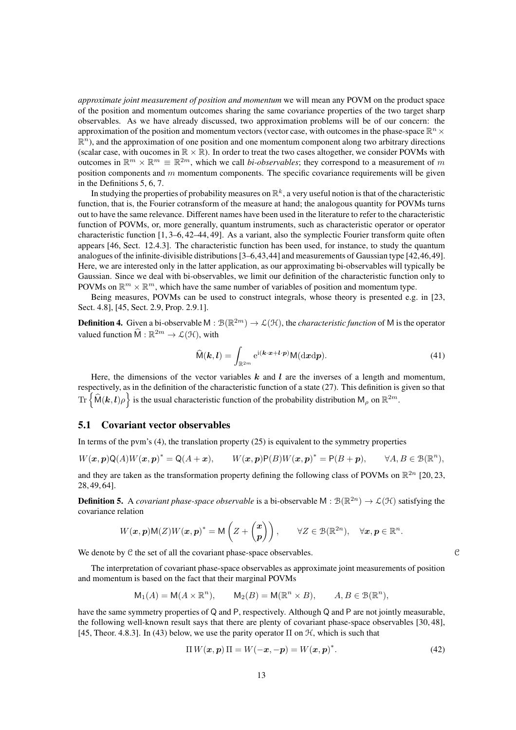*approximate joint measurement of position and momentum* we will mean any POVM on the product space of the position and momentum outcomes sharing the same covariance properties of the two target sharp observables. As we have already discussed, two approximation problems will be of our concern: the approximation of the position and momentum vectors (vector case, with outcomes in the phase-space $\mathbb{R}^n \times \mathbb{R}^n$), and the approximation of one position and one momentum component along two arbitrary directions (scalar case, with oucomes in $\mathbb{R} \times \mathbb{R}$). In order to treat the two cases altogether, we consider POVMs with outcomes in $\mathbb{R}^m \times \mathbb{R}^m \equiv \mathbb{R}^{2m}$, which we call *bi-observables*; they correspond to a measurement of $m$ position components and $m$ momentum components. The specific covariance requirements will be given in the Definitions 5, 6, 7.

In studying the properties of probability measures on $\mathbb{R}^k$, a very useful notion is that of the characteristic function, that is, the Fourier cotransform of the measure at hand; the analogous quantity for POVMs turns out to have the same relevance. Different names have been used in the literature to refer to the characteristic function of POVMs, or, more generally, quantum instruments, such as characteristic operator or operator characteristic function [1, 3–6, 42–44, 49]. As a variant, also the symplectic Fourier transform quite often appears [46, Sect. 12.4.3]. The characteristic function has been used, for instance, to study the quantum analogues of the infinite-divisible distributions [3–6,43,44] and measurements of Gaussian type [42,46,49]. Here, we are interested only in the latter application, as our approximating bi-observables will typically be Gaussian. Since we deal with bi-observables, we limit our definition of the characteristic function only to POVMs on $\mathbb{R}^m \times \mathbb{R}^m$, which have the same number of variables of position and momentum type.

Being measures, POVMs can be used to construct integrals, whose theory is presented e.g. in [23, Sect. 4.8], [45, Sect. 2.9, Prop. 2.9.1].

**Definition 4.** Given a bi-observable $\mathsf{M} : \mathcal{B}(\mathbb{R}^{2m}) \to \mathcal{L}(\mathcal{H})$, the *characteristic function* of $\mathsf{M}$ is the operator valued function $\widehat{\mathsf{M}} : \mathbb{R}^{2m} \to \mathcal{L}(\mathcal{H})$, with

$$\widehat{\mathsf{M}}(\boldsymbol{k}, \boldsymbol{l}) = \int_{\mathbb{R}^{2m}} \mathrm{e}^{\mathrm{i}(\boldsymbol{k}\cdot\boldsymbol{x} + \boldsymbol{l}\cdot\boldsymbol{p})} \mathsf{M}(\mathrm{d}\boldsymbol{x}\mathrm{d}\boldsymbol{p}). \tag{41}$$

Here, the dimensions of the vector variables $\boldsymbol{k}$ and $\boldsymbol{l}$ are the inverses of a length and momentum, respectively, as in the definition of the characteristic function of a state (27). This definition is given so that $\mathrm{Tr}\left\{\widehat{\mathsf{M}}(\boldsymbol{k}, \boldsymbol{l})\rho\right\}$ is the usual characteristic function of the probability distribution $\mathsf{M}_\rho$ on $\mathbb{R}^{2m}$.

## 5.1 Covariant vector observables

In terms of the pvm's (4), the translation property (25) is equivalent to the symmetry properties

$$W(\boldsymbol{x}, \boldsymbol{p})\mathsf{Q}(A)W(\boldsymbol{x}, \boldsymbol{p})^* = \mathsf{Q}(A + \boldsymbol{x}), \qquad W(\boldsymbol{x}, \boldsymbol{p})\mathsf{P}(B)W(\boldsymbol{x}, \boldsymbol{p})^* = \mathsf{P}(B + \boldsymbol{p}), \qquad \forall A, B \in \mathcal{B}(\mathbb{R}^n),$$

and they are taken as the transformation property defining the following class of POVMs on $\mathbb{R}^{2n}$ [20, 23, 28, 49, 64].

**Definition 5.** A *covariant phase-space observable* is a bi-observable $\mathsf{M} : \mathcal{B}(\mathbb{R}^{2n}) \to \mathcal{L}(\mathcal{H})$ satisfying the covariance relation

$$W(\boldsymbol{x}, \boldsymbol{p})\mathsf{M}(Z)W(\boldsymbol{x}, \boldsymbol{p})^* = \mathsf{M}\left(Z + \begin{pmatrix}\boldsymbol{x}\\ \boldsymbol{p}\end{pmatrix}\right), \qquad \forall Z \in \mathcal{B}(\mathbb{R}^{2n}), \quad \forall \boldsymbol{x}, \boldsymbol{p} \in \mathbb{R}^n.$$

We denote by $\mathcal{C}$ the set of all the covariant phase-space observables. $\mathcal{C}$

The interpretation of covariant phase-space observables as approximate joint measurements of position and momentum is based on the fact that their marginal POVMs

$$\mathsf{M}_1(A) = \mathsf{M}(A \times \mathbb{R}^n), \qquad \mathsf{M}_2(B) = \mathsf{M}(\mathbb{R}^n \times B), \qquad A, B \in \mathcal{B}(\mathbb{R}^n),$$

have the same symmetry properties of $\mathsf{Q}$ and $\mathsf{P}$, respectively. Although $\mathsf{Q}$ and $\mathsf{P}$ are not jointly measurable, the following well-known result says that there are plenty of covariant phase-space observables [30, 48], [45, Theor. 4.8.3]. In (43) below, we use the parity operator $\Pi$ on $\mathcal{H}$, which is such that

$$\Pi\, W(\boldsymbol{x}, \boldsymbol{p})\, \Pi = W(-\boldsymbol{x}, -\boldsymbol{p}) = W(\boldsymbol{x}, \boldsymbol{p})^*. \tag{42}$$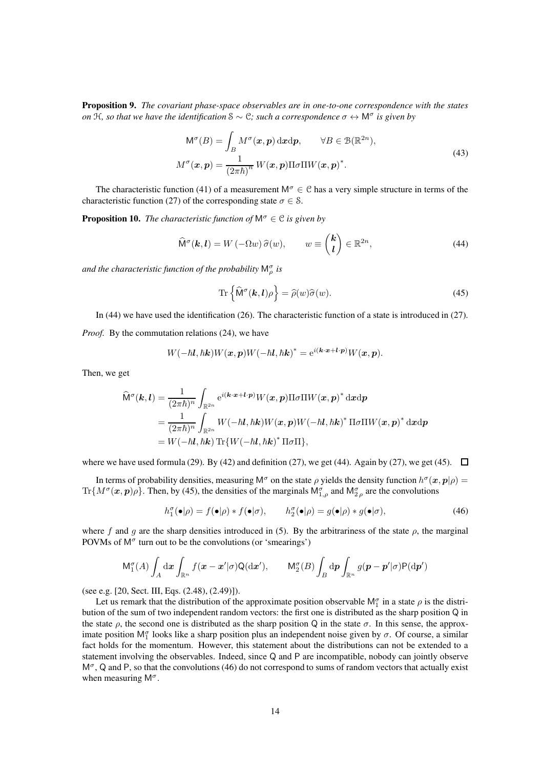**Proposition 9.** *The covariant phase-space observables are in one-to-one correspondence with the states on $\mathcal{H}$, so that we have the identification $\mathcal{S} \sim \mathcal{C}$; such a correspondence $\sigma \leftrightarrow \mathsf{M}^\sigma$ is given by*

$$
\begin{aligned}
\mathsf{M}^\sigma(B) &= \int_B M^\sigma(\boldsymbol{x},\boldsymbol{p})\,\mathrm{d}\boldsymbol{x}\mathrm{d}\boldsymbol{p}, \qquad \forall B \in \mathcal{B}(\mathbb{R}^{2n}),\\
M^\sigma(\boldsymbol{x},\boldsymbol{p}) &= \frac{1}{(2\pi\hbar)^n}\, W(\boldsymbol{x},\boldsymbol{p})\Pi\sigma\Pi W(\boldsymbol{x},\boldsymbol{p})^*.
\end{aligned}
\tag{43}
$$

The characteristic function (41) of a measurement $\mathsf{M}^\sigma \in \mathcal{C}$ has a very simple structure in terms of the characteristic function (27) of the corresponding state $\sigma \in \mathcal{S}$.

**Proposition 10.** *The characteristic function of $\mathsf{M}^\sigma \in \mathcal{C}$ is given by*

$$
\widehat{\mathsf{M}}^\sigma(\boldsymbol{k},\boldsymbol{l}) = W(-\Omega w)\,\widehat{\sigma}(w), \qquad w \equiv \begin{pmatrix}\boldsymbol{k}\\ \boldsymbol{l}\end{pmatrix} \in \mathbb{R}^{2n},
\tag{44}
$$

*and the characteristic function of the probability $\mathsf{M}^\sigma_\rho$ is*

$$
\operatorname{Tr}\left\{\widehat{\mathsf{M}}^\sigma(\boldsymbol{k},\boldsymbol{l})\rho\right\} = \widehat{\rho}(w)\widehat{\sigma}(w).
\tag{45}
$$

In (44) we have used the identification (26). The characteristic function of a state is introduced in (27).

*Proof.* By the commutation relations (24), we have

$$
W(-\hbar\boldsymbol{l},\hbar\boldsymbol{k})W(\boldsymbol{x},\boldsymbol{p})W(-\hbar\boldsymbol{l},\hbar\boldsymbol{k})^* = \mathrm{e}^{i(\boldsymbol{k}\cdot\boldsymbol{x}+\boldsymbol{l}\cdot\boldsymbol{p})}W(\boldsymbol{x},\boldsymbol{p}).
$$

Then, we get

$$
\begin{aligned}
\widehat{\mathsf{M}}^\sigma(\boldsymbol{k},\boldsymbol{l}) &= \frac{1}{(2\pi\hbar)^n}\int_{\mathbb{R}^{2n}} \mathrm{e}^{i(\boldsymbol{k}\cdot\boldsymbol{x}+\boldsymbol{l}\cdot\boldsymbol{p})}W(\boldsymbol{x},\boldsymbol{p})\Pi\sigma\Pi W(\boldsymbol{x},\boldsymbol{p})^*\,\mathrm{d}\boldsymbol{x}\mathrm{d}\boldsymbol{p}\\
&= \frac{1}{(2\pi\hbar)^n}\int_{\mathbb{R}^{2n}} W(-\hbar\boldsymbol{l},\hbar\boldsymbol{k})W(\boldsymbol{x},\boldsymbol{p})W(-\hbar\boldsymbol{l},\hbar\boldsymbol{k})^*\,\Pi\sigma\Pi W(\boldsymbol{x},\boldsymbol{p})^*\,\mathrm{d}\boldsymbol{x}\mathrm{d}\boldsymbol{p}\\
&= W(-\hbar\boldsymbol{l},\hbar\boldsymbol{k})\operatorname{Tr}\{W(-\hbar\boldsymbol{l},\hbar\boldsymbol{k})^*\,\Pi\sigma\Pi\},
\end{aligned}
$$

where we have used formula (29). By (42) and definition (27), we get (44). Again by (27), we get (45). $\square$

In terms of probability densities, measuring $\mathsf{M}^\sigma$ on the state $\rho$ yields the density function $h^\sigma(\boldsymbol{x},\boldsymbol{p}|\rho) = \operatorname{Tr}\{M^\sigma(\boldsymbol{x},\boldsymbol{p})\rho\}$. Then, by (45), the densities of the marginals $\mathsf{M}^\sigma_{1,\rho}$ and $\mathsf{M}^\sigma_{2\,\rho}$ are the convolutions

$$
h^\sigma_1(\bullet|\rho) = f(\bullet|\rho) * f(\bullet|\sigma), \qquad h^\sigma_2(\bullet|\rho) = g(\bullet|\rho) * g(\bullet|\sigma),
\tag{46}
$$

where $f$ and $g$ are the sharp densities introduced in (5). By the arbitrariness of the state $\rho$, the marginal POVMs of $\mathsf{M}^\sigma$ turn out to be the convolutions (or 'smearings')

$$
\mathsf{M}^\sigma_1(A)\int_A \mathrm{d}\boldsymbol{x}\int_{\mathbb{R}^n} f(\boldsymbol{x}-\boldsymbol{x}'|\sigma)\mathsf{Q}(\mathrm{d}\boldsymbol{x}'), \qquad \mathsf{M}^\sigma_2(B)\int_B \mathrm{d}\boldsymbol{p}\int_{\mathbb{R}^n} g(\boldsymbol{p}-\boldsymbol{p}'|\sigma)\mathsf{P}(\mathrm{d}\boldsymbol{p}')
$$

(see e.g. [20, Sect. III, Eqs. (2.48), (2.49)]).

Let us remark that the distribution of the approximate position observable $\mathsf{M}^\sigma_1$ in a state $\rho$ is the distribution of the sum of two independent random vectors: the first one is distributed as the sharp position $\mathsf{Q}$ in the state $\rho$, the second one is distributed as the sharp position $\mathsf{Q}$ in the state $\sigma$. In this sense, the approximate position $\mathsf{M}^\sigma_1$ looks like a sharp position plus an independent noise given by $\sigma$. Of course, a similar fact holds for the momentum. However, this statement about the distributions can not be extended to a statement involving the observables. Indeed, since $\mathsf{Q}$ and $\mathsf{P}$ are incompatible, nobody can jointly observe $\mathsf{M}^\sigma$, $\mathsf{Q}$ and $\mathsf{P}$, so that the convolutions (46) do not correspond to sums of random vectors that actually exist when measuring $\mathsf{M}^\sigma$.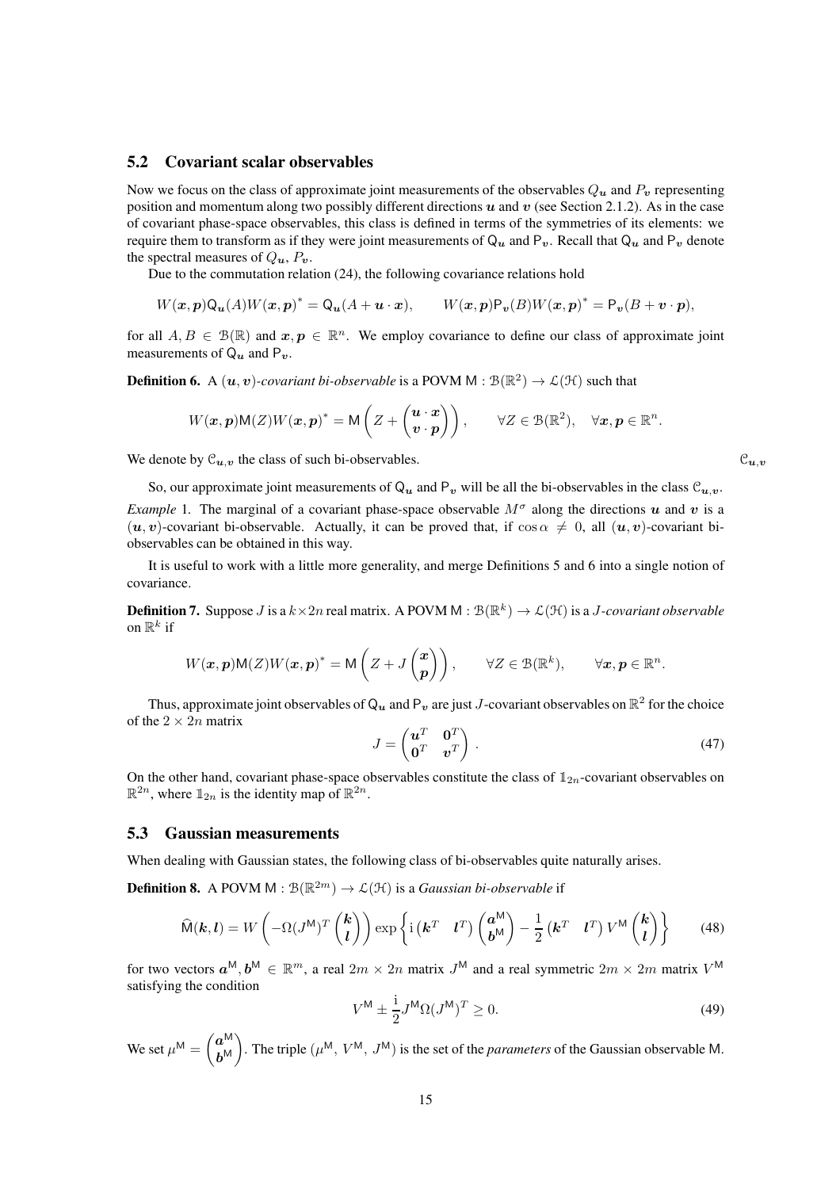## 5.2 Covariant scalar observables

Now we focus on the class of approximate joint measurements of the observables $Q_{\boldsymbol{u}}$ and $P_{\boldsymbol{v}}$ representing position and momentum along two possibly different directions $\boldsymbol{u}$ and $\boldsymbol{v}$ (see Section 2.1.2). As in the case of covariant phase-space observables, this class is defined in terms of the symmetries of its elements: we require them to transform as if they were joint measurements of $\mathsf{Q}_{\boldsymbol{u}}$ and $\mathsf{P}_{\boldsymbol{v}}$. Recall that $\mathsf{Q}_{\boldsymbol{u}}$ and $\mathsf{P}_{\boldsymbol{v}}$ denote the spectral measures of $Q_{\boldsymbol{u}}$, $P_{\boldsymbol{v}}$.

Due to the commutation relation (24), the following covariance relations hold

$$W(\boldsymbol{x},\boldsymbol{p})\mathsf{Q}_{\boldsymbol{u}}(A)W(\boldsymbol{x},\boldsymbol{p})^* = \mathsf{Q}_{\boldsymbol{u}}(A+\boldsymbol{u}\cdot\boldsymbol{x}), \qquad W(\boldsymbol{x},\boldsymbol{p})\mathsf{P}_{\boldsymbol{v}}(B)W(\boldsymbol{x},\boldsymbol{p})^* = \mathsf{P}_{\boldsymbol{v}}(B+\boldsymbol{v}\cdot\boldsymbol{p}),$$

for all $A, B \in \mathcal{B}(\mathbb{R})$ and $\boldsymbol{x},\boldsymbol{p} \in \mathbb{R}^n$. We employ covariance to define our class of approximate joint measurements of $\mathsf{Q}_{\boldsymbol{u}}$ and $\mathsf{P}_{\boldsymbol{v}}$.

**Definition 6.** A $(\boldsymbol{u},\boldsymbol{v})$*-covariant bi-observable* is a POVM $\mathsf{M} : \mathcal{B}(\mathbb{R}^2) \to \mathcal{L}(\mathcal{H})$ such that

$$W(\boldsymbol{x},\boldsymbol{p})\mathsf{M}(Z)W(\boldsymbol{x},\boldsymbol{p})^* = \mathsf{M}\left(Z + \begin{pmatrix}\boldsymbol{u}\cdot\boldsymbol{x}\\ \boldsymbol{v}\cdot\boldsymbol{p}\end{pmatrix}\right), \qquad \forall Z \in \mathcal{B}(\mathbb{R}^2), \quad \forall \boldsymbol{x},\boldsymbol{p} \in \mathbb{R}^n.$$

We denote by $\mathcal{C}_{\boldsymbol{u},\boldsymbol{v}}$ the class of such bi-observables.

So, our approximate joint measurements of $\mathsf{Q}_{\boldsymbol{u}}$ and $\mathsf{P}_{\boldsymbol{v}}$ will be all the bi-observables in the class $\mathcal{C}_{\boldsymbol{u},\boldsymbol{v}}$.

*Example* 1. The marginal of a covariant phase-space observable $M^\sigma$ along the directions $\boldsymbol{u}$ and $\boldsymbol{v}$ is a $(\boldsymbol{u},\boldsymbol{v})$-covariant bi-observable. Actually, it can be proved that, if $\cos\alpha \neq 0$, all $(\boldsymbol{u},\boldsymbol{v})$-covariant bi-observables can be obtained in this way.

It is useful to work with a little more generality, and merge Definitions 5 and 6 into a single notion of covariance.

**Definition 7.** Suppose $J$ is a $k\times 2n$ real matrix. A POVM $\mathsf{M} : \mathcal{B}(\mathbb{R}^k) \to \mathcal{L}(\mathcal{H})$ is a $J$*-covariant observable* on $\mathbb{R}^k$ if

$$W(\boldsymbol{x},\boldsymbol{p})\mathsf{M}(Z)W(\boldsymbol{x},\boldsymbol{p})^* = \mathsf{M}\left(Z + J\begin{pmatrix}\boldsymbol{x}\\ \boldsymbol{p}\end{pmatrix}\right), \qquad \forall Z \in \mathcal{B}(\mathbb{R}^k), \qquad \forall \boldsymbol{x},\boldsymbol{p} \in \mathbb{R}^n.$$

Thus, approximate joint observables of $\mathsf{Q}_{\boldsymbol{u}}$ and $\mathsf{P}_{\boldsymbol{v}}$ are just $J$-covariant observables on $\mathbb{R}^2$ for the choice of the $2\times 2n$ matrix

$$J = \begin{pmatrix}\boldsymbol{u}^T & \boldsymbol{0}^T\\ \boldsymbol{0}^T & \boldsymbol{v}^T\end{pmatrix}. \tag{47}$$

On the other hand, covariant phase-space observables constitute the class of $\mathbb{1}_{2n}$-covariant observables on $\mathbb{R}^{2n}$, where $\mathbb{1}_{2n}$ is the identity map of $\mathbb{R}^{2n}$.

## 5.3 Gaussian measurements

When dealing with Gaussian states, the following class of bi-observables quite naturally arises.

**Definition 8.** A POVM $\mathsf{M} : \mathcal{B}(\mathbb{R}^{2m}) \to \mathcal{L}(\mathcal{H})$ is a *Gaussian bi-observable* if

$$\widehat{\mathsf{M}}(\boldsymbol{k},\boldsymbol{l}) = W\left(-\Omega(J^{\mathsf{M}})^T\begin{pmatrix}\boldsymbol{k}\\ \boldsymbol{l}\end{pmatrix}\right)\exp\left\{\mathrm{i}\begin{pmatrix}\boldsymbol{k}^T & \boldsymbol{l}^T\end{pmatrix}\begin{pmatrix}\boldsymbol{a}^{\mathsf{M}}\\ \boldsymbol{b}^{\mathsf{M}}\end{pmatrix} - \frac{1}{2}\begin{pmatrix}\boldsymbol{k}^T & \boldsymbol{l}^T\end{pmatrix}V^{\mathsf{M}}\begin{pmatrix}\boldsymbol{k}\\ \boldsymbol{l}\end{pmatrix}\right\} \tag{48}$$

for two vectors $\boldsymbol{a}^{\mathsf{M}}, \boldsymbol{b}^{\mathsf{M}} \in \mathbb{R}^m$, a real $2m\times 2n$ matrix $J^{\mathsf{M}}$ and a real symmetric $2m\times 2m$ matrix $V^{\mathsf{M}}$ satisfying the condition

$$V^{\mathsf{M}} \pm \frac{\mathrm{i}}{2}J^{\mathsf{M}}\Omega(J^{\mathsf{M}})^T \geq 0. \tag{49}$$

We set $\mu^{\mathsf{M}} = \begin{pmatrix}\boldsymbol{a}^{\mathsf{M}}\\ \boldsymbol{b}^{\mathsf{M}}\end{pmatrix}$. The triple $(\mu^{\mathsf{M}},\, V^{\mathsf{M}},\, J^{\mathsf{M}})$ is the set of the *parameters* of the Gaussian observable $\mathsf{M}$.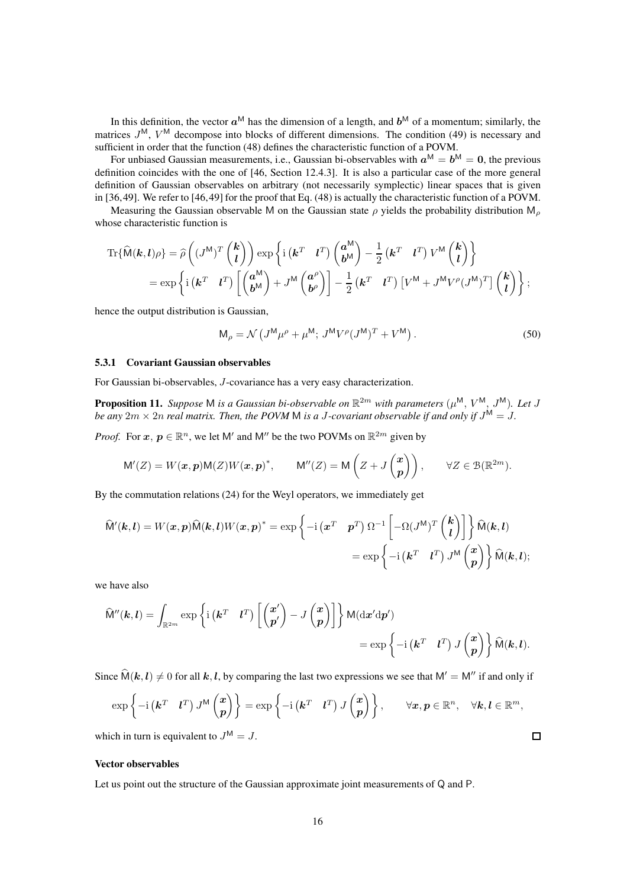In this definition, the vector $\boldsymbol{a}^{\mathsf{M}}$ has the dimension of a length, and $\boldsymbol{b}^{\mathsf{M}}$ of a momentum; similarly, the matrices $J^{\mathsf{M}}$, $V^{\mathsf{M}}$ decompose into blocks of different dimensions. The condition (49) is necessary and sufficient in order that the function (48) defines the characteristic function of a POVM.

For unbiased Gaussian measurements, i.e., Gaussian bi-observables with $\boldsymbol{a}^{\mathsf{M}} = \boldsymbol{b}^{\mathsf{M}} = \boldsymbol{0}$, the previous definition coincides with the one of [46, Section 12.4.3]. It is also a particular case of the more general definition of Gaussian observables on arbitrary (not necessarily symplectic) linear spaces that is given in [36,49]. We refer to [46,49] for the proof that Eq. (48) is actually the characteristic function of a POVM.

Measuring the Gaussian observable $\mathsf{M}$ on the Gaussian state $\rho$ yields the probability distribution $\mathsf{M}_\rho$ whose characteristic function is

$$
\begin{aligned}
\operatorname{Tr}\{\widehat{\mathsf{M}}(\boldsymbol{k},\boldsymbol{l})\rho\} &= \widehat{\rho}\left((J^{\mathsf{M}})^T \begin{pmatrix}\boldsymbol{k}\\ \boldsymbol{l}\end{pmatrix}\right) \exp\left\{\mathrm{i}\begin{pmatrix}\boldsymbol{k}^T & \boldsymbol{l}^T\end{pmatrix}\begin{pmatrix}\boldsymbol{a}^{\mathsf{M}}\\ \boldsymbol{b}^{\mathsf{M}}\end{pmatrix} - \frac{1}{2}\begin{pmatrix}\boldsymbol{k}^T & \boldsymbol{l}^T\end{pmatrix} V^{\mathsf{M}}\begin{pmatrix}\boldsymbol{k}\\ \boldsymbol{l}\end{pmatrix}\right\} \\
&= \exp\left\{\mathrm{i}\begin{pmatrix}\boldsymbol{k}^T & \boldsymbol{l}^T\end{pmatrix}\left[\begin{pmatrix}\boldsymbol{a}^{\mathsf{M}}\\ \boldsymbol{b}^{\mathsf{M}}\end{pmatrix} + J^{\mathsf{M}}\begin{pmatrix}\boldsymbol{a}^{\rho}\\ \boldsymbol{b}^{\rho}\end{pmatrix}\right] - \frac{1}{2}\begin{pmatrix}\boldsymbol{k}^T & \boldsymbol{l}^T\end{pmatrix}\left[V^{\mathsf{M}} + J^{\mathsf{M}} V^{\rho} (J^{\mathsf{M}})^T\right]\begin{pmatrix}\boldsymbol{k}\\ \boldsymbol{l}\end{pmatrix}\right\};
\end{aligned}
$$

hence the output distribution is Gaussian,

$$
\mathsf{M}_\rho = \mathcal{N}\left(J^{\mathsf{M}}\mu^{\rho} + \mu^{\mathsf{M}};\, J^{\mathsf{M}} V^{\rho} (J^{\mathsf{M}})^T + V^{\mathsf{M}}\right). \tag{50}
$$

### 5.3.1 Covariant Gaussian observables

For Gaussian bi-observables, $J$-covariance has a very easy characterization.

**Proposition 11.** *Suppose $\mathsf{M}$ is a Gaussian bi-observable on $\mathbb{R}^{2m}$ with parameters $(\mu^{\mathsf{M}}, V^{\mathsf{M}}, J^{\mathsf{M}})$. Let $J$ be any $2m \times 2n$ real matrix. Then, the POVM $\mathsf{M}$ is a $J$-covariant observable if and only if $J^{\mathsf{M}} = J$.*

*Proof.* For $\boldsymbol{x}$, $\boldsymbol{p} \in \mathbb{R}^n$, we let $\mathsf{M}'$ and $\mathsf{M}''$ be the two POVMs on $\mathbb{R}^{2m}$ given by

$$
\mathsf{M}'(Z) = W(\boldsymbol{x},\boldsymbol{p})\mathsf{M}(Z)W(\boldsymbol{x},\boldsymbol{p})^*, \qquad \mathsf{M}''(Z) = \mathsf{M}\left(Z + J\begin{pmatrix}\boldsymbol{x}\\ \boldsymbol{p}\end{pmatrix}\right), \qquad \forall Z \in \mathcal{B}(\mathbb{R}^{2m}).
$$

By the commutation relations (24) for the Weyl operators, we immediately get

$$
\begin{aligned}
\widehat{\mathsf{M}}'(\boldsymbol{k},\boldsymbol{l}) = W(\boldsymbol{x},\boldsymbol{p})\widehat{\mathsf{M}}(\boldsymbol{k},\boldsymbol{l})W(\boldsymbol{x},\boldsymbol{p})^* &= \exp\left\{-\mathrm{i}\begin{pmatrix}\boldsymbol{x}^T & \boldsymbol{p}^T\end{pmatrix}\Omega^{-1}\left[-\Omega(J^{\mathsf{M}})^T\begin{pmatrix}\boldsymbol{k}\\ \boldsymbol{l}\end{pmatrix}\right]\right\}\widehat{\mathsf{M}}(\boldsymbol{k},\boldsymbol{l}) \\
&= \exp\left\{-\mathrm{i}\begin{pmatrix}\boldsymbol{k}^T & \boldsymbol{l}^T\end{pmatrix} J^{\mathsf{M}}\begin{pmatrix}\boldsymbol{x}\\ \boldsymbol{p}\end{pmatrix}\right\}\widehat{\mathsf{M}}(\boldsymbol{k},\boldsymbol{l});
\end{aligned}
$$

we have also

$$
\begin{aligned}
\widehat{\mathsf{M}}''(\boldsymbol{k},\boldsymbol{l}) = \int_{\mathbb{R}^{2m}} \exp\left\{\mathrm{i}\begin{pmatrix}\boldsymbol{k}^T & \boldsymbol{l}^T\end{pmatrix}\left[\begin{pmatrix}\boldsymbol{x}'\\ \boldsymbol{p}'\end{pmatrix} - J\begin{pmatrix}\boldsymbol{x}\\ \boldsymbol{p}\end{pmatrix}\right]\right\}\mathsf{M}(\mathrm{d}\boldsymbol{x}'\mathrm{d}\boldsymbol{p}') \\
= \exp\left\{-\mathrm{i}\begin{pmatrix}\boldsymbol{k}^T & \boldsymbol{l}^T\end{pmatrix} J\begin{pmatrix}\boldsymbol{x}\\ \boldsymbol{p}\end{pmatrix}\right\}\widehat{\mathsf{M}}(\boldsymbol{k},\boldsymbol{l}).
\end{aligned}
$$

Since $\widehat{\mathsf{M}}(\boldsymbol{k},\boldsymbol{l}) \neq 0$ for all $\boldsymbol{k},\boldsymbol{l}$, by comparing the last two expressions we see that $\mathsf{M}' = \mathsf{M}''$ if and only if

$$
\exp\left\{-\mathrm{i}\begin{pmatrix}\boldsymbol{k}^T & \boldsymbol{l}^T\end{pmatrix} J^{\mathsf{M}}\begin{pmatrix}\boldsymbol{x}\\ \boldsymbol{p}\end{pmatrix}\right\} = \exp\left\{-\mathrm{i}\begin{pmatrix}\boldsymbol{k}^T & \boldsymbol{l}^T\end{pmatrix} J\begin{pmatrix}\boldsymbol{x}\\ \boldsymbol{p}\end{pmatrix}\right\}, \qquad \forall \boldsymbol{x},\boldsymbol{p} \in \mathbb{R}^n, \quad \forall \boldsymbol{k},\boldsymbol{l} \in \mathbb{R}^m,
$$

which in turn is equivalent to $J^{\mathsf{M}} = J$. $\square$

#### Vector observables

Let us point out the structure of the Gaussian approximate joint measurements of $\mathsf{Q}$ and $\mathsf{P}$.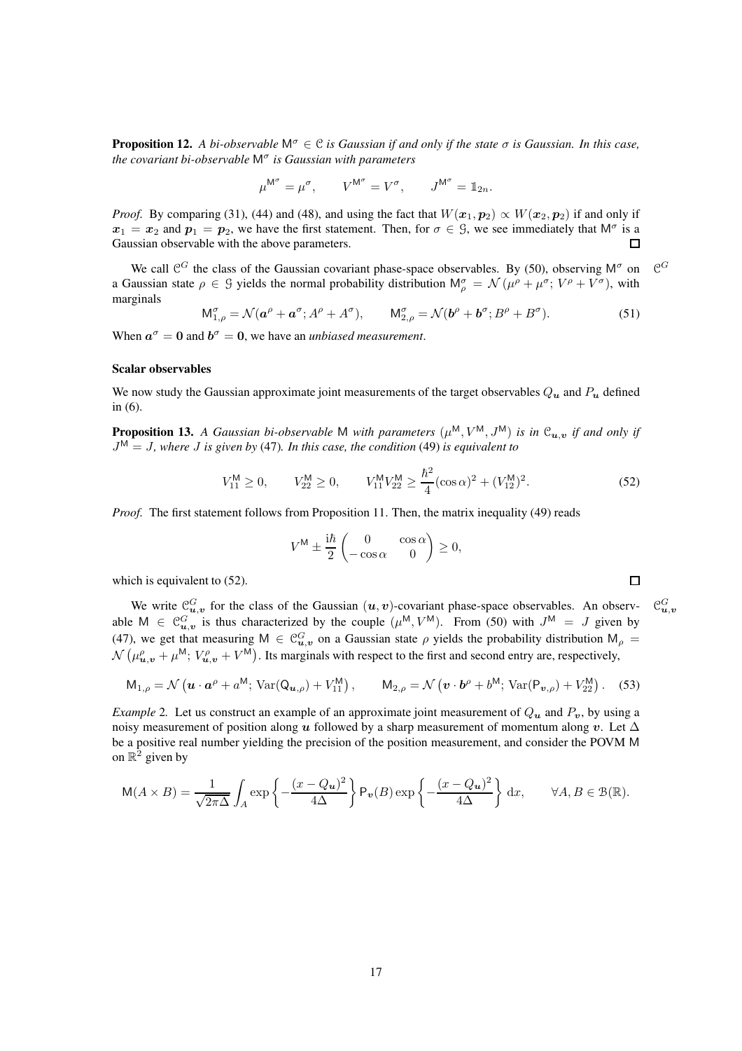**Proposition 12.** *A bi-observable* $\mathsf{M}^\sigma \in \mathcal{C}$ *is Gaussian if and only if the state* $\sigma$ *is Gaussian. In this case, the covariant bi-observable* $\mathsf{M}^\sigma$ *is Gaussian with parameters*

$$\mu^{\mathsf{M}^\sigma} = \mu^\sigma, \qquad V^{\mathsf{M}^\sigma} = V^\sigma, \qquad J^{\mathsf{M}^\sigma} = \mathbb{1}_{2n}.$$

*Proof.* By comparing (31), (44) and (48), and using the fact that $W(\boldsymbol{x}_1, \boldsymbol{p}_2) \propto W(\boldsymbol{x}_2, \boldsymbol{p}_2)$ if and only if $\boldsymbol{x}_1 = \boldsymbol{x}_2$ and $\boldsymbol{p}_1 = \boldsymbol{p}_2$, we have the first statement. Then, for $\sigma \in \mathcal{G}$, we see immediately that $\mathsf{M}^\sigma$ is a Gaussian observable with the above parameters. □

We call $\mathcal{C}^G$ the class of the Gaussian covariant phase-space observables. By (50), observing $\mathsf{M}^\sigma$ on a Gaussian state $\rho \in \mathcal{G}$ yields the normal probability distribution $\mathsf{M}^\sigma_\rho = \mathcal{N}\left(\mu^\rho + \mu^\sigma;\, V^\rho + V^\sigma\right)$, with marginals

$$\mathsf{M}^\sigma_{1,\rho} = \mathcal{N}(\boldsymbol{a}^\rho + \boldsymbol{a}^\sigma; A^\rho + A^\sigma), \qquad \mathsf{M}^\sigma_{2,\rho} = \mathcal{N}(\boldsymbol{b}^\rho + \boldsymbol{b}^\sigma; B^\rho + B^\sigma). \tag{51}$$

When $\boldsymbol{a}^\sigma = \boldsymbol{0}$ and $\boldsymbol{b}^\sigma = \boldsymbol{0}$, we have an *unbiased measurement*.

**Scalar observables**

We now study the Gaussian approximate joint measurements of the target observables $Q_{\boldsymbol{u}}$ and $P_{\boldsymbol{u}}$ defined in (6).

**Proposition 13.** *A Gaussian bi-observable* $\mathsf{M}$ *with parameters* $(\mu^{\mathsf{M}}, V^{\mathsf{M}}, J^{\mathsf{M}})$ *is in* $\mathcal{C}_{\boldsymbol{u},\boldsymbol{v}}$ *if and only if* $J^{\mathsf{M}} = J$*, where* $J$ *is given by* (47)*. In this case, the condition* (49) *is equivalent to*

$$V^{\mathsf{M}}_{11} \geq 0, \qquad V^{\mathsf{M}}_{22} \geq 0, \qquad V^{\mathsf{M}}_{11} V^{\mathsf{M}}_{22} \geq \frac{\hbar^2}{4}(\cos\alpha)^2 + (V^{\mathsf{M}}_{12})^2. \tag{52}$$

*Proof.* The first statement follows from Proposition 11. Then, the matrix inequality (49) reads

$$V^{\mathsf{M}} \pm \frac{\mathrm{i}\hbar}{2} \begin{pmatrix} 0 & \cos\alpha \\ -\cos\alpha & 0 \end{pmatrix} \geq 0,$$

which is equivalent to (52). □

We write $\mathcal{C}^G_{\boldsymbol{u},\boldsymbol{v}}$ for the class of the Gaussian $(\boldsymbol{u}, \boldsymbol{v})$-covariant phase-space observables. An observable $\mathsf{M} \in \mathcal{C}^G_{\boldsymbol{u},\boldsymbol{v}}$ is thus characterized by the couple $(\mu^{\mathsf{M}}, V^{\mathsf{M}})$. From (50) with $J^{\mathsf{M}} = J$ given by (47), we get that measuring $\mathsf{M} \in \mathcal{C}^G_{\boldsymbol{u},\boldsymbol{v}}$ on a Gaussian state $\rho$ yields the probability distribution $\mathsf{M}_\rho = \mathcal{N}\left(\mu^\rho_{\boldsymbol{u},\boldsymbol{v}} + \mu^{\mathsf{M}};\, V^\rho_{\boldsymbol{u},\boldsymbol{v}} + V^{\mathsf{M}}\right)$. Its marginals with respect to the first and second entry are, respectively,

$$\mathsf{M}_{1,\rho} = \mathcal{N}\left(\boldsymbol{u}\cdot\boldsymbol{a}^\rho + a^{\mathsf{M}};\, \mathrm{Var}(\mathsf{Q}_{\boldsymbol{u},\rho}) + V^{\mathsf{M}}_{11}\right), \qquad \mathsf{M}_{2,\rho} = \mathcal{N}\left(\boldsymbol{v}\cdot\boldsymbol{b}^\rho + b^{\mathsf{M}};\, \mathrm{Var}(\mathsf{P}_{\boldsymbol{v},\rho}) + V^{\mathsf{M}}_{22}\right). \tag{53}$$

*Example* 2. Let us construct an example of an approximate joint measurement of $Q_{\boldsymbol{u}}$ and $P_{\boldsymbol{v}}$, by using a noisy measurement of position along $\boldsymbol{u}$ followed by a sharp measurement of momentum along $\boldsymbol{v}$. Let $\Delta$ be a positive real number yielding the precision of the position measurement, and consider the POVM $\mathsf{M}$ on $\mathbb{R}^2$ given by

$$\mathsf{M}(A \times B) = \frac{1}{\sqrt{2\pi\Delta}} \int_A \exp\left\{-\frac{(x - Q_{\boldsymbol{u}})^2}{4\Delta}\right\} \mathsf{P}_{\boldsymbol{v}}(B) \exp\left\{-\frac{(x - Q_{\boldsymbol{u}})^2}{4\Delta}\right\} \mathrm{d}x, \qquad \forall A, B \in \mathcal{B}(\mathbb{R}).$$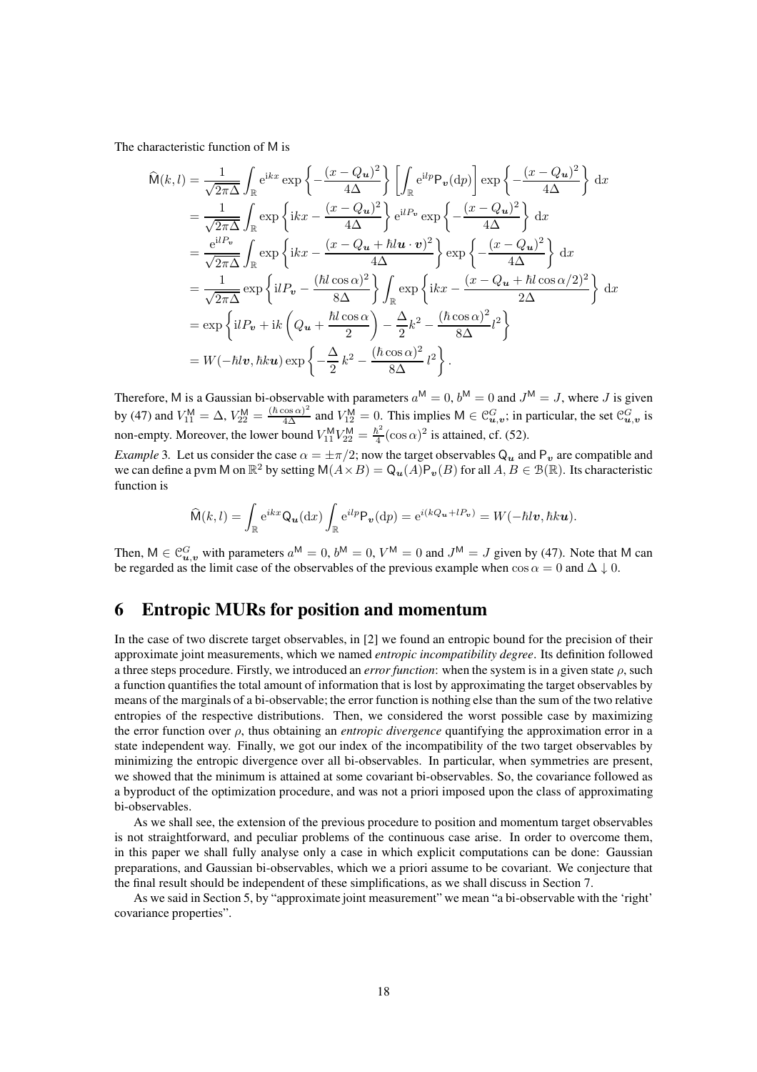The characteristic function of $\mathsf{M}$ is

$$
\begin{aligned}
\widehat{\mathsf{M}}(k,l) &= \frac{1}{\sqrt{2\pi\Delta}} \int_{\mathbb{R}} \mathrm{e}^{ikx} \exp\left\{-\frac{(x-Q_{\boldsymbol{u}})^2}{4\Delta}\right\} \left[\int_{\mathbb{R}} \mathrm{e}^{ilp} \mathsf{P}_{\boldsymbol{v}}(\mathrm{d}p)\right] \exp\left\{-\frac{(x-Q_{\boldsymbol{u}})^2}{4\Delta}\right\} \mathrm{d}x \\
&= \frac{1}{\sqrt{2\pi\Delta}} \int_{\mathbb{R}} \exp\left\{\mathrm{i}kx - \frac{(x-Q_{\boldsymbol{u}})^2}{4\Delta}\right\} \mathrm{e}^{\mathrm{i}lP_{\boldsymbol{v}}} \exp\left\{-\frac{(x-Q_{\boldsymbol{u}})^2}{4\Delta}\right\} \mathrm{d}x \\
&= \frac{\mathrm{e}^{\mathrm{i}lP_{\boldsymbol{v}}}}{\sqrt{2\pi\Delta}} \int_{\mathbb{R}} \exp\left\{\mathrm{i}kx - \frac{(x-Q_{\boldsymbol{u}}+\hbar l \boldsymbol{u}\cdot\boldsymbol{v})^2}{4\Delta}\right\} \exp\left\{-\frac{(x-Q_{\boldsymbol{u}})^2}{4\Delta}\right\} \mathrm{d}x \\
&= \frac{1}{\sqrt{2\pi\Delta}} \exp\left\{\mathrm{i}lP_{\boldsymbol{v}} - \frac{(\hbar l\cos\alpha)^2}{8\Delta}\right\} \int_{\mathbb{R}} \exp\left\{\mathrm{i}kx - \frac{(x-Q_{\boldsymbol{u}}+\hbar l\cos\alpha/2)^2}{2\Delta}\right\} \mathrm{d}x \\
&= \exp\left\{\mathrm{i}lP_{\boldsymbol{v}} + \mathrm{i}k\left(Q_{\boldsymbol{u}} + \frac{\hbar l\cos\alpha}{2}\right) - \frac{\Delta}{2}k^2 - \frac{(\hbar\cos\alpha)^2}{8\Delta}l^2\right\} \\
&= W(-\hbar l\boldsymbol{v}, \hbar k\boldsymbol{u}) \exp\left\{-\frac{\Delta}{2}\,k^2 - \frac{(\hbar\cos\alpha)^2}{8\Delta}\,l^2\right\}.
\end{aligned}
$$

Therefore, $\mathsf{M}$ is a Gaussian bi-observable with parameters $a^{\mathsf{M}} = 0$, $b^{\mathsf{M}} = 0$ and $J^{\mathsf{M}} = J$, where $J$ is given by (47) and $V^{\mathsf{M}}_{11} = \Delta$, $V^{\mathsf{M}}_{22} = \frac{(\hbar\cos\alpha)^2}{4\Delta}$ and $V^{\mathsf{M}}_{12} = 0$. This implies $\mathsf{M} \in \mathcal{C}^G_{\boldsymbol{u},\boldsymbol{v}}$; in particular, the set $\mathcal{C}^G_{\boldsymbol{u},\boldsymbol{v}}$ is non-empty. Moreover, the lower bound $V^{\mathsf{M}}_{11}V^{\mathsf{M}}_{22} = \frac{\hbar^2}{4}(\cos\alpha)^2$ is attained, cf. (52).

*Example* 3. Let us consider the case $\alpha = \pm\pi/2$; now the target observables $\mathsf{Q}_{\boldsymbol{u}}$ and $\mathsf{P}_{\boldsymbol{v}}$ are compatible and we can define a pvm $\mathsf{M}$ on $\mathbb{R}^2$ by setting $\mathsf{M}(A\times B) = \mathsf{Q}_{\boldsymbol{u}}(A)\mathsf{P}_{\boldsymbol{v}}(B)$ for all $A, B \in \mathcal{B}(\mathbb{R})$. Its characteristic function is

$$
\widehat{\mathsf{M}}(k,l) = \int_{\mathbb{R}} \mathrm{e}^{ikx} \mathsf{Q}_{\boldsymbol{u}}(\mathrm{d}x) \int_{\mathbb{R}} \mathrm{e}^{ilp} \mathsf{P}_{\boldsymbol{v}}(\mathrm{d}p) = \mathrm{e}^{i(kQ_{\boldsymbol{u}} + lP_{\boldsymbol{v}})} = W(-\hbar l\boldsymbol{v}, \hbar k\boldsymbol{u}).
$$

Then, $\mathsf{M} \in \mathcal{C}^G_{\boldsymbol{u},\boldsymbol{v}}$ with parameters $a^{\mathsf{M}} = 0$, $b^{\mathsf{M}} = 0$, $V^{\mathsf{M}} = 0$ and $J^{\mathsf{M}} = J$ given by (47). Note that $\mathsf{M}$ can be regarded as the limit case of the observables of the previous example when $\cos\alpha = 0$ and $\Delta \downarrow 0$.

# 6 Entropic MURs for position and momentum

In the case of two discrete target observables, in [2] we found an entropic bound for the precision of their approximate joint measurements, which we named *entropic incompatibility degree*. Its definition followed a three steps procedure. Firstly, we introduced an *error function*: when the system is in a given state $\rho$, such a function quantifies the total amount of information that is lost by approximating the target observables by means of the marginals of a bi-observable; the error function is nothing else than the sum of the two relative entropies of the respective distributions. Then, we considered the worst possible case by maximizing the error function over $\rho$, thus obtaining an *entropic divergence* quantifying the approximation error in a state independent way. Finally, we got our index of the incompatibility of the two target observables by minimizing the entropic divergence over all bi-observables. In particular, when symmetries are present, we showed that the minimum is attained at some covariant bi-observables. So, the covariance followed as a byproduct of the optimization procedure, and was not a priori imposed upon the class of approximating bi-observables.

As we shall see, the extension of the previous procedure to position and momentum target observables is not straightforward, and peculiar problems of the continuous case arise. In order to overcome them, in this paper we shall fully analyse only a case in which explicit computations can be done: Gaussian preparations, and Gaussian bi-observables, which we a priori assume to be covariant. We conjecture that the final result should be independent of these simplifications, as we shall discuss in Section 7.

As we said in Section 5, by "approximate joint measurement" we mean "a bi-observable with the 'right' covariance properties".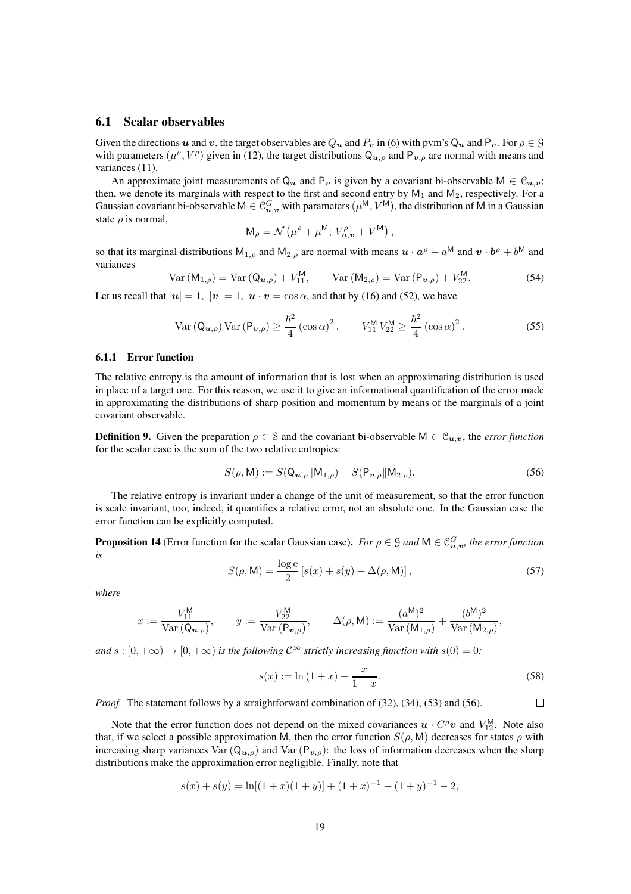### 6.1 Scalar observables

Given the directions $\boldsymbol{u}$ and $\boldsymbol{v}$, the target observables are $Q_{\boldsymbol{u}}$ and $P_{\boldsymbol{v}}$ in (6) with pvm's $\mathsf{Q}_{\boldsymbol{u}}$ and $\mathsf{P}_{\boldsymbol{v}}$. For $\rho \in \mathcal{G}$ with parameters $(\mu^\rho, V^\rho)$ given in (12), the target distributions $\mathsf{Q}_{\boldsymbol{u},\rho}$ and $\mathsf{P}_{\boldsymbol{v},\rho}$ are normal with means and variances (11).

An approximate joint measurements of $\mathsf{Q}_{\boldsymbol{u}}$ and $\mathsf{P}_{\boldsymbol{v}}$ is given by a covariant bi-observable $\mathsf{M} \in \mathcal{C}_{\boldsymbol{u},\boldsymbol{v}}$; then, we denote its marginals with respect to the first and second entry by $\mathsf{M}_1$ and $\mathsf{M}_2$, respectively. For a Gaussian covariant bi-observable $\mathsf{M} \in \mathcal{C}^G_{\boldsymbol{u},\boldsymbol{v}}$ with parameters $(\mu^{\mathsf{M}}, V^{\mathsf{M}})$, the distribution of $\mathsf{M}$ in a Gaussian state $\rho$ is normal,

$$\mathsf{M}_\rho = \mathcal{N}\left(\mu^\rho + \mu^{\mathsf{M}};\, V^\rho_{\boldsymbol{u},\boldsymbol{v}} + V^{\mathsf{M}}\right),$$

so that its marginal distributions $\mathsf{M}_{1,\rho}$ and $\mathsf{M}_{2,\rho}$ are normal with means $\boldsymbol{u}\cdot\boldsymbol{a}^\rho + a^{\mathsf{M}}$ and $\boldsymbol{v}\cdot\boldsymbol{b}^\rho + b^{\mathsf{M}}$ and variances

$$\operatorname{Var}\left(\mathsf{M}_{1,\rho}\right) = \operatorname{Var}\left(\mathsf{Q}_{\boldsymbol{u},\rho}\right) + V^{\mathsf{M}}_{11}, \qquad \operatorname{Var}\left(\mathsf{M}_{2,\rho}\right) = \operatorname{Var}\left(\mathsf{P}_{\boldsymbol{v},\rho}\right) + V^{\mathsf{M}}_{22}. \tag{54}$$

Let us recall that $|\boldsymbol{u}| = 1,\ |\boldsymbol{v}| = 1,\ \boldsymbol{u}\cdot\boldsymbol{v} = \cos\alpha$, and that by (16) and (52), we have

$$\operatorname{Var}\left(\mathsf{Q}_{\boldsymbol{u},\rho}\right)\operatorname{Var}\left(\mathsf{P}_{\boldsymbol{v},\rho}\right) \geq \frac{\hbar^2}{4}\left(\cos\alpha\right)^2, \qquad V^{\mathsf{M}}_{11}\, V^{\mathsf{M}}_{22} \geq \frac{\hbar^2}{4}\left(\cos\alpha\right)^2. \tag{55}$$

#### 6.1.1 Error function

The relative entropy is the amount of information that is lost when an approximating distribution is used in place of a target one. For this reason, we use it to give an informational quantification of the error made in approximating the distributions of sharp position and momentum by means of the marginals of a joint covariant observable.

**Definition 9.** Given the preparation $\rho \in \mathcal{S}$ and the covariant bi-observable $\mathsf{M} \in \mathcal{C}_{\boldsymbol{u},\boldsymbol{v}}$, the *error function* for the scalar case is the sum of the two relative entropies:

$$S(\rho, \mathsf{M}) := S(\mathsf{Q}_{\boldsymbol{u},\rho}\|\mathsf{M}_{1,\rho}) + S(\mathsf{P}_{\boldsymbol{v},\rho}\|\mathsf{M}_{2,\rho}). \tag{56}$$

The relative entropy is invariant under a change of the unit of measurement, so that the error function is scale invariant, too; indeed, it quantifies a relative error, not an absolute one. In the Gaussian case the error function can be explicitly computed.

**Proposition 14** (Error function for the scalar Gaussian case)**.** *For $\rho \in \mathcal{G}$ and $\mathsf{M} \in \mathcal{C}^G_{\boldsymbol{u},\boldsymbol{v}}$, the error function is*

$$S(\rho, \mathsf{M}) = \frac{\log \mathrm{e}}{2}\left[s(x) + s(y) + \Delta(\rho, \mathsf{M})\right], \tag{57}$$

*where*

$$x := \frac{V^{\mathsf{M}}_{11}}{\operatorname{Var}\left(\mathsf{Q}_{\boldsymbol{u},\rho}\right)}, \qquad y := \frac{V^{\mathsf{M}}_{22}}{\operatorname{Var}\left(\mathsf{P}_{\boldsymbol{v},\rho}\right)}, \qquad \Delta(\rho, \mathsf{M}) := \frac{(a^{\mathsf{M}})^2}{\operatorname{Var}\left(\mathsf{M}_{1,\rho}\right)} + \frac{(b^{\mathsf{M}})^2}{\operatorname{Var}\left(\mathsf{M}_{2,\rho}\right)},$$

*and $s : [0, +\infty) \to [0, +\infty)$ is the following $\mathcal{C}^\infty$ strictly increasing function with $s(0) = 0$:*

$$s(x) := \ln\left(1 + x\right) - \frac{x}{1 + x}. \tag{58}$$

*Proof.* The statement follows by a straightforward combination of (32), (34), (53) and (56). $\square$

Note that the error function does not depend on the mixed covariances $\boldsymbol{u}\cdot C^\rho \boldsymbol{v}$ and $V^{\mathsf{M}}_{12}$. Note also that, if we select a possible approximation $\mathsf{M}$, then the error function $S(\rho, \mathsf{M})$ decreases for states $\rho$ with increasing sharp variances $\operatorname{Var}\left(\mathsf{Q}_{\boldsymbol{u},\rho}\right)$ and $\operatorname{Var}\left(\mathsf{P}_{\boldsymbol{v},\rho}\right)$: the loss of information decreases when the sharp distributions make the approximation error negligible. Finally, note that

$$s(x) + s(y) = \ln[(1 + x)(1 + y)] + (1 + x)^{-1} + (1 + y)^{-1} - 2,$$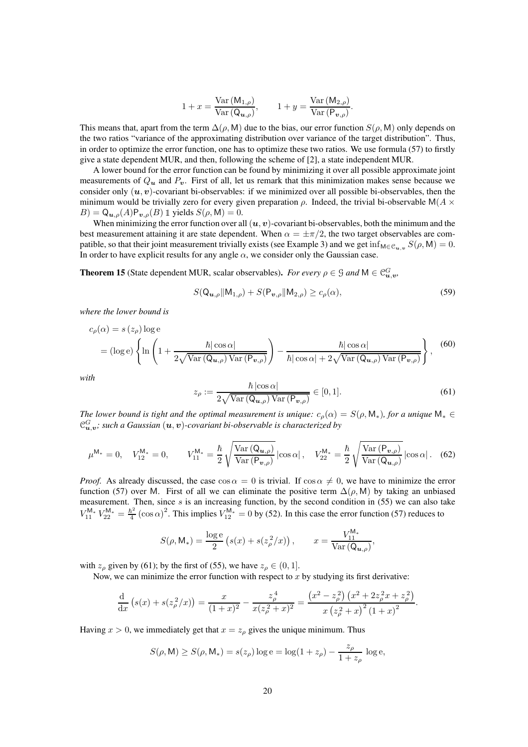$$1+x=\frac{\operatorname{Var}(\mathsf{M}_{1,\rho})}{\operatorname{Var}(\mathsf{Q}_{\boldsymbol{u},\rho})}, \qquad 1+y=\frac{\operatorname{Var}(\mathsf{M}_{2,\rho})}{\operatorname{Var}(\mathsf{P}_{\boldsymbol{v},\rho})}.$$

This means that, apart from the term $\Delta(\rho, \mathsf{M})$ due to the bias, our error function $S(\rho, \mathsf{M})$ only depends on the two ratios "variance of the approximating distribution over variance of the target distribution". Thus, in order to optimize the error function, one has to optimize these two ratios. We use formula (57) to firstly give a state dependent MUR, and then, following the scheme of [2], a state independent MUR.

A lower bound for the error function can be found by minimizing it over all possible approximate joint measurements of $Q_{\boldsymbol{u}}$ and $P_{\boldsymbol{v}}$. First of all, let us remark that this minimization makes sense because we consider only $(\boldsymbol{u}, \boldsymbol{v})$-covariant bi-observables: if we minimized over all possible bi-observables, then the minimum would be trivially zero for every given preparation $\rho$. Indeed, the trivial bi-observable $\mathsf{M}(A \times B) = \mathsf{Q}_{\boldsymbol{u},\rho}(A)\mathsf{P}_{\boldsymbol{v},\rho}(B)\,\mathbb{1}$ yields $S(\rho, \mathsf{M}) = 0$.

When minimizing the error function over all $(\boldsymbol{u}, \boldsymbol{v})$-covariant bi-observables, both the minimum and the best measurement attaining it are state dependent. When $\alpha = \pm\pi/2$, the two target observables are compatible, so that their joint measurement trivially exists (see Example 3) and we get $\inf_{\mathsf{M}\in\mathcal{C}_{\boldsymbol{u},\boldsymbol{v}}} S(\rho, \mathsf{M}) = 0$. In order to have explicit results for any angle $\alpha$, we consider only the Gaussian case.

**Theorem 15** (State dependent MUR, scalar observables)**.** *For every $\rho \in \mathcal{G}$ and $\mathsf{M} \in \mathcal{C}^G_{\boldsymbol{u},\boldsymbol{v}}$,*

$$S(\mathsf{Q}_{\boldsymbol{u},\rho}\|\mathsf{M}_{1,\rho}) + S(\mathsf{P}_{\boldsymbol{v},\rho}\|\mathsf{M}_{2,\rho}) \geq c_\rho(\alpha), \tag{59}$$

*where the lower bound is*

$$\begin{aligned} c_\rho(\alpha) &= s\left(z_\rho\right)\log \mathrm{e} \\ &= (\log \mathrm{e}) \left\{ \ln\left(1 + \frac{\hbar|\cos\alpha|}{2\sqrt{\operatorname{Var}(\mathsf{Q}_{\boldsymbol{u},\rho})\operatorname{Var}(\mathsf{P}_{\boldsymbol{v},\rho})}}\right) - \frac{\hbar|\cos\alpha|}{\hbar|\cos\alpha| + 2\sqrt{\operatorname{Var}(\mathsf{Q}_{\boldsymbol{u},\rho})\operatorname{Var}(\mathsf{P}_{\boldsymbol{v},\rho})}} \right\}, \end{aligned} \tag{60}$$

*with*

$$z_\rho := \frac{\hbar\,|\cos\alpha|}{2\sqrt{\operatorname{Var}(\mathsf{Q}_{\boldsymbol{u},\rho})\operatorname{Var}(\mathsf{P}_{\boldsymbol{v},\rho})}} \in [0,1]. \tag{61}$$

*The lower bound is tight and the optimal measurement is unique: $c_\rho(\alpha) = S(\rho, \mathsf{M}_*)$, for a unique $\mathsf{M}_* \in \mathcal{C}^G_{\boldsymbol{u},\boldsymbol{v}}$; such a Gaussian $(\boldsymbol{u}, \boldsymbol{v})$-covariant bi-observable is characterized by*

$$\mu^{\mathsf{M}_*} = 0, \quad V_{12}^{\mathsf{M}_*} = 0, \qquad V_{11}^{\mathsf{M}_*} = \frac{\hbar}{2}\sqrt{\frac{\operatorname{Var}(\mathsf{Q}_{\boldsymbol{u},\rho})}{\operatorname{Var}(\mathsf{P}_{\boldsymbol{v},\rho})}}\,|\cos\alpha|\,, \quad V_{22}^{\mathsf{M}_*} = \frac{\hbar}{2}\sqrt{\frac{\operatorname{Var}(\mathsf{P}_{\boldsymbol{v},\rho})}{\operatorname{Var}(\mathsf{Q}_{\boldsymbol{u},\rho})}}\,|\cos\alpha|\,. \tag{62}$$

*Proof.* As already discussed, the case $\cos\alpha = 0$ is trivial. If $\cos\alpha \neq 0$, we have to minimize the error function (57) over $\mathsf{M}$. First of all we can eliminate the positive term $\Delta(\rho, \mathsf{M})$ by taking an unbiased measurement. Then, since $s$ is an increasing function, by the second condition in (55) we can also take $V_{11}^{\mathsf{M}_*} V_{22}^{\mathsf{M}_*} = \frac{\hbar^2}{4}(\cos\alpha)^2$. This implies $V_{12}^{\mathsf{M}_*} = 0$ by (52). In this case the error function (57) reduces to

$$S(\rho, \mathsf{M}_*) = \frac{\log \mathrm{e}}{2}\left(s(x) + s(z_\rho^{\,2}/x)\right), \qquad x = \frac{V_{11}^{\mathsf{M}_*}}{\operatorname{Var}(\mathsf{Q}_{\boldsymbol{u},\rho})},$$

with $z_\rho$ given by (61); by the first of (55), we have $z_\rho \in (0,1]$.

Now, we can minimize the error function with respect to $x$ by studying its first derivative:

$$\frac{\mathrm{d}}{\mathrm{d}x}\left(s(x) + s(z_\rho^{\,2}/x)\right) = \frac{x}{(1+x)^2} - \frac{z_\rho^{\,4}}{x(z_\rho^{\,2}+x)^2} = \frac{\left(x^2 - z_\rho^{\,2}\right)\left(x^2 + 2z_\rho^{\,2}x + z_\rho^{\,2}\right)}{x\left(z_\rho^{\,2}+x\right)^2(1+x)^2}.$$

Having $x > 0$, we immediately get that $x = z_\rho$ gives the unique minimum. Thus

$$S(\rho, \mathsf{M}) \geq S(\rho, \mathsf{M}_*) = s(z_\rho)\log \mathrm{e} = \log(1 + z_\rho) - \frac{z_\rho}{1+z_\rho}\,\log \mathrm{e},$$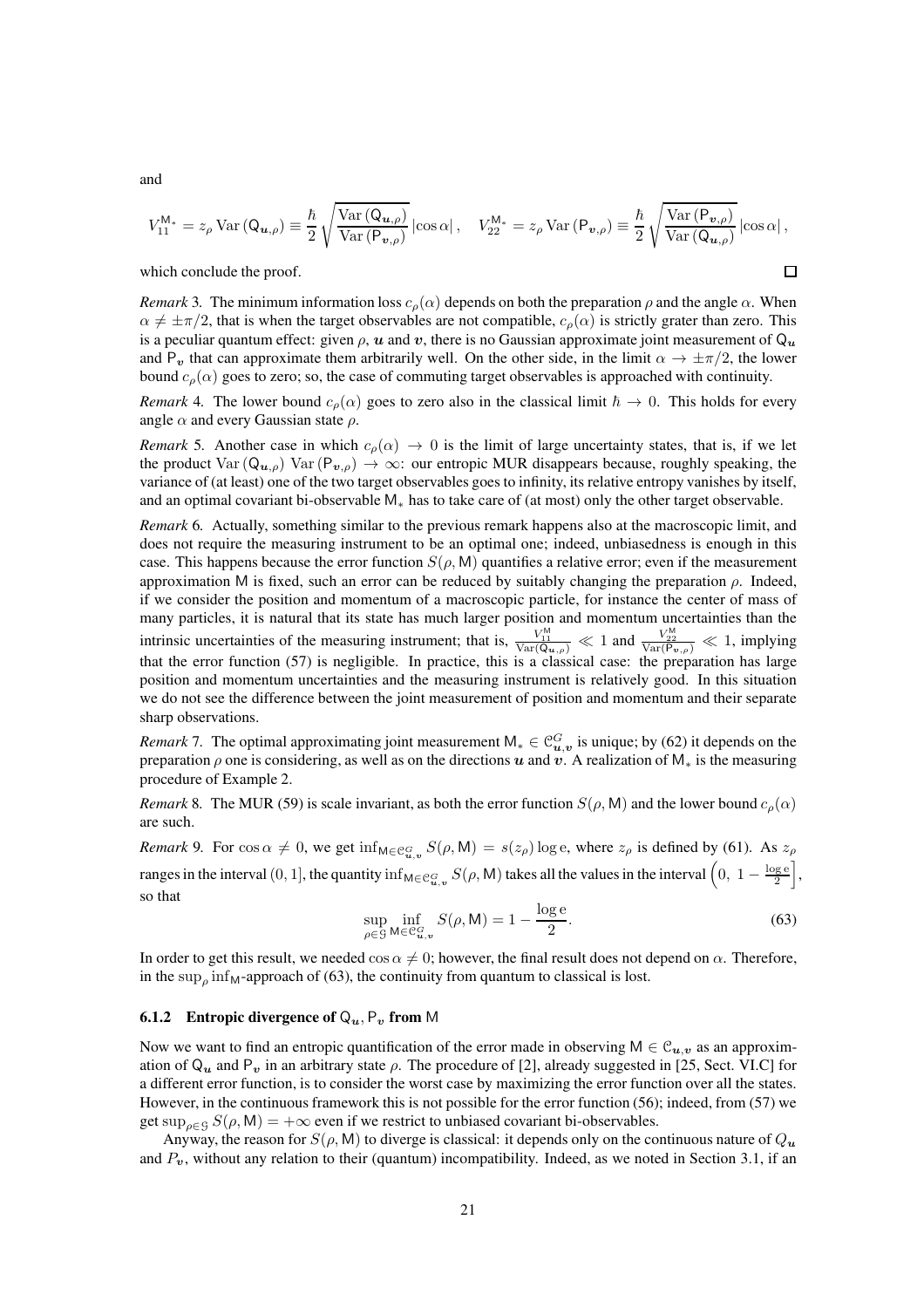and

$$V_{11}^{\mathsf{M}_*} = z_\rho \operatorname{Var}(\mathsf{Q}_{\boldsymbol{u},\rho}) \equiv \frac{\hbar}{2}\sqrt{\frac{\operatorname{Var}(\mathsf{Q}_{\boldsymbol{u},\rho})}{\operatorname{Var}(\mathsf{P}_{\boldsymbol{v},\rho})}}\left|\cos\alpha\right|, \quad V_{22}^{\mathsf{M}_*} = z_\rho \operatorname{Var}(\mathsf{P}_{\boldsymbol{v},\rho}) \equiv \frac{\hbar}{2}\sqrt{\frac{\operatorname{Var}(\mathsf{P}_{\boldsymbol{v},\rho})}{\operatorname{Var}(\mathsf{Q}_{\boldsymbol{u},\rho})}}\left|\cos\alpha\right|,$$

which conclude the proof. □

*Remark* 3. The minimum information loss $c_\rho(\alpha)$ depends on both the preparation $\rho$ and the angle $\alpha$. When $\alpha \neq \pm\pi/2$, that is when the target observables are not compatible, $c_\rho(\alpha)$ is strictly grater than zero. This is a peculiar quantum effect: given $\rho$, $\boldsymbol{u}$ and $\boldsymbol{v}$, there is no Gaussian approximate joint measurement of $\mathsf{Q}_{\boldsymbol{u}}$ and $\mathsf{P}_{\boldsymbol{v}}$ that can approximate them arbitrarily well. On the other side, in the limit $\alpha \to \pm\pi/2$, the lower bound $c_\rho(\alpha)$ goes to zero; so, the case of commuting target observables is approached with continuity.

*Remark* 4. The lower bound $c_\rho(\alpha)$ goes to zero also in the classical limit $\hbar \to 0$. This holds for every angle $\alpha$ and every Gaussian state $\rho$.

*Remark* 5. Another case in which $c_\rho(\alpha) \to 0$ is the limit of large uncertainty states, that is, if we let the product $\operatorname{Var}(\mathsf{Q}_{\boldsymbol{u},\rho}) \operatorname{Var}(\mathsf{P}_{\boldsymbol{v},\rho}) \to \infty$: our entropic MUR disappears because, roughly speaking, the variance of (at least) one of the two target observables goes to infinity, its relative entropy vanishes by itself, and an optimal covariant bi-observable $\mathsf{M}_*$ has to take care of (at most) only the other target observable.

*Remark* 6. Actually, something similar to the previous remark happens also at the macroscopic limit, and does not require the measuring instrument to be an optimal one; indeed, unbiasedness is enough in this case. This happens because the error function $S(\rho, \mathsf{M})$ quantifies a relative error; even if the measurement approximation $\mathsf{M}$ is fixed, such an error can be reduced by suitably changing the preparation $\rho$. Indeed, if we consider the position and momentum of a macroscopic particle, for instance the center of mass of many particles, it is natural that its state has much larger position and momentum uncertainties than the intrinsic uncertainties of the measuring instrument; that is, $\frac{V_{11}^{\mathsf{M}}}{\operatorname{Var}(\mathsf{Q}_{\boldsymbol{u},\rho})} \ll 1$ and $\frac{V_{22}^{\mathsf{M}}}{\operatorname{Var}(\mathsf{P}_{\boldsymbol{v},\rho})} \ll 1$, implying that the error function (57) is negligible. In practice, this is a classical case: the preparation has large position and momentum uncertainties and the measuring instrument is relatively good. In this situation we do not see the difference between the joint measurement of position and momentum and their separate sharp observations.

*Remark* 7. The optimal approximating joint measurement $\mathsf{M}_* \in \mathcal{C}_{\boldsymbol{u},\boldsymbol{v}}^G$ is unique; by (62) it depends on the preparation $\rho$ one is considering, as well as on the directions $\boldsymbol{u}$ and $\boldsymbol{v}$. A realization of $\mathsf{M}_*$ is the measuring procedure of Example 2.

*Remark* 8. The MUR (59) is scale invariant, as both the error function $S(\rho, \mathsf{M})$ and the lower bound $c_\rho(\alpha)$ are such.

*Remark* 9. For $\cos\alpha \neq 0$, we get $\inf_{\mathsf{M}\in\mathcal{C}_{\boldsymbol{u},\boldsymbol{v}}^G} S(\rho, \mathsf{M}) = s(z_\rho)\log \mathrm{e}$, where $z_\rho$ is defined by (61). As $z_\rho$ ranges in the interval $(0, 1]$, the quantity $\inf_{\mathsf{M}\in\mathcal{C}_{\boldsymbol{u},\boldsymbol{v}}^G} S(\rho, \mathsf{M})$ takes all the values in the interval $\left(0,\ 1 - \frac{\log \mathrm{e}}{2}\right]$, so that

$$\sup_{\rho\in\mathcal{G}} \inf_{\mathsf{M}\in\mathcal{C}_{\boldsymbol{u},\boldsymbol{v}}^G} S(\rho, \mathsf{M}) = 1 - \frac{\log \mathrm{e}}{2}. \tag{63}$$

In order to get this result, we needed $\cos\alpha \neq 0$; however, the final result does not depend on $\alpha$. Therefore, in the $\sup_\rho \inf_{\mathsf{M}}$-approach of (63), the continuity from quantum to classical is lost.

### 6.1.2 Entropic divergence of $\mathsf{Q}_{\boldsymbol{u}}, \mathsf{P}_{\boldsymbol{v}}$ from $\mathsf{M}$

Now we want to find an entropic quantification of the error made in observing $\mathsf{M} \in \mathcal{C}_{\boldsymbol{u},\boldsymbol{v}}$ as an approximation of $\mathsf{Q}_{\boldsymbol{u}}$ and $\mathsf{P}_{\boldsymbol{v}}$ in an arbitrary state $\rho$. The procedure of [2], already suggested in [25, Sect. VI.C] for a different error function, is to consider the worst case by maximizing the error function over all the states. However, in the continuous framework this is not possible for the error function (56); indeed, from (57) we get $\sup_{\rho\in\mathcal{G}} S(\rho, \mathsf{M}) = +\infty$ even if we restrict to unbiased covariant bi-observables.

Anyway, the reason for $S(\rho, \mathsf{M})$ to diverge is classical: it depends only on the continuous nature of $Q_{\boldsymbol{u}}$ and $P_{\boldsymbol{v}}$, without any relation to their (quantum) incompatibility. Indeed, as we noted in Section 3.1, if an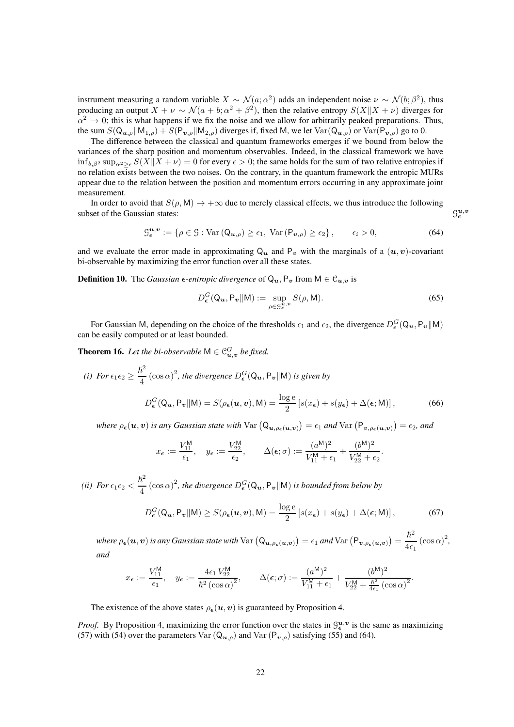instrument measuring a random variable $X \sim \mathcal{N}(a;\alpha^2)$ adds an independent noise $\nu \sim \mathcal{N}(b;\beta^2)$, thus producing an output $X+\nu \sim \mathcal{N}(a+b;\alpha^2+\beta^2)$, then the relative entropy $S(X\|X+\nu)$ diverges for $\alpha^2 \to 0$; this is what happens if we fix the noise and we allow for arbitrarily peaked preparations. Thus, the sum $S(\mathsf{Q}_{\boldsymbol{u},\rho}\|\mathsf{M}_{1,\rho}) + S(\mathsf{P}_{\boldsymbol{v},\rho}\|\mathsf{M}_{2,\rho})$ diverges if, fixed $\mathsf{M}$, we let $\operatorname{Var}(\mathsf{Q}_{\boldsymbol{u},\rho})$ or $\operatorname{Var}(\mathsf{P}_{\boldsymbol{v},\rho})$ go to 0.

The difference between the classical and quantum frameworks emerges if we bound from below the variances of the sharp position and momentum observables. Indeed, in the classical framework we have $\inf_{b,\beta^2}\sup_{\alpha^2\geq\epsilon} S(X\|X+\nu) = 0$ for every $\epsilon > 0$; the same holds for the sum of two relative entropies if no relation exists between the two noises. On the contrary, in the quantum framework the entropic MURs appear due to the relation between the position and momentum errors occurring in any approximate joint measurement.

In order to avoid that $S(\rho,\mathsf{M}) \to +\infty$ due to merely classical effects, we thus introduce the following subset of the Gaussian states:

$$\mathcal{G}_{\boldsymbol{\epsilon}}^{\boldsymbol{u},\boldsymbol{v}} := \{\rho \in \mathcal{G} : \operatorname{Var}(\mathsf{Q}_{\boldsymbol{u},\rho}) \geq \epsilon_1,\ \operatorname{Var}(\mathsf{P}_{\boldsymbol{v},\rho}) \geq \epsilon_2\}, \qquad \epsilon_i > 0, \tag{64}$$

and we evaluate the error made in approximating $\mathsf{Q}_{\boldsymbol{u}}$ and $\mathsf{P}_{\boldsymbol{v}}$ with the marginals of a $(\boldsymbol{u},\boldsymbol{v})$-covariant bi-observable by maximizing the error function over all these states.

**Definition 10.** The *Gaussian $\boldsymbol{\epsilon}$-entropic divergence* of $\mathsf{Q}_{\boldsymbol{u}}, \mathsf{P}_{\boldsymbol{v}}$ from $\mathsf{M} \in \mathcal{C}_{\boldsymbol{u},\boldsymbol{v}}$ is

$$D_{\boldsymbol{\epsilon}}^{G}(\mathsf{Q}_{\boldsymbol{u}},\mathsf{P}_{\boldsymbol{v}}\|\mathsf{M}) := \sup_{\rho\in\mathcal{G}_{\boldsymbol{\epsilon}}^{\boldsymbol{u},\boldsymbol{v}}} S(\rho,\mathsf{M}). \tag{65}$$

For Gaussian $\mathsf{M}$, depending on the choice of the thresholds $\epsilon_1$ and $\epsilon_2$, the divergence $D_{\boldsymbol{\epsilon}}^{G}(\mathsf{Q}_{\boldsymbol{u}},\mathsf{P}_{\boldsymbol{v}}\|\mathsf{M})$ can be easily computed or at least bounded.

**Theorem 16.** *Let the bi-observable $\mathsf{M} \in \mathcal{C}_{\boldsymbol{u},\boldsymbol{v}}^{G}$ be fixed.*

*(i) For $\epsilon_1\epsilon_2 \geq \dfrac{\hbar^2}{4}(\cos\alpha)^2$, the divergence $D_{\boldsymbol{\epsilon}}^{G}(\mathsf{Q}_{\boldsymbol{u}},\mathsf{P}_{\boldsymbol{v}}\|\mathsf{M})$ is given by*

$$D_{\boldsymbol{\epsilon}}^{G}(\mathsf{Q}_{\boldsymbol{u}},\mathsf{P}_{\boldsymbol{v}}\|\mathsf{M}) = S(\rho_{\boldsymbol{\epsilon}}(\boldsymbol{u},\boldsymbol{v}),\mathsf{M}) = \frac{\log \mathrm{e}}{2}\left[s(x_{\boldsymbol{\epsilon}}) + s(y_{\boldsymbol{\epsilon}}) + \Delta(\boldsymbol{\epsilon};\mathsf{M})\right], \tag{66}$$

*where $\rho_{\boldsymbol{\epsilon}}(\boldsymbol{u},\boldsymbol{v})$ is any Gaussian state with $\operatorname{Var}\left(\mathsf{Q}_{\boldsymbol{u},\rho_{\boldsymbol{\epsilon}}(\boldsymbol{u},\boldsymbol{v})}\right) = \epsilon_1$ and $\operatorname{Var}\left(\mathsf{P}_{\boldsymbol{v},\rho_{\boldsymbol{\epsilon}}(\boldsymbol{u},\boldsymbol{v})}\right) = \epsilon_2$, and*

$$x_{\boldsymbol{\epsilon}} := \frac{V_{11}^{\mathsf{M}}}{\epsilon_1}, \quad y_{\boldsymbol{\epsilon}} := \frac{V_{22}^{\mathsf{M}}}{\epsilon_2}, \qquad \Delta(\boldsymbol{\epsilon};\sigma) := \frac{(a^{\mathsf{M}})^2}{V_{11}^{\mathsf{M}}+\epsilon_1} + \frac{(b^{\mathsf{M}})^2}{V_{22}^{\mathsf{M}}+\epsilon_2}.$$

*(ii) For $\epsilon_1\epsilon_2 < \dfrac{\hbar^2}{4}(\cos\alpha)^2$, the divergence $D_{\boldsymbol{\epsilon}}^{G}(\mathsf{Q}_{\boldsymbol{u}},\mathsf{P}_{\boldsymbol{v}}\|\mathsf{M})$ is bounded from below by*

$$D_{\boldsymbol{\epsilon}}^{G}(\mathsf{Q}_{\boldsymbol{u}},\mathsf{P}_{\boldsymbol{v}}\|\mathsf{M}) \geq S(\rho_{\boldsymbol{\epsilon}}(\boldsymbol{u},\boldsymbol{v}),\mathsf{M}) = \frac{\log \mathrm{e}}{2}\left[s(x_{\boldsymbol{\epsilon}}) + s(y_{\boldsymbol{\epsilon}}) + \Delta(\boldsymbol{\epsilon};\mathsf{M})\right], \tag{67}$$

*where $\rho_{\boldsymbol{\epsilon}}(\boldsymbol{u},\boldsymbol{v})$ is any Gaussian state with $\operatorname{Var}\left(\mathsf{Q}_{\boldsymbol{u},\rho_{\boldsymbol{\epsilon}}(\boldsymbol{u},\boldsymbol{v})}\right) = \epsilon_1$ and $\operatorname{Var}\left(\mathsf{P}_{\boldsymbol{v},\rho_{\boldsymbol{\epsilon}}(\boldsymbol{u},\boldsymbol{v})}\right) = \dfrac{\hbar^2}{4\epsilon_1}(\cos\alpha)^2$, and*

$$x_{\boldsymbol{\epsilon}} := \frac{V_{11}^{\mathsf{M}}}{\epsilon_1}, \quad y_{\boldsymbol{\epsilon}} := \frac{4\epsilon_1\, V_{22}^{\mathsf{M}}}{\hbar^2(\cos\alpha)^2}, \qquad \Delta(\boldsymbol{\epsilon};\sigma) := \frac{(a^{\mathsf{M}})^2}{V_{11}^{\mathsf{M}}+\epsilon_1} + \frac{(b^{\mathsf{M}})^2}{V_{22}^{\mathsf{M}}+\frac{\hbar^2}{4\epsilon_1}(\cos\alpha)^2}.$$

The existence of the above states $\rho_{\boldsymbol{\epsilon}}(\boldsymbol{u},\boldsymbol{v})$ is guaranteed by Proposition 4.

*Proof.* By Proposition 4, maximizing the error function over the states in $\mathcal{G}_{\boldsymbol{\epsilon}}^{\boldsymbol{u},\boldsymbol{v}}$ is the same as maximizing (57) with (54) over the parameters $\operatorname{Var}(\mathsf{Q}_{\boldsymbol{u},\rho})$ and $\operatorname{Var}(\mathsf{P}_{\boldsymbol{v},\rho})$ satisfying (55) and (64).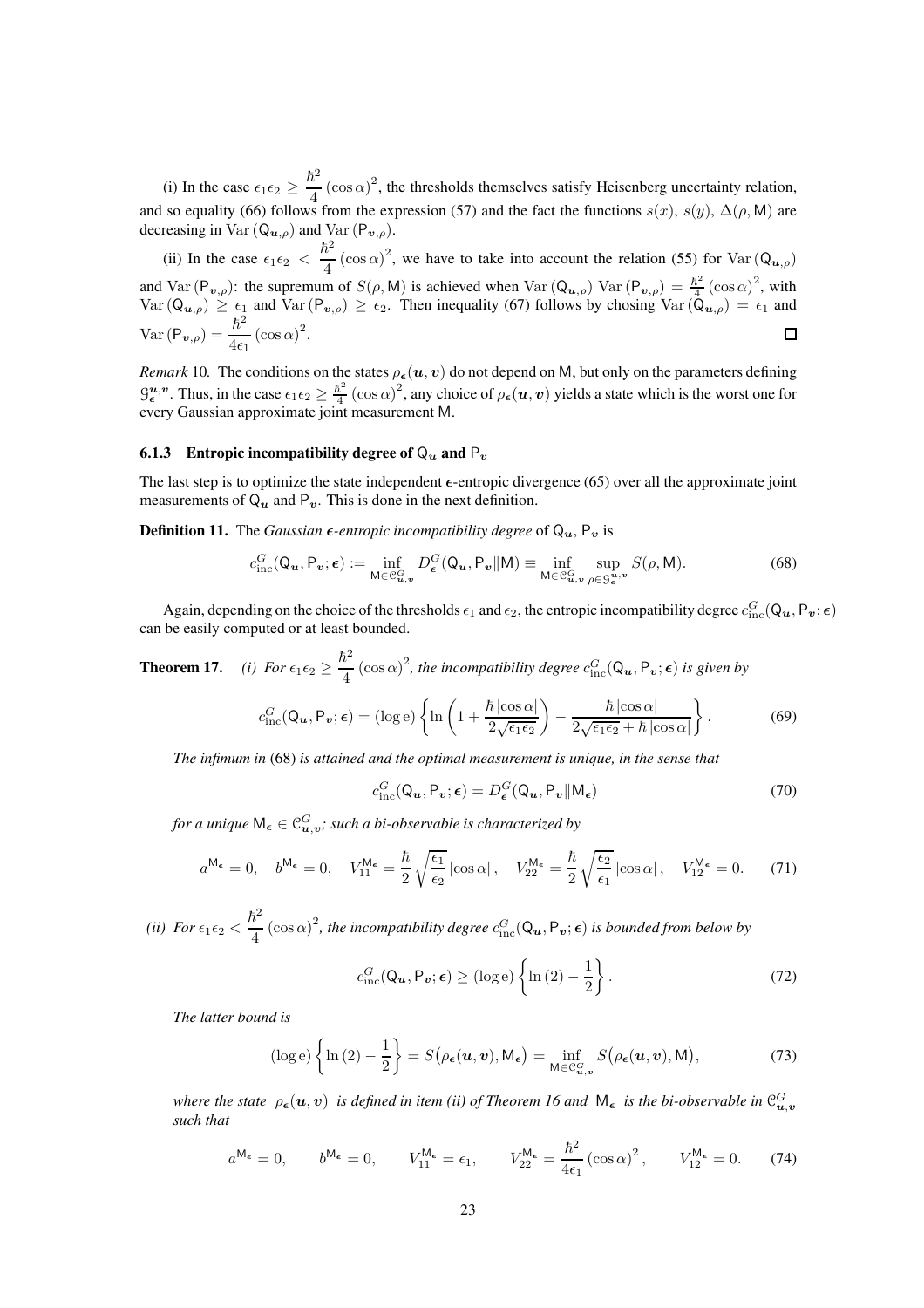(i) In the case $\epsilon_1\epsilon_2 \geq \dfrac{\hbar^2}{4}(\cos\alpha)^2$, the thresholds themselves satisfy Heisenberg uncertainty relation, and so equality (66) follows from the expression (57) and the fact the functions $s(x)$, $s(y)$, $\Delta(\rho, \mathsf{M})$ are decreasing in $\operatorname{Var}(\mathsf{Q}_{\boldsymbol{u},\rho})$ and $\operatorname{Var}(\mathsf{P}_{\boldsymbol{v},\rho})$.

(ii) In the case $\epsilon_1\epsilon_2 < \dfrac{\hbar^2}{4}(\cos\alpha)^2$, we have to take into account the relation (55) for $\operatorname{Var}(\mathsf{Q}_{\boldsymbol{u},\rho})$ and $\operatorname{Var}(\mathsf{P}_{\boldsymbol{v},\rho})$: the supremum of $S(\rho, \mathsf{M})$ is achieved when $\operatorname{Var}(\mathsf{Q}_{\boldsymbol{u},\rho})\operatorname{Var}(\mathsf{P}_{\boldsymbol{v},\rho}) = \frac{\hbar^2}{4}(\cos\alpha)^2$, with $\operatorname{Var}(\mathsf{Q}_{\boldsymbol{u},\rho}) \geq \epsilon_1$ and $\operatorname{Var}(\mathsf{P}_{\boldsymbol{v},\rho}) \geq \epsilon_2$. Then inequality (67) follows by chosing $\operatorname{Var}(\mathsf{Q}_{\boldsymbol{u},\rho}) = \epsilon_1$ and $\operatorname{Var}(\mathsf{P}_{\boldsymbol{v},\rho}) = \dfrac{\hbar^2}{4\epsilon_1}(\cos\alpha)^2$. □

*Remark* 10. The conditions on the states $\rho_{\boldsymbol{\epsilon}}(\boldsymbol{u}, \boldsymbol{v})$ do not depend on $\mathsf{M}$, but only on the parameters defining $\mathcal{G}_{\boldsymbol{\epsilon}}^{\boldsymbol{u},\boldsymbol{v}}$. Thus, in the case $\epsilon_1\epsilon_2 \geq \frac{\hbar^2}{4}(\cos\alpha)^2$, any choice of $\rho_{\boldsymbol{\epsilon}}(\boldsymbol{u}, \boldsymbol{v})$ yields a state which is the worst one for every Gaussian approximate joint measurement $\mathsf{M}$.

### 6.1.3 Entropic incompatibility degree of $\mathsf{Q}_{\boldsymbol{u}}$ and $\mathsf{P}_{\boldsymbol{v}}$

The last step is to optimize the state independent $\boldsymbol{\epsilon}$-entropic divergence (65) over all the approximate joint measurements of $\mathsf{Q}_{\boldsymbol{u}}$ and $\mathsf{P}_{\boldsymbol{v}}$. This is done in the next definition.

**Definition 11.** The *Gaussian $\boldsymbol{\epsilon}$-entropic incompatibility degree* of $\mathsf{Q}_{\boldsymbol{u}}$, $\mathsf{P}_{\boldsymbol{v}}$ is

$$c_{\mathrm{inc}}^G(\mathsf{Q}_{\boldsymbol{u}}, \mathsf{P}_{\boldsymbol{v}}; \boldsymbol{\epsilon}) := \inf_{\mathsf{M}\in\mathcal{C}_{\boldsymbol{u},\boldsymbol{v}}^G} D_{\boldsymbol{\epsilon}}^G(\mathsf{Q}_{\boldsymbol{u}}, \mathsf{P}_{\boldsymbol{v}}\|\mathsf{M}) \equiv \inf_{\mathsf{M}\in\mathcal{C}_{\boldsymbol{u},\boldsymbol{v}}^G} \sup_{\rho\in\mathcal{G}_{\boldsymbol{\epsilon}}^{\boldsymbol{u},\boldsymbol{v}}} S(\rho, \mathsf{M}). \tag{68}$$

Again, depending on the choice of the thresholds $\epsilon_1$ and $\epsilon_2$, the entropic incompatibility degree $c_{\mathrm{inc}}^G(\mathsf{Q}_{\boldsymbol{u}}, \mathsf{P}_{\boldsymbol{v}}; \boldsymbol{\epsilon})$ can be easily computed or at least bounded.

**Theorem 17.** *(i) For $\epsilon_1\epsilon_2 \geq \dfrac{\hbar^2}{4}(\cos\alpha)^2$, the incompatibility degree $c_{\mathrm{inc}}^G(\mathsf{Q}_{\boldsymbol{u}}, \mathsf{P}_{\boldsymbol{v}}; \boldsymbol{\epsilon})$ is given by*

$$c_{\mathrm{inc}}^G(\mathsf{Q}_{\boldsymbol{u}}, \mathsf{P}_{\boldsymbol{v}}; \boldsymbol{\epsilon}) = (\log \mathrm{e})\left\{\ln\left(1 + \frac{\hbar|\cos\alpha|}{2\sqrt{\epsilon_1\epsilon_2}}\right) - \frac{\hbar|\cos\alpha|}{2\sqrt{\epsilon_1\epsilon_2} + \hbar|\cos\alpha|}\right\}. \tag{69}$$

*The infimum in* (68) *is attained and the optimal measurement is unique, in the sense that*

$$c_{\mathrm{inc}}^G(\mathsf{Q}_{\boldsymbol{u}}, \mathsf{P}_{\boldsymbol{v}}; \boldsymbol{\epsilon}) = D_{\boldsymbol{\epsilon}}^G(\mathsf{Q}_{\boldsymbol{u}}, \mathsf{P}_{\boldsymbol{v}}\|\mathsf{M}_{\boldsymbol{\epsilon}}) \tag{70}$$

*for a unique $\mathsf{M}_{\boldsymbol{\epsilon}} \in \mathcal{C}_{\boldsymbol{u},\boldsymbol{v}}^G$; such a bi-observable is characterized by*

$$a^{\mathsf{M}_{\boldsymbol{\epsilon}}} = 0, \quad b^{\mathsf{M}_{\boldsymbol{\epsilon}}} = 0, \quad V_{11}^{\mathsf{M}_{\boldsymbol{\epsilon}}} = \frac{\hbar}{2}\sqrt{\frac{\epsilon_1}{\epsilon_2}}|\cos\alpha|, \quad V_{22}^{\mathsf{M}_{\boldsymbol{\epsilon}}} = \frac{\hbar}{2}\sqrt{\frac{\epsilon_2}{\epsilon_1}}|\cos\alpha|, \quad V_{12}^{\mathsf{M}_{\boldsymbol{\epsilon}}} = 0. \tag{71}$$

*(ii) For $\epsilon_1\epsilon_2 < \dfrac{\hbar^2}{4}(\cos\alpha)^2$, the incompatibility degree $c_{\mathrm{inc}}^G(\mathsf{Q}_{\boldsymbol{u}}, \mathsf{P}_{\boldsymbol{v}}; \boldsymbol{\epsilon})$ is bounded from below by*

$$c_{\mathrm{inc}}^G(\mathsf{Q}_{\boldsymbol{u}}, \mathsf{P}_{\boldsymbol{v}}; \boldsymbol{\epsilon}) \geq (\log \mathrm{e})\left\{\ln(2) - \frac{1}{2}\right\}. \tag{72}$$

*The latter bound is*

$$(\log \mathrm{e})\left\{\ln(2) - \frac{1}{2}\right\} = S\big(\rho_{\boldsymbol{\epsilon}}(\boldsymbol{u}, \boldsymbol{v}), \mathsf{M}_{\boldsymbol{\epsilon}}\big) = \inf_{\mathsf{M}\in\mathcal{C}_{\boldsymbol{u},\boldsymbol{v}}^G} S\big(\rho_{\boldsymbol{\epsilon}}(\boldsymbol{u}, \boldsymbol{v}), \mathsf{M}\big), \tag{73}$$

*where the state $\rho_{\boldsymbol{\epsilon}}(\boldsymbol{u}, \boldsymbol{v})$ is defined in item (ii) of Theorem 16 and $\mathsf{M}_{\boldsymbol{\epsilon}}$ is the bi-observable in $\mathcal{C}_{\boldsymbol{u},\boldsymbol{v}}^G$ such that*

$$a^{\mathsf{M}_{\boldsymbol{\epsilon}}} = 0, \qquad b^{\mathsf{M}_{\boldsymbol{\epsilon}}} = 0, \qquad V_{11}^{\mathsf{M}_{\boldsymbol{\epsilon}}} = \epsilon_1, \qquad V_{22}^{\mathsf{M}_{\boldsymbol{\epsilon}}} = \frac{\hbar^2}{4\epsilon_1}(\cos\alpha)^2, \qquad V_{12}^{\mathsf{M}_{\boldsymbol{\epsilon}}} = 0. \tag{74}$$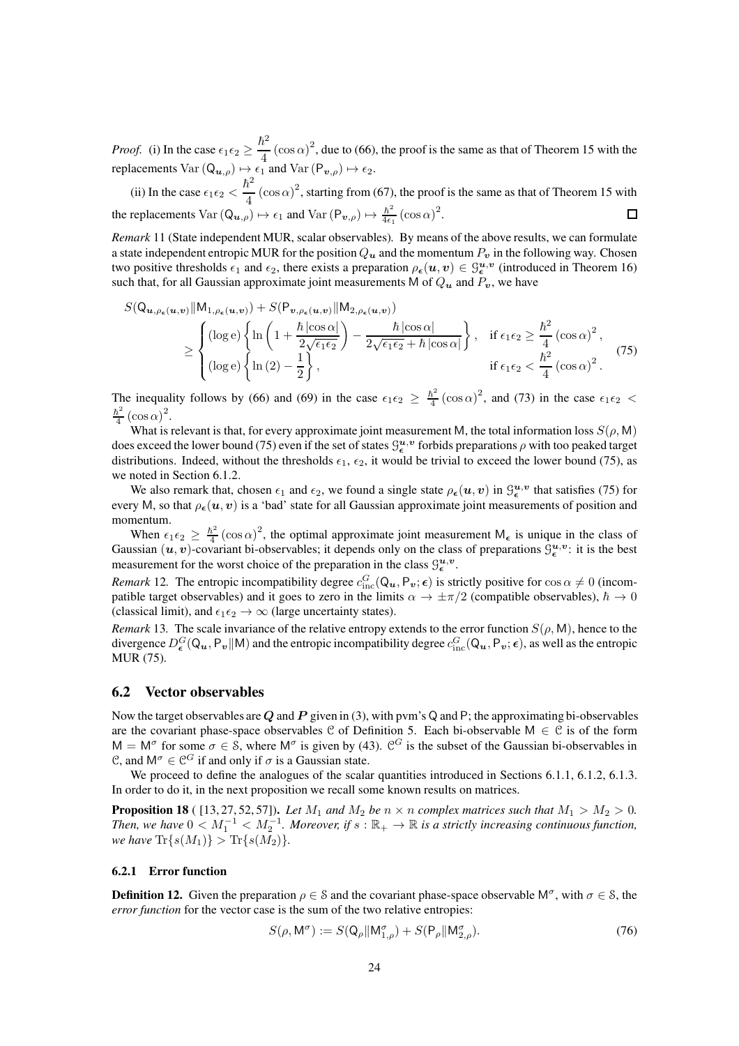*Proof.* (i) In the case $\epsilon_1\epsilon_2 \geq \frac{\hbar^2}{4}(\cos\alpha)^2$, due to (66), the proof is the same as that of Theorem 15 with the replacements $\operatorname{Var}(\mathsf{Q}_{\boldsymbol{u},\rho}) \mapsto \epsilon_1$ and $\operatorname{Var}(\mathsf{P}_{\boldsymbol{v},\rho}) \mapsto \epsilon_2$.

(ii) In the case $\epsilon_1\epsilon_2 < \frac{\hbar^2}{4}(\cos\alpha)^2$, starting from (67), the proof is the same as that of Theorem 15 with the replacements $\operatorname{Var}(\mathsf{Q}_{\boldsymbol{u},\rho}) \mapsto \epsilon_1$ and $\operatorname{Var}(\mathsf{P}_{\boldsymbol{v},\rho}) \mapsto \frac{\hbar^2}{4\epsilon_1}(\cos\alpha)^2$. □

*Remark* 11 (State independent MUR, scalar observables). By means of the above results, we can formulate a state independent entropic MUR for the position $Q_{\boldsymbol{u}}$ and the momentum $P_{\boldsymbol{v}}$ in the following way. Chosen two positive thresholds $\epsilon_1$ and $\epsilon_2$, there exists a preparation $\rho_{\boldsymbol{\epsilon}}(\boldsymbol{u},\boldsymbol{v}) \in \mathcal{G}^{\boldsymbol{u},\boldsymbol{v}}_{\boldsymbol{\epsilon}}$ (introduced in Theorem 16) such that, for all Gaussian approximate joint measurements $\mathsf{M}$ of $Q_{\boldsymbol{u}}$ and $P_{\boldsymbol{v}}$, we have

$$
S(\mathsf{Q}_{\boldsymbol{u},\rho_{\boldsymbol{\epsilon}}(\boldsymbol{u},\boldsymbol{v})}\|\mathsf{M}_{1,\rho_{\boldsymbol{\epsilon}}(\boldsymbol{u},\boldsymbol{v})}) + S(\mathsf{P}_{\boldsymbol{v},\rho_{\boldsymbol{\epsilon}}(\boldsymbol{u},\boldsymbol{v})}\|\mathsf{M}_{2,\rho_{\boldsymbol{\epsilon}}(\boldsymbol{u},\boldsymbol{v})})
\geq \begin{cases} (\log \mathrm{e})\left\{\ln\left(1+\dfrac{\hbar|\cos\alpha|}{2\sqrt{\epsilon_1\epsilon_2}}\right) - \dfrac{\hbar|\cos\alpha|}{2\sqrt{\epsilon_1\epsilon_2}+\hbar|\cos\alpha|}\right\}, & \text{if } \epsilon_1\epsilon_2 \geq \dfrac{\hbar^2}{4}(\cos\alpha)^2, \\ (\log \mathrm{e})\left\{\ln(2) - \dfrac{1}{2}\right\}, & \text{if } \epsilon_1\epsilon_2 < \dfrac{\hbar^2}{4}(\cos\alpha)^2. \end{cases} \tag{75}
$$

The inequality follows by (66) and (69) in the case $\epsilon_1\epsilon_2 \geq \frac{\hbar^2}{4}(\cos\alpha)^2$, and (73) in the case $\epsilon_1\epsilon_2 < \frac{\hbar^2}{4}(\cos\alpha)^2$.

What is relevant is that, for every approximate joint measurement $\mathsf{M}$, the total information loss $S(\rho,\mathsf{M})$ does exceed the lower bound (75) even if the set of states $\mathcal{G}^{\boldsymbol{u},\boldsymbol{v}}_{\boldsymbol{\epsilon}}$ forbids preparations $\rho$ with too peaked target distributions. Indeed, without the thresholds $\epsilon_1$, $\epsilon_2$, it would be trivial to exceed the lower bound (75), as we noted in Section 6.1.2.

We also remark that, chosen $\epsilon_1$ and $\epsilon_2$, we found a single state $\rho_{\boldsymbol{\epsilon}}(\boldsymbol{u},\boldsymbol{v})$ in $\mathcal{G}^{\boldsymbol{u},\boldsymbol{v}}_{\boldsymbol{\epsilon}}$ that satisfies (75) for every $\mathsf{M}$, so that $\rho_{\boldsymbol{\epsilon}}(\boldsymbol{u},\boldsymbol{v})$ is a 'bad' state for all Gaussian approximate joint measurements of position and momentum.

When $\epsilon_1\epsilon_2 \geq \frac{\hbar^2}{4}(\cos\alpha)^2$, the optimal approximate joint measurement $\mathsf{M}_{\boldsymbol{\epsilon}}$ is unique in the class of Gaussian $(\boldsymbol{u},\boldsymbol{v})$-covariant bi-observables; it depends only on the class of preparations $\mathcal{G}^{\boldsymbol{u},\boldsymbol{v}}_{\boldsymbol{\epsilon}}$: it is the best measurement for the worst choice of the preparation in the class $\mathcal{G}^{\boldsymbol{u},\boldsymbol{v}}_{\boldsymbol{\epsilon}}$.

*Remark* 12. The entropic incompatibility degree $c^G_{\mathrm{inc}}(\mathsf{Q}_{\boldsymbol{u}},\mathsf{P}_{\boldsymbol{v}};\boldsymbol{\epsilon})$ is strictly positive for $\cos\alpha \neq 0$ (incompatible target observables) and it goes to zero in the limits $\alpha \to \pm\pi/2$ (compatible observables), $\hbar \to 0$ (classical limit), and $\epsilon_1\epsilon_2 \to \infty$ (large uncertainty states).

*Remark* 13. The scale invariance of the relative entropy extends to the error function $S(\rho,\mathsf{M})$, hence to the divergence $D^G_{\boldsymbol{\epsilon}}(\mathsf{Q}_{\boldsymbol{u}},\mathsf{P}_{\boldsymbol{v}}\|\mathsf{M})$ and the entropic incompatibility degree $c^G_{\mathrm{inc}}(\mathsf{Q}_{\boldsymbol{u}},\mathsf{P}_{\boldsymbol{v}};\boldsymbol{\epsilon})$, as well as the entropic MUR (75).

## 6.2 Vector observables

Now the target observables are $\boldsymbol{Q}$ and $\boldsymbol{P}$ given in (3), with pvm's $\mathsf{Q}$ and $\mathsf{P}$; the approximating bi-observables are the covariant phase-space observables $\mathcal{C}$ of Definition 5. Each bi-observable $\mathsf{M} \in \mathcal{C}$ is of the form $\mathsf{M} = \mathsf{M}^\sigma$ for some $\sigma \in \mathcal{S}$, where $\mathsf{M}^\sigma$ is given by (43). $\mathcal{C}^G$ is the subset of the Gaussian bi-observables in $\mathcal{C}$, and $\mathsf{M}^\sigma \in \mathcal{C}^G$ if and only if $\sigma$ is a Gaussian state.

We proceed to define the analogues of the scalar quantities introduced in Sections 6.1.1, 6.1.2, 6.1.3. In order to do it, in the next proposition we recall some known results on matrices.

**Proposition 18** ( [13, 27, 52, 57]). *Let $M_1$ and $M_2$ be $n \times n$ complex matrices such that $M_1 > M_2 > 0$. Then, we have $0 < M_1^{-1} < M_2^{-1}$. Moreover, if $s : \mathbb{R}_+ \to \mathbb{R}$ is a strictly increasing continuous function, we have $\operatorname{Tr}\{s(M_1)\} > \operatorname{Tr}\{s(M_2)\}$.*

### 6.2.1 Error function

**Definition 12.** Given the preparation $\rho \in \mathcal{S}$ and the covariant phase-space observable $\mathsf{M}^\sigma$, with $\sigma \in \mathcal{S}$, the *error function* for the vector case is the sum of the two relative entropies:

$$
S(\rho,\mathsf{M}^\sigma) := S(\mathsf{Q}_\rho\|\mathsf{M}^\sigma_{1,\rho}) + S(\mathsf{P}_\rho\|\mathsf{M}^\sigma_{2,\rho}). \tag{76}
$$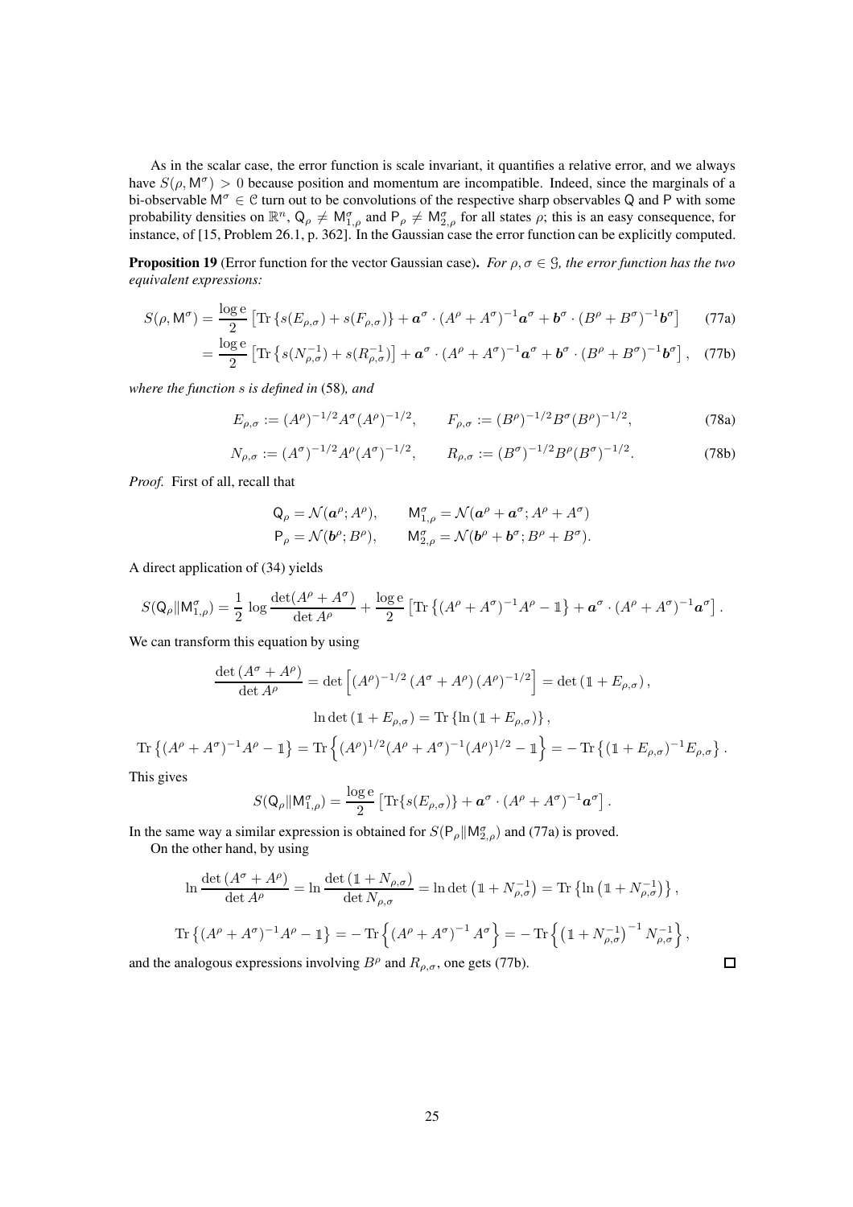As in the scalar case, the error function is scale invariant, it quantifies a relative error, and we always have $S(\rho, \mathsf{M}^\sigma) > 0$ because position and momentum are incompatible. Indeed, since the marginals of a bi-observable $\mathsf{M}^\sigma \in \mathcal{C}$ turn out to be convolutions of the respective sharp observables $\mathsf{Q}$ and $\mathsf{P}$ with some probability densities on $\mathbb{R}^n$, $\mathsf{Q}_\rho \neq \mathsf{M}^\sigma_{1,\rho}$ and $\mathsf{P}_\rho \neq \mathsf{M}^\sigma_{2,\rho}$ for all states $\rho$; this is an easy consequence, for instance, of [15, Problem 26.1, p. 362]. In the Gaussian case the error function can be explicitly computed.

**Proposition 19** (Error function for the vector Gaussian case)**.** *For $\rho, \sigma \in \mathcal{G}$, the error function has the two equivalent expressions:*

$$S(\rho, \mathsf{M}^\sigma) = \frac{\log \mathrm{e}}{2}\left[\operatorname{Tr}\left\{s(E_{\rho,\sigma}) + s(F_{\rho,\sigma})\right\} + \boldsymbol{a}^\sigma \cdot (A^\rho + A^\sigma)^{-1}\boldsymbol{a}^\sigma + \boldsymbol{b}^\sigma \cdot (B^\rho + B^\sigma)^{-1}\boldsymbol{b}^\sigma\right] \tag{77a}$$

$$= \frac{\log \mathrm{e}}{2}\left[\operatorname{Tr}\left\{s(N_{\rho,\sigma}^{-1}) + s(R_{\rho,\sigma}^{-1})\right] + \boldsymbol{a}^\sigma \cdot (A^\rho + A^\sigma)^{-1}\boldsymbol{a}^\sigma + \boldsymbol{b}^\sigma \cdot (B^\rho + B^\sigma)^{-1}\boldsymbol{b}^\sigma\right], \tag{77b}$$

*where the function $s$ is defined in* (58)*, and*

$$E_{\rho,\sigma} := (A^\rho)^{-1/2} A^\sigma (A^\rho)^{-1/2}, \qquad F_{\rho,\sigma} := (B^\rho)^{-1/2} B^\sigma (B^\rho)^{-1/2}, \tag{78a}$$

$$N_{\rho,\sigma} := (A^\sigma)^{-1/2} A^\rho (A^\sigma)^{-1/2}, \qquad R_{\rho,\sigma} := (B^\sigma)^{-1/2} B^\rho (B^\sigma)^{-1/2}. \tag{78b}$$

*Proof.* First of all, recall that

$$\mathsf{Q}_\rho = \mathcal{N}(\boldsymbol{a}^\rho; A^\rho), \qquad \mathsf{M}^\sigma_{1,\rho} = \mathcal{N}(\boldsymbol{a}^\rho + \boldsymbol{a}^\sigma; A^\rho + A^\sigma)$$
$$\mathsf{P}_\rho = \mathcal{N}(\boldsymbol{b}^\rho; B^\rho), \qquad \mathsf{M}^\sigma_{2,\rho} = \mathcal{N}(\boldsymbol{b}^\rho + \boldsymbol{b}^\sigma; B^\rho + B^\sigma).$$

A direct application of (34) yields

$$S(\mathsf{Q}_\rho \| \mathsf{M}^\sigma_{1,\rho}) = \frac{1}{2}\log\frac{\det(A^\rho + A^\sigma)}{\det A^\rho} + \frac{\log \mathrm{e}}{2}\left[\operatorname{Tr}\left\{(A^\rho + A^\sigma)^{-1}A^\rho - \mathbb{1}\right\} + \boldsymbol{a}^\sigma \cdot (A^\rho + A^\sigma)^{-1}\boldsymbol{a}^\sigma\right].$$

We can transform this equation by using

$$\frac{\det\left(A^\sigma + A^\rho\right)}{\det A^\rho} = \det\left[(A^\rho)^{-1/2}\left(A^\sigma + A^\rho\right)(A^\rho)^{-1/2}\right] = \det\left(\mathbb{1} + E_{\rho,\sigma}\right),$$

$$\ln\det\left(\mathbb{1} + E_{\rho,\sigma}\right) = \operatorname{Tr}\left\{\ln\left(\mathbb{1} + E_{\rho,\sigma}\right)\right\},$$

$$\operatorname{Tr}\left\{(A^\rho + A^\sigma)^{-1}A^\rho - \mathbb{1}\right\} = \operatorname{Tr}\left\{(A^\rho)^{1/2}(A^\rho + A^\sigma)^{-1}(A^\rho)^{1/2} - \mathbb{1}\right\} = -\operatorname{Tr}\left\{(\mathbb{1} + E_{\rho,\sigma})^{-1}E_{\rho,\sigma}\right\}.$$

This gives

$$S(\mathsf{Q}_\rho \| \mathsf{M}^\sigma_{1,\rho}) = \frac{\log \mathrm{e}}{2}\left[\operatorname{Tr}\{s(E_{\rho,\sigma})\} + \boldsymbol{a}^\sigma \cdot (A^\rho + A^\sigma)^{-1}\boldsymbol{a}^\sigma\right].$$

In the same way a similar expression is obtained for $S(\mathsf{P}_\rho \| \mathsf{M}^\sigma_{2,\rho})$ and (77a) is proved.

On the other hand, by using

$$\ln\frac{\det\left(A^\sigma + A^\rho\right)}{\det A^\rho} = \ln\frac{\det\left(\mathbb{1} + N_{\rho,\sigma}\right)}{\det N_{\rho,\sigma}} = \ln\det\left(\mathbb{1} + N_{\rho,\sigma}^{-1}\right) = \operatorname{Tr}\left\{\ln\left(\mathbb{1} + N_{\rho,\sigma}^{-1}\right)\right\},$$

$$\operatorname{Tr}\left\{(A^\rho + A^\sigma)^{-1}A^\rho - \mathbb{1}\right\} = -\operatorname{Tr}\left\{\left(A^\rho + A^\sigma\right)^{-1}A^\sigma\right\} = -\operatorname{Tr}\left\{\left(\mathbb{1} + N_{\rho,\sigma}^{-1}\right)^{-1}N_{\rho,\sigma}^{-1}\right\},$$

and the analogous expressions involving $B^\rho$ and $R_{\rho,\sigma}$, one gets (77b). $\square$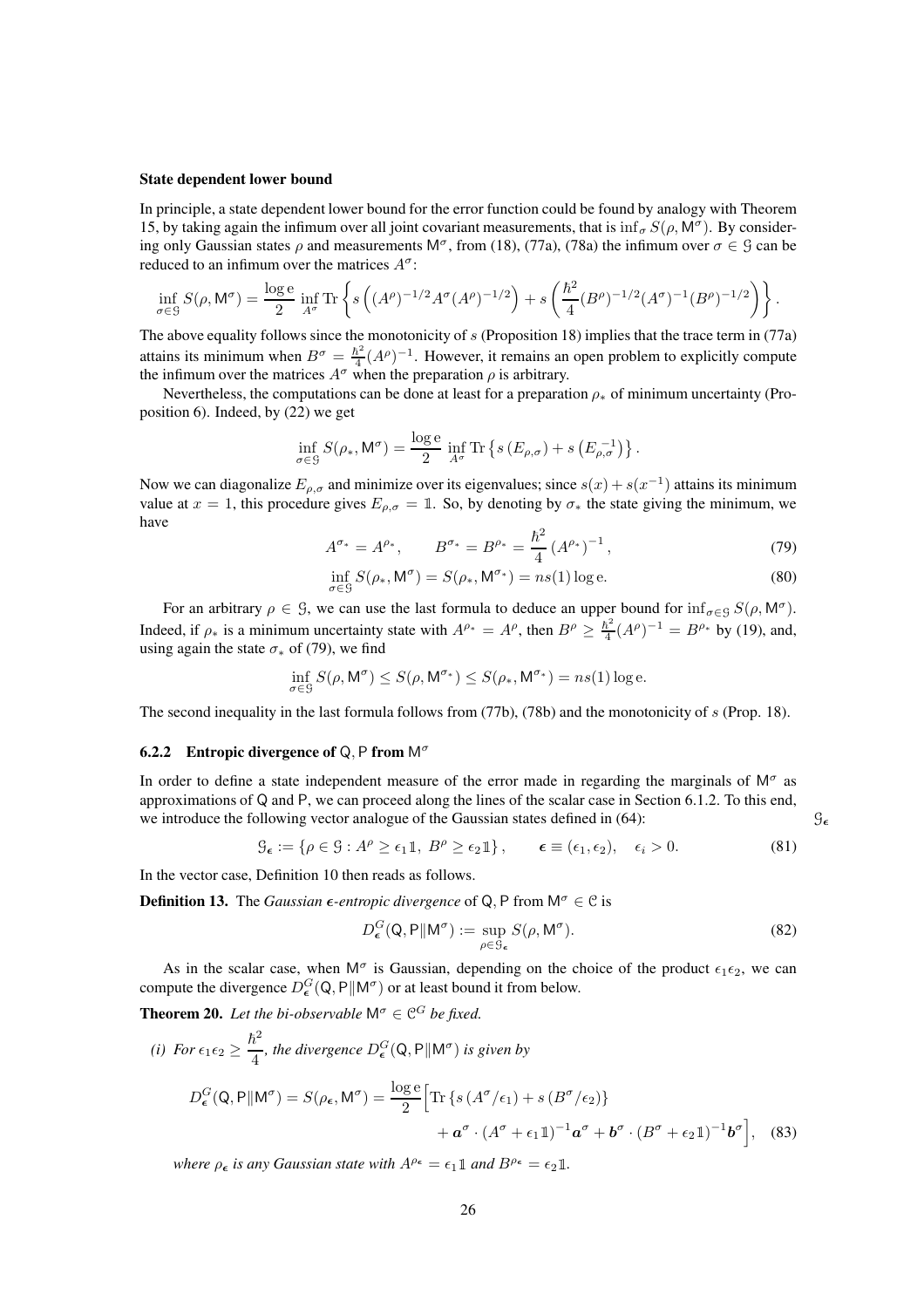**State dependent lower bound**

In principle, a state dependent lower bound for the error function could be found by analogy with Theorem 15, by taking again the infimum over all joint covariant measurements, that is $\inf_\sigma S(\rho, \mathsf{M}^\sigma)$. By considering only Gaussian states $\rho$ and measurements $\mathsf{M}^\sigma$, from (18), (77a), (78a) the infimum over $\sigma \in \mathcal{G}$ can be reduced to an infimum over the matrices $A^\sigma$:

$$\inf_{\sigma\in\mathcal{G}} S(\rho, \mathsf{M}^\sigma) = \frac{\log \mathrm{e}}{2} \inf_{A^\sigma} \operatorname{Tr}\left\{ s\left( (A^\rho)^{-1/2} A^\sigma (A^\rho)^{-1/2} \right) + s\left( \frac{\hbar^2}{4} (B^\rho)^{-1/2} (A^\sigma)^{-1} (B^\rho)^{-1/2} \right) \right\}.$$

The above equality follows since the monotonicity of $s$ (Proposition 18) implies that the trace term in (77a) attains its minimum when $B^\sigma = \frac{\hbar^2}{4}(A^\rho)^{-1}$. However, it remains an open problem to explicitly compute the infimum over the matrices $A^\sigma$ when the preparation $\rho$ is arbitrary.

Nevertheless, the computations can be done at least for a preparation $\rho_*$ of minimum uncertainty (Proposition 6). Indeed, by (22) we get

$$\inf_{\sigma\in\mathcal{G}} S(\rho_*, \mathsf{M}^\sigma) = \frac{\log \mathrm{e}}{2} \inf_{A^\sigma} \operatorname{Tr}\left\{ s\left(E_{\rho,\sigma}\right) + s\left(E_{\rho,\sigma}^{-1}\right) \right\}.$$

Now we can diagonalize $E_{\rho,\sigma}$ and minimize over its eigenvalues; since $s(x) + s(x^{-1})$ attains its minimum value at $x = 1$, this procedure gives $E_{\rho,\sigma} = \mathbb{1}$. So, by denoting by $\sigma_*$ the state giving the minimum, we have

$$A^{\sigma_*} = A^{\rho_*}, \qquad B^{\sigma_*} = B^{\rho_*} = \frac{\hbar^2}{4}\left(A^{\rho_*}\right)^{-1}, \tag{79}$$

$$\inf_{\sigma\in\mathcal{G}} S(\rho_*, \mathsf{M}^\sigma) = S(\rho_*, \mathsf{M}^{\sigma_*}) = n s(1) \log \mathrm{e}. \tag{80}$$

For an arbitrary $\rho \in \mathcal{G}$, we can use the last formula to deduce an upper bound for $\inf_{\sigma\in\mathcal{G}} S(\rho, \mathsf{M}^\sigma)$. Indeed, if $\rho_*$ is a minimum uncertainty state with $A^{\rho_*} = A^\rho$, then $B^\rho \geq \frac{\hbar^2}{4}(A^\rho)^{-1} = B^{\rho_*}$ by (19), and, using again the state $\sigma_*$ of (79), we find

$$\inf_{\sigma\in\mathcal{G}} S(\rho, \mathsf{M}^\sigma) \leq S(\rho, \mathsf{M}^{\sigma_*}) \leq S(\rho_*, \mathsf{M}^{\sigma_*}) = n s(1) \log \mathrm{e}.$$

The second inequality in the last formula follows from (77b), (78b) and the monotonicity of $s$ (Prop. 18).

### 6.2.2 Entropic divergence of $\mathsf{Q}, \mathsf{P}$ from $\mathsf{M}^\sigma$

In order to define a state independent measure of the error made in regarding the marginals of $\mathsf{M}^\sigma$ as approximations of $\mathsf{Q}$ and $\mathsf{P}$, we can proceed along the lines of the scalar case in Section 6.1.2. To this end, we introduce the following vector analogue of the Gaussian states defined in (64):

$$\mathcal{G}_{\boldsymbol{\epsilon}} := \left\{ \rho \in \mathcal{G} : A^\rho \geq \epsilon_1 \mathbb{1},\ B^\rho \geq \epsilon_2 \mathbb{1} \right\}, \qquad \boldsymbol{\epsilon} \equiv (\epsilon_1, \epsilon_2), \quad \epsilon_i > 0. \tag{81}$$

In the vector case, Definition 10 then reads as follows.

**Definition 13.** The *Gaussian $\boldsymbol{\epsilon}$-entropic divergence* of $\mathsf{Q}, \mathsf{P}$ from $\mathsf{M}^\sigma \in \mathcal{C}$ is

$$D^G_{\boldsymbol{\epsilon}}(\mathsf{Q}, \mathsf{P} \| \mathsf{M}^\sigma) := \sup_{\rho\in\mathcal{G}_{\boldsymbol{\epsilon}}} S(\rho, \mathsf{M}^\sigma). \tag{82}$$

As in the scalar case, when $\mathsf{M}^\sigma$ is Gaussian, depending on the choice of the product $\epsilon_1\epsilon_2$, we can compute the divergence $D^G_{\boldsymbol{\epsilon}}(\mathsf{Q}, \mathsf{P} \| \mathsf{M}^\sigma)$ or at least bound it from below.

**Theorem 20.** *Let the bi-observable $\mathsf{M}^\sigma \in \mathcal{C}^G$ be fixed.*

*(i) For $\epsilon_1\epsilon_2 \geq \dfrac{\hbar^2}{4}$, the divergence $D^G_{\boldsymbol{\epsilon}}(\mathsf{Q}, \mathsf{P} \| \mathsf{M}^\sigma)$ is given by*

$$D^G_{\boldsymbol{\epsilon}}(\mathsf{Q}, \mathsf{P} \| \mathsf{M}^\sigma) = S(\rho_{\boldsymbol{\epsilon}}, \mathsf{M}^\sigma) = \frac{\log \mathrm{e}}{2}\Big[ \operatorname{Tr}\left\{ s\left(A^\sigma/\epsilon_1\right) + s\left(B^\sigma/\epsilon_2\right) \right\} + \boldsymbol{a}^\sigma \cdot \left(A^\sigma + \epsilon_1 \mathbb{1}\right)^{-1} \boldsymbol{a}^\sigma + \boldsymbol{b}^\sigma \cdot \left(B^\sigma + \epsilon_2 \mathbb{1}\right)^{-1} \boldsymbol{b}^\sigma \Big], \tag{83}$$

*where $\rho_{\boldsymbol{\epsilon}}$ is any Gaussian state with $A^{\rho_{\boldsymbol{\epsilon}}} = \epsilon_1 \mathbb{1}$ and $B^{\rho_{\boldsymbol{\epsilon}}} = \epsilon_2 \mathbb{1}$.*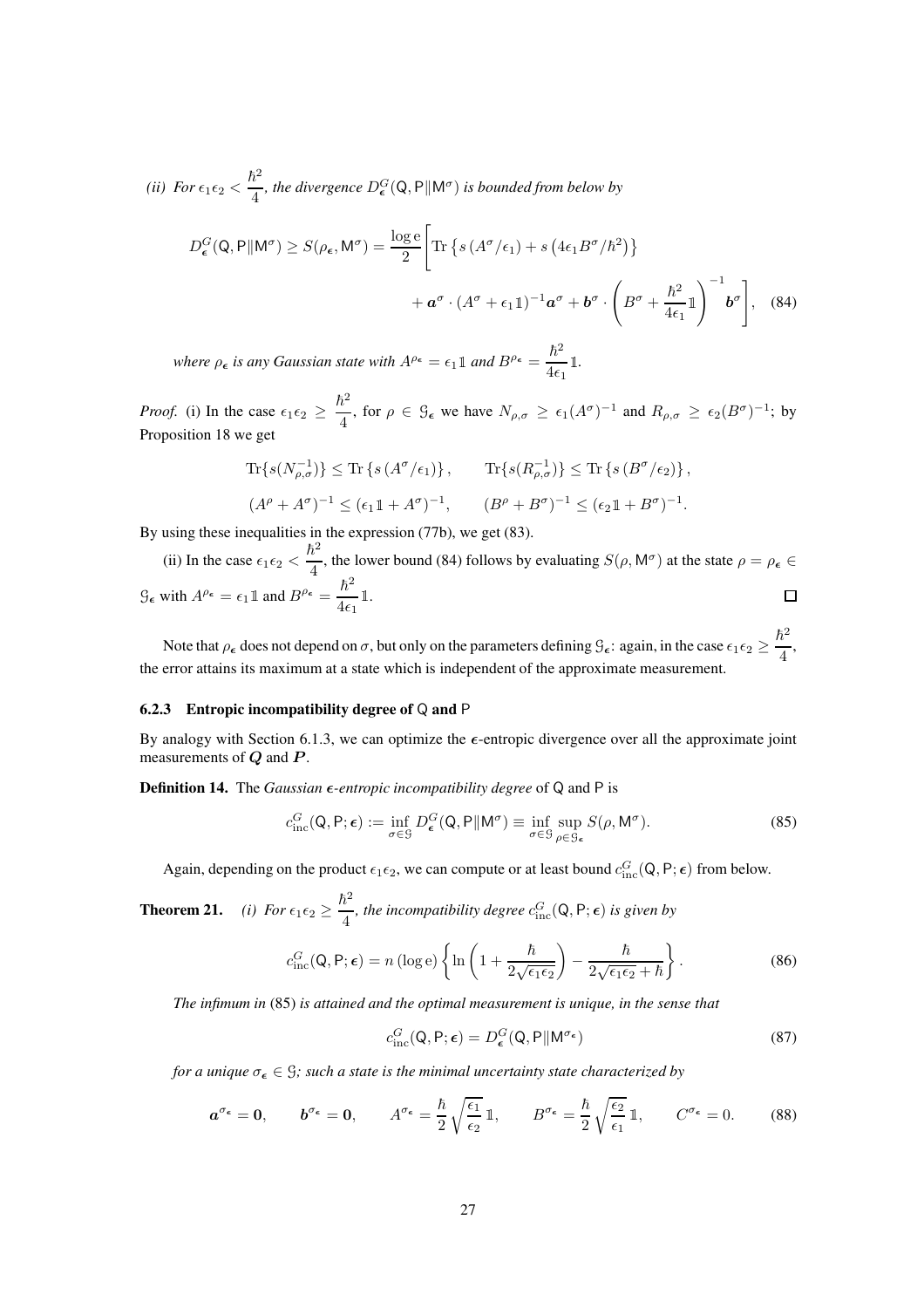*(ii) For $\epsilon_1\epsilon_2 < \dfrac{\hbar^2}{4}$, the divergence $D^G_{\boldsymbol{\epsilon}}(\mathsf{Q},\mathsf{P}\|\mathsf{M}^\sigma)$ is bounded from below by*

$$D^G_{\boldsymbol{\epsilon}}(\mathsf{Q},\mathsf{P}\|\mathsf{M}^\sigma) \geq S(\rho_{\boldsymbol{\epsilon}},\mathsf{M}^\sigma) = \frac{\log \mathrm{e}}{2}\Bigg[\operatorname{Tr}\left\{s\left(A^\sigma/\epsilon_1\right) + s\left(4\epsilon_1 B^\sigma/\hbar^2\right)\right\} + \boldsymbol{a}^\sigma\cdot(A^\sigma+\epsilon_1\mathbb{1})^{-1}\boldsymbol{a}^\sigma + \boldsymbol{b}^\sigma\cdot\left(B^\sigma+\frac{\hbar^2}{4\epsilon_1}\mathbb{1}\right)^{-1}\boldsymbol{b}^\sigma\Bigg], \quad (84)$$

*where $\rho_{\boldsymbol{\epsilon}}$ is any Gaussian state with $A^{\rho_{\boldsymbol{\epsilon}}} = \epsilon_1\mathbb{1}$ and $B^{\rho_{\boldsymbol{\epsilon}}} = \dfrac{\hbar^2}{4\epsilon_1}\mathbb{1}$.*

*Proof.* (i) In the case $\epsilon_1\epsilon_2 \geq \dfrac{\hbar^2}{4}$, for $\rho \in \mathcal{G}_{\boldsymbol{\epsilon}}$ we have $N_{\rho,\sigma} \geq \epsilon_1(A^\sigma)^{-1}$ and $R_{\rho,\sigma} \geq \epsilon_2(B^\sigma)^{-1}$; by Proposition 18 we get

$$\operatorname{Tr}\{s(N_{\rho,\sigma}^{-1})\} \leq \operatorname{Tr}\left\{s\left(A^\sigma/\epsilon_1\right)\right\}, \qquad \operatorname{Tr}\{s(R_{\rho,\sigma}^{-1})\} \leq \operatorname{Tr}\left\{s\left(B^\sigma/\epsilon_2\right)\right\},$$

$$(A^\rho + A^\sigma)^{-1} \leq (\epsilon_1\mathbb{1} + A^\sigma)^{-1}, \qquad (B^\rho + B^\sigma)^{-1} \leq (\epsilon_2\mathbb{1} + B^\sigma)^{-1}.$$

By using these inequalities in the expression (77b), we get (83).

(ii) In the case $\epsilon_1\epsilon_2 < \dfrac{\hbar^2}{4}$, the lower bound (84) follows by evaluating $S(\rho,\mathsf{M}^\sigma)$ at the state $\rho = \rho_{\boldsymbol{\epsilon}} \in \mathcal{G}_{\boldsymbol{\epsilon}}$ with $A^{\rho_{\boldsymbol{\epsilon}}} = \epsilon_1\mathbb{1}$ and $B^{\rho_{\boldsymbol{\epsilon}}} = \dfrac{\hbar^2}{4\epsilon_1}\mathbb{1}$. □

Note that $\rho_{\boldsymbol{\epsilon}}$ does not depend on $\sigma$, but only on the parameters defining $\mathcal{G}_{\boldsymbol{\epsilon}}$: again, in the case $\epsilon_1\epsilon_2 \geq \dfrac{\hbar^2}{4}$, the error attains its maximum at a state which is independent of the approximate measurement.

#### 6.2.3 Entropic incompatibility degree of Q and P

By analogy with Section 6.1.3, we can optimize the $\boldsymbol{\epsilon}$-entropic divergence over all the approximate joint measurements of $\boldsymbol{Q}$ and $\boldsymbol{P}$.

**Definition 14.** The *Gaussian $\boldsymbol{\epsilon}$-entropic incompatibility degree* of $\mathsf{Q}$ and $\mathsf{P}$ is

$$c^G_{\mathrm{inc}}(\mathsf{Q},\mathsf{P};\boldsymbol{\epsilon}) := \inf_{\sigma\in\mathcal{G}} D^G_{\boldsymbol{\epsilon}}(\mathsf{Q},\mathsf{P}\|\mathsf{M}^\sigma) \equiv \inf_{\sigma\in\mathcal{G}}\sup_{\rho\in\mathcal{G}_{\boldsymbol{\epsilon}}} S(\rho,\mathsf{M}^\sigma). \quad (85)$$

Again, depending on the product $\epsilon_1\epsilon_2$, we can compute or at least bound $c^G_{\mathrm{inc}}(\mathsf{Q},\mathsf{P};\boldsymbol{\epsilon})$ from below.

**Theorem 21.** *(i) For $\epsilon_1\epsilon_2 \geq \dfrac{\hbar^2}{4}$, the incompatibility degree $c^G_{\mathrm{inc}}(\mathsf{Q},\mathsf{P};\boldsymbol{\epsilon})$ is given by*

$$c^G_{\mathrm{inc}}(\mathsf{Q},\mathsf{P};\boldsymbol{\epsilon}) = n\,(\log\mathrm{e})\left\{\ln\left(1+\frac{\hbar}{2\sqrt{\epsilon_1\epsilon_2}}\right) - \frac{\hbar}{2\sqrt{\epsilon_1\epsilon_2}+\hbar}\right\}. \quad (86)$$

*The infimum in (85) is attained and the optimal measurement is unique, in the sense that*

$$c^G_{\mathrm{inc}}(\mathsf{Q},\mathsf{P};\boldsymbol{\epsilon}) = D^G_{\boldsymbol{\epsilon}}(\mathsf{Q},\mathsf{P}\|\mathsf{M}^{\sigma_{\boldsymbol{\epsilon}}}) \quad (87)$$

*for a unique $\sigma_{\boldsymbol{\epsilon}} \in \mathcal{G}$; such a state is the minimal uncertainty state characterized by*

$$\boldsymbol{a}^{\sigma_{\boldsymbol{\epsilon}}} = \boldsymbol{0}, \qquad \boldsymbol{b}^{\sigma_{\boldsymbol{\epsilon}}} = \boldsymbol{0}, \qquad A^{\sigma_{\boldsymbol{\epsilon}}} = \frac{\hbar}{2}\sqrt{\frac{\epsilon_1}{\epsilon_2}}\,\mathbb{1}, \qquad B^{\sigma_{\boldsymbol{\epsilon}}} = \frac{\hbar}{2}\sqrt{\frac{\epsilon_2}{\epsilon_1}}\,\mathbb{1}, \qquad C^{\sigma_{\boldsymbol{\epsilon}}} = 0. \quad (88)$$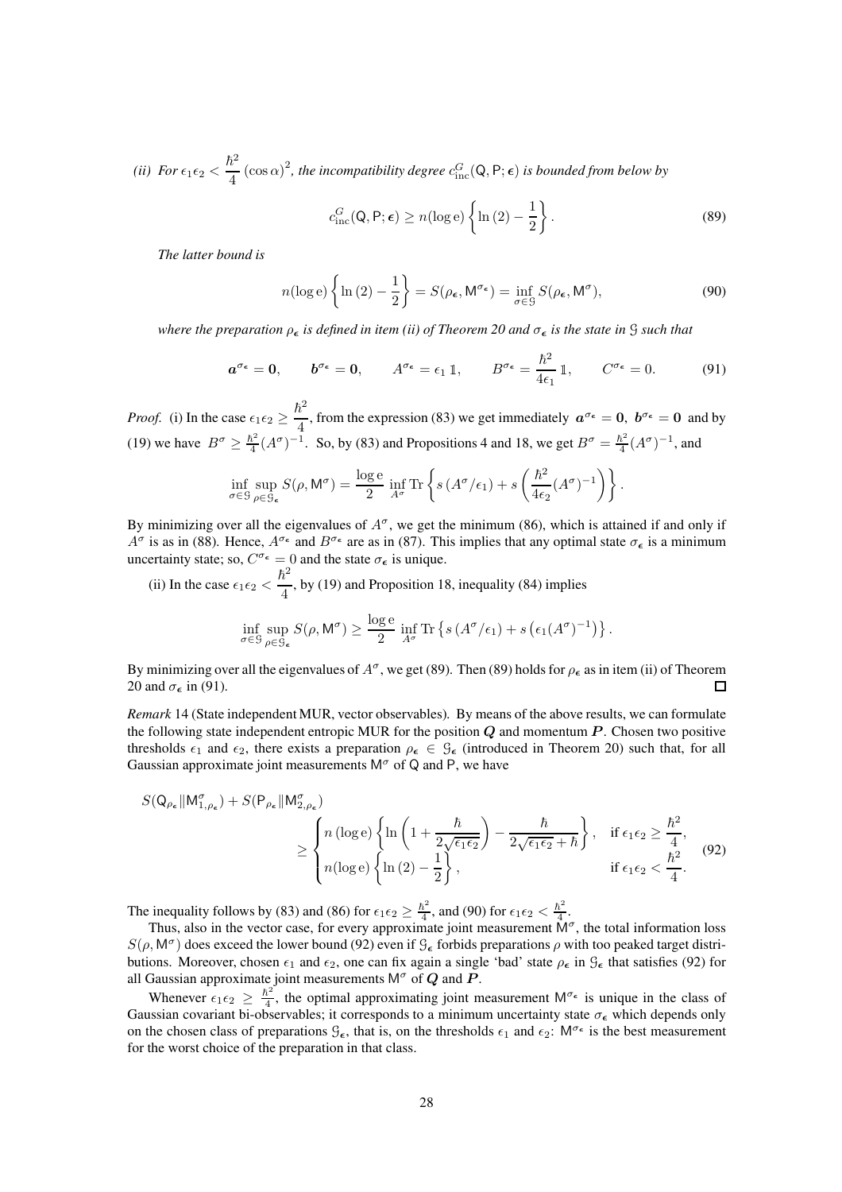*(ii) For $\epsilon_1\epsilon_2 < \dfrac{\hbar^2}{4}(\cos\alpha)^2$, the incompatibility degree $c_{\rm inc}^G(\mathsf{Q},\mathsf{P};\boldsymbol{\epsilon})$ is bounded from below by*

$$c_{\rm inc}^G(\mathsf{Q},\mathsf{P};\boldsymbol{\epsilon}) \geq n(\log \mathrm{e})\left\{\ln(2) - \frac{1}{2}\right\}. \tag{89}$$

*The latter bound is*

$$n(\log \mathrm{e})\left\{\ln(2) - \frac{1}{2}\right\} = S(\rho_{\boldsymbol{\epsilon}}, \mathsf{M}^{\sigma_{\boldsymbol{\epsilon}}}) = \inf_{\sigma\in\mathcal{G}} S(\rho_{\boldsymbol{\epsilon}}, \mathsf{M}^{\sigma}), \tag{90}$$

*where the preparation $\rho_{\boldsymbol{\epsilon}}$ is defined in item (ii) of Theorem 20 and $\sigma_{\boldsymbol{\epsilon}}$ is the state in $\mathcal{G}$ such that*

$$\boldsymbol{a}^{\sigma_{\boldsymbol{\epsilon}}} = \boldsymbol{0}, \qquad \boldsymbol{b}^{\sigma_{\boldsymbol{\epsilon}}} = \boldsymbol{0}, \qquad A^{\sigma_{\boldsymbol{\epsilon}}} = \epsilon_1\,\mathbb{1}, \qquad B^{\sigma_{\boldsymbol{\epsilon}}} = \frac{\hbar^2}{4\epsilon_1}\,\mathbb{1}, \qquad C^{\sigma_{\boldsymbol{\epsilon}}} = 0. \tag{91}$$

*Proof.* (i) In the case $\epsilon_1\epsilon_2 \geq \dfrac{\hbar^2}{4}$, from the expression (83) we get immediately $\boldsymbol{a}^{\sigma_{\boldsymbol{\epsilon}}} = \boldsymbol{0},\ \boldsymbol{b}^{\sigma_{\boldsymbol{\epsilon}}} = \boldsymbol{0}$ and by (19) we have $B^\sigma \geq \frac{\hbar^2}{4}(A^\sigma)^{-1}$. So, by (83) and Propositions 4 and 18, we get $B^\sigma = \frac{\hbar^2}{4}(A^\sigma)^{-1}$, and

$$\inf_{\sigma\in\mathcal{G}}\sup_{\rho\in\mathcal{G}_{\boldsymbol{\epsilon}}} S(\rho,\mathsf{M}^\sigma) = \frac{\log \mathrm{e}}{2}\inf_{A^\sigma}\mathrm{Tr}\left\{s\left(A^\sigma/\epsilon_1\right) + s\left(\frac{\hbar^2}{4\epsilon_2}(A^\sigma)^{-1}\right)\right\}.$$

By minimizing over all the eigenvalues of $A^\sigma$, we get the minimum (86), which is attained if and only if $A^\sigma$ is as in (88). Hence, $A^{\sigma_{\boldsymbol{\epsilon}}}$ and $B^{\sigma_{\boldsymbol{\epsilon}}}$ are as in (87). This implies that any optimal state $\sigma_{\boldsymbol{\epsilon}}$ is a minimum uncertainty state; so, $C^{\sigma_{\boldsymbol{\epsilon}}} = 0$ and the state $\sigma_{\boldsymbol{\epsilon}}$ is unique.

(ii) In the case $\epsilon_1\epsilon_2 < \dfrac{\hbar^2}{4}$, by (19) and Proposition 18, inequality (84) implies

$$\inf_{\sigma\in\mathcal{G}}\sup_{\rho\in\mathcal{G}_{\boldsymbol{\epsilon}}} S(\rho,\mathsf{M}^\sigma) \geq \frac{\log \mathrm{e}}{2}\inf_{A^\sigma}\mathrm{Tr}\left\{s\left(A^\sigma/\epsilon_1\right) + s\left(\epsilon_1(A^\sigma)^{-1}\right)\right\}.$$

By minimizing over all the eigenvalues of $A^\sigma$, we get (89). Then (89) holds for $\rho_{\boldsymbol{\epsilon}}$ as in item (ii) of Theorem 20 and $\sigma_{\boldsymbol{\epsilon}}$ in (91). ◻

*Remark* 14 (State independent MUR, vector observables). By means of the above results, we can formulate the following state independent entropic MUR for the position $\boldsymbol{Q}$ and momentum $\boldsymbol{P}$. Chosen two positive thresholds $\epsilon_1$ and $\epsilon_2$, there exists a preparation $\rho_{\boldsymbol{\epsilon}} \in \mathcal{G}_{\boldsymbol{\epsilon}}$ (introduced in Theorem 20) such that, for all Gaussian approximate joint measurements $\mathsf{M}^\sigma$ of $\mathsf{Q}$ and $\mathsf{P}$, we have

$$S(\mathsf{Q}_{\rho_{\boldsymbol{\epsilon}}}\|\mathsf{M}^\sigma_{1,\rho_{\boldsymbol{\epsilon}}}) + S(\mathsf{P}_{\rho_{\boldsymbol{\epsilon}}}\|\mathsf{M}^\sigma_{2,\rho_{\boldsymbol{\epsilon}}}) \geq \begin{cases} n\,(\log \mathrm{e})\left\{\ln\left(1 + \dfrac{\hbar}{2\sqrt{\epsilon_1\epsilon_2}}\right) - \dfrac{\hbar}{2\sqrt{\epsilon_1\epsilon_2} + \hbar}\right\}, & \text{if } \epsilon_1\epsilon_2 \geq \dfrac{\hbar^2}{4}, \\ n(\log \mathrm{e})\left\{\ln(2) - \dfrac{1}{2}\right\}, & \text{if } \epsilon_1\epsilon_2 < \dfrac{\hbar^2}{4}. \end{cases} \tag{92}$$

The inequality follows by (83) and (86) for $\epsilon_1\epsilon_2 \geq \frac{\hbar^2}{4}$, and (90) for $\epsilon_1\epsilon_2 < \frac{\hbar^2}{4}$.

Thus, also in the vector case, for every approximate joint measurement $\mathsf{M}^\sigma$, the total information loss $S(\rho,\mathsf{M}^\sigma)$ does exceed the lower bound (92) even if $\mathcal{G}_{\boldsymbol{\epsilon}}$ forbids preparations $\rho$ with too peaked target distributions. Moreover, chosen $\epsilon_1$ and $\epsilon_2$, one can fix again a single 'bad' state $\rho_{\boldsymbol{\epsilon}}$ in $\mathcal{G}_{\boldsymbol{\epsilon}}$ that satisfies (92) for all Gaussian approximate joint measurements $\mathsf{M}^\sigma$ of $\boldsymbol{Q}$ and $\boldsymbol{P}$.

Whenever $\epsilon_1\epsilon_2 \geq \frac{\hbar^2}{4}$, the optimal approximating joint measurement $\mathsf{M}^{\sigma_{\boldsymbol{\epsilon}}}$ is unique in the class of Gaussian covariant bi-observables; it corresponds to a minimum uncertainty state $\sigma_{\boldsymbol{\epsilon}}$ which depends only on the chosen class of preparations $\mathcal{G}_{\boldsymbol{\epsilon}}$, that is, on the thresholds $\epsilon_1$ and $\epsilon_2$: $\mathsf{M}^{\sigma_{\boldsymbol{\epsilon}}}$ is the best measurement for the worst choice of the preparation in that class.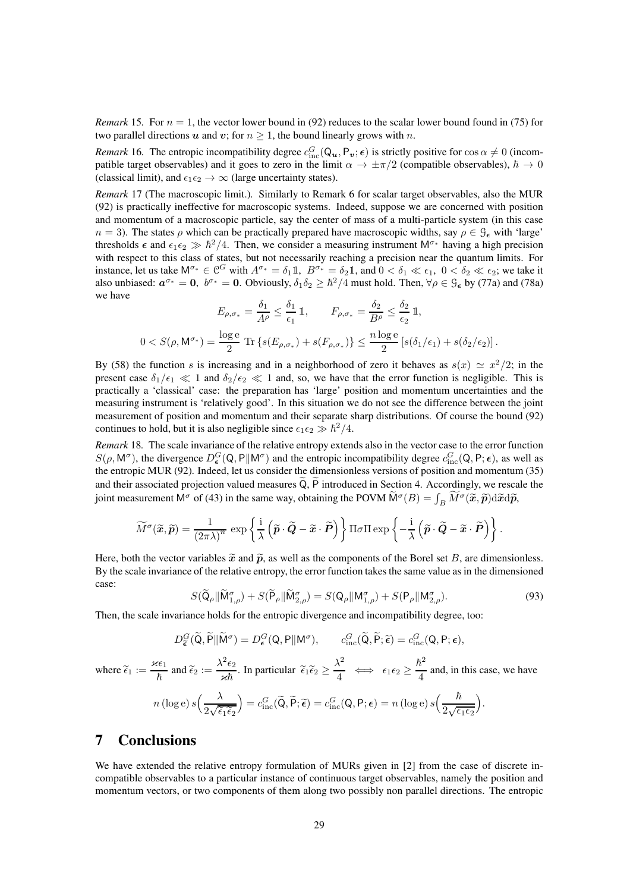*Remark* 15. For $n = 1$, the vector lower bound in (92) reduces to the scalar lower bound found in (75) for two parallel directions $\boldsymbol{u}$ and $\boldsymbol{v}$; for $n \geq 1$, the bound linearly grows with $n$.

*Remark* 16. The entropic incompatibility degree $c_{\rm inc}^{G}(\mathsf{Q}_{\boldsymbol{u}}, \mathsf{P}_{\boldsymbol{v}}; \boldsymbol{\epsilon})$ is strictly positive for $\cos\alpha \neq 0$ (incompatible target observables) and it goes to zero in the limit $\alpha \to \pm\pi/2$ (compatible observables), $\hbar \to 0$ (classical limit), and $\epsilon_1\epsilon_2 \to \infty$ (large uncertainty states).

*Remark* 17 (The macroscopic limit.). Similarly to Remark 6 for scalar target observables, also the MUR (92) is practically ineffective for macroscopic systems. Indeed, suppose we are concerned with position and momentum of a macroscopic particle, say the center of mass of a multi-particle system (in this case $n = 3$). The states $\rho$ which can be practically prepared have macroscopic widths, say $\rho \in \mathcal{G}_{\boldsymbol{\epsilon}}$ with 'large' thresholds $\boldsymbol{\epsilon}$ and $\epsilon_1\epsilon_2 \gg \hbar^2/4$. Then, we consider a measuring instrument $\mathsf{M}^{\sigma_*}$ having a high precision with respect to this class of states, but not necessarily reaching a precision near the quantum limits. For instance, let us take $\mathsf{M}^{\sigma_*} \in \mathcal{C}^G$ with $A^{\sigma_*} = \delta_1 \mathbb{1}$, $B^{\sigma_*} = \delta_2 \mathbb{1}$, and $0 < \delta_1 \ll \epsilon_1$, $0 < \delta_2 \ll \epsilon_2$; we take it also unbiased: $\boldsymbol{a}^{\sigma_*} = \boldsymbol{0}$, $b^{\sigma_*} = \boldsymbol{0}$. Obviously, $\delta_1\delta_2 \geq \hbar^2/4$ must hold. Then, $\forall \rho \in \mathcal{G}_{\boldsymbol{\epsilon}}$ by (77a) and (78a) we have

$$
E_{\rho,\sigma_*} = \frac{\delta_1}{A^\rho} \leq \frac{\delta_1}{\epsilon_1}\,\mathbb{1}, \qquad F_{\rho,\sigma_*} = \frac{\delta_2}{B^\rho} \leq \frac{\delta_2}{\epsilon_2}\,\mathbb{1},
$$

$$
0 < S(\rho, \mathsf{M}^{\sigma_*}) = \frac{\log \mathrm{e}}{2}\,\mathrm{Tr}\left\{ s(E_{\rho,\sigma_*}) + s(F_{\rho,\sigma_*}) \right\} \leq \frac{n \log \mathrm{e}}{2}\left[ s(\delta_1/\epsilon_1) + s(\delta_2/\epsilon_2) \right].
$$

By (58) the function $s$ is increasing and in a neighborhood of zero it behaves as $s(x) \simeq x^2/2$; in the present case $\delta_1/\epsilon_1 \ll 1$ and $\delta_2/\epsilon_2 \ll 1$ and, so, we have that the error function is negligible. This is practically a 'classical' case: the preparation has 'large' position and momentum uncertainties and the measuring instrument is 'relatively good'. In this situation we do not see the difference between the joint measurement of position and momentum and their separate sharp distributions. Of course the bound (92) continues to hold, but it is also negligible since $\epsilon_1\epsilon_2 \gg \hbar^2/4$.

*Remark* 18. The scale invariance of the relative entropy extends also in the vector case to the error function $S(\rho, \mathsf{M}^\sigma)$, the divergence $D_{\boldsymbol{\epsilon}}^G(\mathsf{Q}, \mathsf{P} \| \mathsf{M}^\sigma)$ and the entropic incompatibility degree $c_{\rm inc}^G(\mathsf{Q}, \mathsf{P}; \boldsymbol{\epsilon})$, as well as the entropic MUR (92). Indeed, let us consider the dimensionless versions of position and momentum (35) and their associated projection valued measures $\widetilde{\mathsf{Q}}$, $\widetilde{\mathsf{P}}$ introduced in Section 4. Accordingly, we rescale the joint measurement $\mathsf{M}^\sigma$ of (43) in the same way, obtaining the POVM $\widetilde{\mathsf{M}}^\sigma(B) = \int_B \widetilde{M}^\sigma(\widetilde{\boldsymbol{x}}, \widetilde{\boldsymbol{p}})\mathrm{d}\widetilde{\boldsymbol{x}}\mathrm{d}\widetilde{\boldsymbol{p}}$,

$$
\widetilde{M}^\sigma(\widetilde{\boldsymbol{x}}, \widetilde{\boldsymbol{p}}) = \frac{1}{(2\pi\lambda)^n}\,\exp\left\{ \frac{\mathrm{i}}{\lambda}\left( \widetilde{\boldsymbol{p}} \cdot \widetilde{\boldsymbol{Q}} - \widetilde{\boldsymbol{x}} \cdot \widetilde{\boldsymbol{P}} \right) \right\} \Pi\sigma\Pi \exp\left\{ -\frac{\mathrm{i}}{\lambda}\left( \widetilde{\boldsymbol{p}} \cdot \widetilde{\boldsymbol{Q}} - \widetilde{\boldsymbol{x}} \cdot \widetilde{\boldsymbol{P}} \right) \right\}.
$$

Here, both the vector variables $\widetilde{\boldsymbol{x}}$ and $\widetilde{\boldsymbol{p}}$, as well as the components of the Borel set $B$, are dimensionless. By the scale invariance of the relative entropy, the error function takes the same value as in the dimensioned case:

$$
S(\widetilde{\mathsf{Q}}_\rho \| \widetilde{\mathsf{M}}^\sigma_{1,\rho}) + S(\widetilde{\mathsf{P}}_\rho \| \widetilde{\mathsf{M}}^\sigma_{2,\rho}) = S(\mathsf{Q}_\rho \| \mathsf{M}^\sigma_{1,\rho}) + S(\mathsf{P}_\rho \| \mathsf{M}^\sigma_{2,\rho}). \tag{93}
$$

Then, the scale invariance holds for the entropic divergence and incompatibility degree, too:

$$
D^G_{\widetilde{\boldsymbol{\epsilon}}}(\widetilde{\mathsf{Q}}, \widetilde{\mathsf{P}} \| \widetilde{\mathsf{M}}^\sigma) = D^G_{\boldsymbol{\epsilon}}(\mathsf{Q}, \mathsf{P} \| \mathsf{M}^\sigma), \qquad c^G_{\rm inc}(\widetilde{\mathsf{Q}}, \widetilde{\mathsf{P}}; \widetilde{\boldsymbol{\epsilon}}) = c^G_{\rm inc}(\mathsf{Q}, \mathsf{P}; \boldsymbol{\epsilon}),
$$

where $\widetilde{\epsilon}_1 := \dfrac{\varkappa\epsilon_1}{\hbar}$ and $\widetilde{\epsilon}_2 := \dfrac{\lambda^2\epsilon_2}{\varkappa\hbar}$. In particular $\widetilde{\epsilon}_1\widetilde{\epsilon}_2 \geq \dfrac{\lambda^2}{4} \iff \epsilon_1\epsilon_2 \geq \dfrac{\hbar^2}{4}$ and, in this case, we have

$$
n\,(\log \mathrm{e})\, s\Big( \frac{\lambda}{2\sqrt{\widetilde{\epsilon}_1\widetilde{\epsilon}_2}} \Big) = c^G_{\rm inc}(\widetilde{\mathsf{Q}}, \widetilde{\mathsf{P}}; \widetilde{\boldsymbol{\epsilon}}) = c^G_{\rm inc}(\mathsf{Q}, \mathsf{P}; \boldsymbol{\epsilon}) = n\,(\log \mathrm{e})\, s\Big( \frac{\hbar}{2\sqrt{\epsilon_1\epsilon_2}} \Big).
$$

# 7 Conclusions

We have extended the relative entropy formulation of MURs given in [2] from the case of discrete incompatible observables to a particular instance of continuous target observables, namely the position and momentum vectors, or two components of them along two possibly non parallel directions. The entropic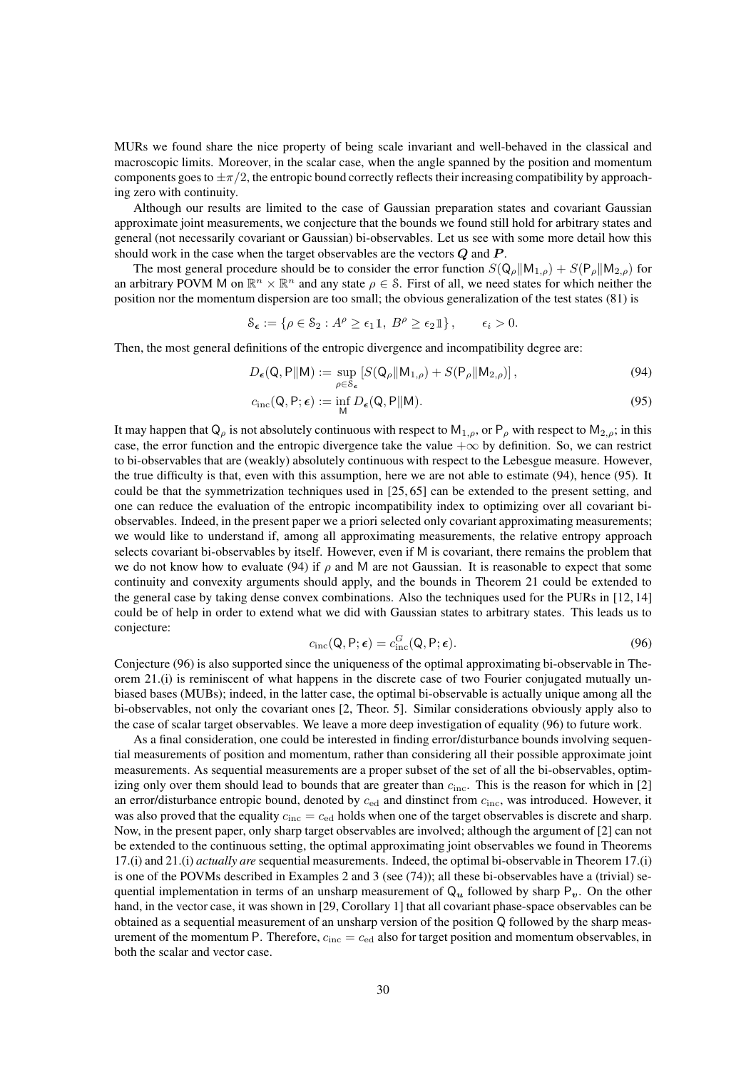MURs we found share the nice property of being scale invariant and well-behaved in the classical and macroscopic limits. Moreover, in the scalar case, when the angle spanned by the position and momentum components goes to $\pm\pi/2$, the entropic bound correctly reflects their increasing compatibility by approaching zero with continuity.

Although our results are limited to the case of Gaussian preparation states and covariant Gaussian approximate joint measurements, we conjecture that the bounds we found still hold for arbitrary states and general (not necessarily covariant or Gaussian) bi-observables. Let us see with some more detail how this should work in the case when the target observables are the vectors $\boldsymbol{Q}$ and $\boldsymbol{P}$.

The most general procedure should be to consider the error function $S(\mathsf{Q}_\rho \| \mathsf{M}_{1,\rho}) + S(\mathsf{P}_\rho \| \mathsf{M}_{2,\rho})$ for an arbitrary POVM $\mathsf{M}$ on $\mathbb{R}^n \times \mathbb{R}^n$ and any state $\rho \in \mathcal{S}$. First of all, we need states for which neither the position nor the momentum dispersion are too small; the obvious generalization of the test states (81) is

$$\mathcal{S}_{\boldsymbol{\epsilon}} := \{\rho \in \mathcal{S}_2 : A^\rho \geq \epsilon_1 \mathbb{1},\ B^\rho \geq \epsilon_2 \mathbb{1}\}, \qquad \epsilon_i > 0.$$

Then, the most general definitions of the entropic divergence and incompatibility degree are:

$$D_{\boldsymbol{\epsilon}}(\mathsf{Q}, \mathsf{P} \| \mathsf{M}) := \sup_{\rho \in \mathcal{S}_{\boldsymbol{\epsilon}}} \left[ S(\mathsf{Q}_\rho \| \mathsf{M}_{1,\rho}) + S(\mathsf{P}_\rho \| \mathsf{M}_{2,\rho}) \right], \tag{94}$$

$$c_{\mathrm{inc}}(\mathsf{Q}, \mathsf{P}; \boldsymbol{\epsilon}) := \inf_{\mathsf{M}} D_{\boldsymbol{\epsilon}}(\mathsf{Q}, \mathsf{P} \| \mathsf{M}). \tag{95}$$

It may happen that $\mathsf{Q}_\rho$ is not absolutely continuous with respect to $\mathsf{M}_{1,\rho}$, or $\mathsf{P}_\rho$ with respect to $\mathsf{M}_{2,\rho}$; in this case, the error function and the entropic divergence take the value $+\infty$ by definition. So, we can restrict to bi-observables that are (weakly) absolutely continuous with respect to the Lebesgue measure. However, the true difficulty is that, even with this assumption, here we are not able to estimate (94), hence (95). It could be that the symmetrization techniques used in [25, 65] can be extended to the present setting, and one can reduce the evaluation of the entropic incompatibility index to optimizing over all covariant bi-observables. Indeed, in the present paper we a priori selected only covariant approximating measurements; we would like to understand if, among all approximating measurements, the relative entropy approach selects covariant bi-observables by itself. However, even if $\mathsf{M}$ is covariant, there remains the problem that we do not know how to evaluate (94) if $\rho$ and $\mathsf{M}$ are not Gaussian. It is reasonable to expect that some continuity and convexity arguments should apply, and the bounds in Theorem 21 could be extended to the general case by taking dense convex combinations. Also the techniques used for the PURs in [12, 14] could be of help in order to extend what we did with Gaussian states to arbitrary states. This leads us to conjecture:

$$c_{\mathrm{inc}}(\mathsf{Q}, \mathsf{P}; \boldsymbol{\epsilon}) = c^G_{\mathrm{inc}}(\mathsf{Q}, \mathsf{P}; \boldsymbol{\epsilon}). \tag{96}$$

Conjecture (96) is also supported since the uniqueness of the optimal approximating bi-observable in Theorem 21.(i) is reminiscent of what happens in the discrete case of two Fourier conjugated mutually unbiased bases (MUBs); indeed, in the latter case, the optimal bi-observable is actually unique among all the bi-observables, not only the covariant ones [2, Theor. 5]. Similar considerations obviously apply also to the case of scalar target observables. We leave a more deep investigation of equality (96) to future work.

As a final consideration, one could be interested in finding error/disturbance bounds involving sequential measurements of position and momentum, rather than considering all their possible approximate joint measurements. As sequential measurements are a proper subset of the set of all the bi-observables, optimizing only over them should lead to bounds that are greater than $c_{\mathrm{inc}}$. This is the reason for which in [2] an error/disturbance entropic bound, denoted by $c_{\mathrm{ed}}$ and dinstinct from $c_{\mathrm{inc}}$, was introduced. However, it was also proved that the equality $c_{\mathrm{inc}} = c_{\mathrm{ed}}$ holds when one of the target observables is discrete and sharp. Now, in the present paper, only sharp target observables are involved; although the argument of [2] can not be extended to the continuous setting, the optimal approximating joint observables we found in Theorems 17.(i) and 21.(i) *actually are* sequential measurements. Indeed, the optimal bi-observable in Theorem 17.(i) is one of the POVMs described in Examples 2 and 3 (see (74)); all these bi-observables have a (trivial) sequential implementation in terms of an unsharp measurement of $\mathsf{Q}_{\boldsymbol{u}}$ followed by sharp $\mathsf{P}_{\boldsymbol{v}}$. On the other hand, in the vector case, it was shown in [29, Corollary 1] that all covariant phase-space observables can be obtained as a sequential measurement of an unsharp version of the position $\mathsf{Q}$ followed by the sharp measurement of the momentum $\mathsf{P}$. Therefore, $c_{\mathrm{inc}} = c_{\mathrm{ed}}$ also for target position and momentum observables, in both the scalar and vector case.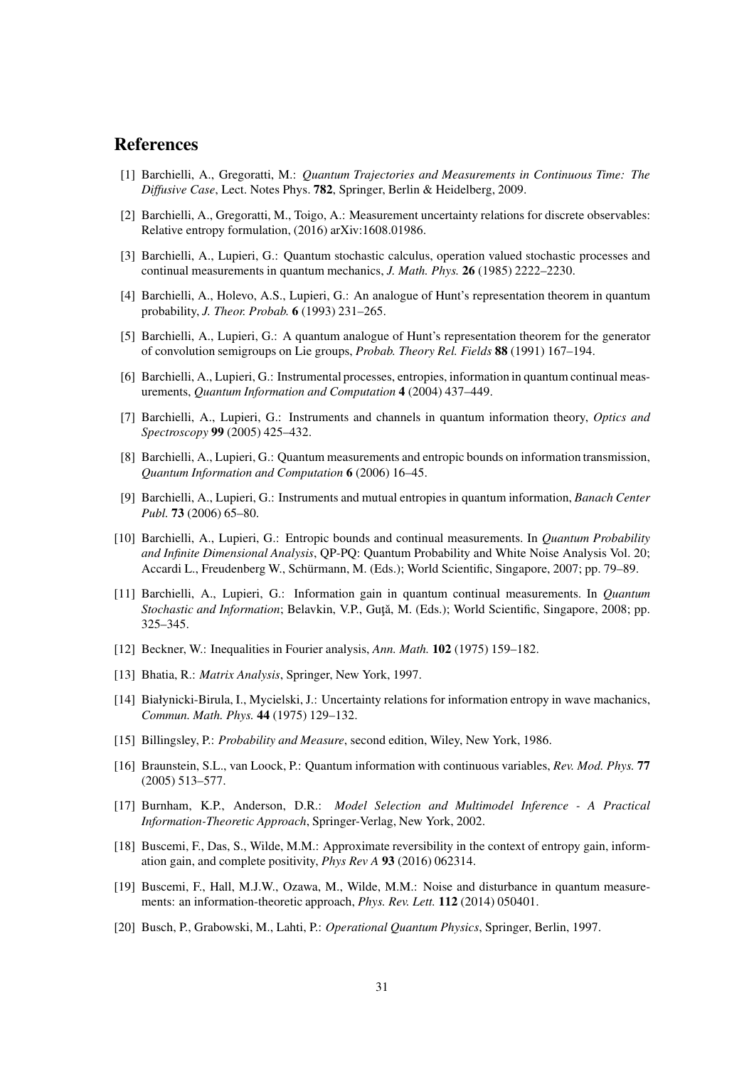## References

[1] Barchielli, A., Gregoratti, M.: *Quantum Trajectories and Measurements in Continuous Time: The Diffusive Case*, Lect. Notes Phys. **782**, Springer, Berlin & Heidelberg, 2009.

[2] Barchielli, A., Gregoratti, M., Toigo, A.: Measurement uncertainty relations for discrete observables: Relative entropy formulation, (2016) arXiv:1608.01986.

[3] Barchielli, A., Lupieri, G.: Quantum stochastic calculus, operation valued stochastic processes and continual measurements in quantum mechanics, *J. Math. Phys.* **26** (1985) 2222–2230.

[4] Barchielli, A., Holevo, A.S., Lupieri, G.: An analogue of Hunt's representation theorem in quantum probability, *J. Theor. Probab.* **6** (1993) 231–265.

[5] Barchielli, A., Lupieri, G.: A quantum analogue of Hunt's representation theorem for the generator of convolution semigroups on Lie groups, *Probab. Theory Rel. Fields* **88** (1991) 167–194.

[6] Barchielli, A., Lupieri, G.: Instrumental processes, entropies, information in quantum continual measurements, *Quantum Information and Computation* **4** (2004) 437–449.

[7] Barchielli, A., Lupieri, G.: Instruments and channels in quantum information theory, *Optics and Spectroscopy* **99** (2005) 425–432.

[8] Barchielli, A., Lupieri, G.: Quantum measurements and entropic bounds on information transmission, *Quantum Information and Computation* **6** (2006) 16–45.

[9] Barchielli, A., Lupieri, G.: Instruments and mutual entropies in quantum information, *Banach Center Publ.* **73** (2006) 65–80.

[10] Barchielli, A., Lupieri, G.: Entropic bounds and continual measurements. In *Quantum Probability and Infinite Dimensional Analysis*, QP-PQ: Quantum Probability and White Noise Analysis Vol. 20; Accardi L., Freudenberg W., Schürmann, M. (Eds.); World Scientific, Singapore, 2007; pp. 79–89.

[11] Barchielli, A., Lupieri, G.: Information gain in quantum continual measurements. In *Quantum Stochastic and Information*; Belavkin, V.P., Guţă, M. (Eds.); World Scientific, Singapore, 2008; pp. 325–345.

[12] Beckner, W.: Inequalities in Fourier analysis, *Ann. Math.* **102** (1975) 159–182.

[13] Bhatia, R.: *Matrix Analysis*, Springer, New York, 1997.

[14] Białynicki-Birula, I., Mycielski, J.: Uncertainty relations for information entropy in wave machanics, *Commun. Math. Phys.* **44** (1975) 129–132.

[15] Billingsley, P.: *Probability and Measure*, second edition, Wiley, New York, 1986.

[16] Braunstein, S.L., van Loock, P.: Quantum information with continuous variables, *Rev. Mod. Phys.* **77** (2005) 513–577.

[17] Burnham, K.P., Anderson, D.R.: *Model Selection and Multimodel Inference - A Practical Information-Theoretic Approach*, Springer-Verlag, New York, 2002.

[18] Buscemi, F., Das, S., Wilde, M.M.: Approximate reversibility in the context of entropy gain, information gain, and complete positivity, *Phys Rev A* **93** (2016) 062314.

[19] Buscemi, F., Hall, M.J.W., Ozawa, M., Wilde, M.M.: Noise and disturbance in quantum measurements: an information-theoretic approach, *Phys. Rev. Lett.* **112** (2014) 050401.

[20] Busch, P., Grabowski, M., Lahti, P.: *Operational Quantum Physics*, Springer, Berlin, 1997.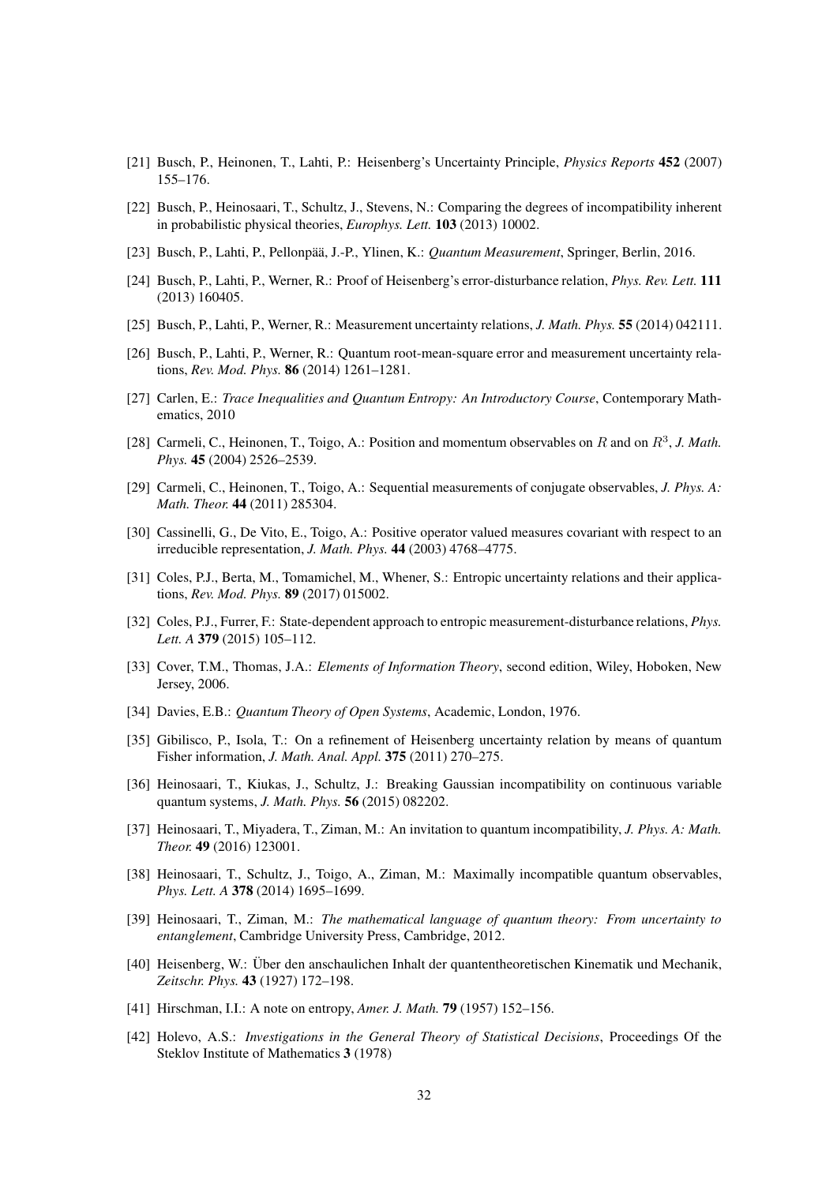[21] Busch, P., Heinonen, T., Lahti, P.: Heisenberg's Uncertainty Principle, *Physics Reports* **452** (2007) 155–176.

[22] Busch, P., Heinosaari, T., Schultz, J., Stevens, N.: Comparing the degrees of incompatibility inherent in probabilistic physical theories, *Europhys. Lett.* **103** (2013) 10002.

[23] Busch, P., Lahti, P., Pellonpää, J.-P., Ylinen, K.: *Quantum Measurement*, Springer, Berlin, 2016.

[24] Busch, P., Lahti, P., Werner, R.: Proof of Heisenberg's error-disturbance relation, *Phys. Rev. Lett.* **111** (2013) 160405.

[25] Busch, P., Lahti, P., Werner, R.: Measurement uncertainty relations, *J. Math. Phys.* **55** (2014) 042111.

[26] Busch, P., Lahti, P., Werner, R.: Quantum root-mean-square error and measurement uncertainty relations, *Rev. Mod. Phys.* **86** (2014) 1261–1281.

[27] Carlen, E.: *Trace Inequalities and Quantum Entropy: An Introductory Course*, Contemporary Mathematics, 2010

[28] Carmeli, C., Heinonen, T., Toigo, A.: Position and momentum observables on $R$ and on $R^3$, *J. Math. Phys.* **45** (2004) 2526–2539.

[29] Carmeli, C., Heinonen, T., Toigo, A.: Sequential measurements of conjugate observables, *J. Phys. A: Math. Theor.* **44** (2011) 285304.

[30] Cassinelli, G., De Vito, E., Toigo, A.: Positive operator valued measures covariant with respect to an irreducible representation, *J. Math. Phys.* **44** (2003) 4768–4775.

[31] Coles, P.J., Berta, M., Tomamichel, M., Whener, S.: Entropic uncertainty relations and their applications, *Rev. Mod. Phys.* **89** (2017) 015002.

[32] Coles, P.J., Furrer, F.: State-dependent approach to entropic measurement-disturbance relations, *Phys. Lett. A* **379** (2015) 105–112.

[33] Cover, T.M., Thomas, J.A.: *Elements of Information Theory*, second edition, Wiley, Hoboken, New Jersey, 2006.

[34] Davies, E.B.: *Quantum Theory of Open Systems*, Academic, London, 1976.

[35] Gibilisco, P., Isola, T.: On a refinement of Heisenberg uncertainty relation by means of quantum Fisher information, *J. Math. Anal. Appl.* **375** (2011) 270–275.

[36] Heinosaari, T., Kiukas, J., Schultz, J.: Breaking Gaussian incompatibility on continuous variable quantum systems, *J. Math. Phys.* **56** (2015) 082202.

[37] Heinosaari, T., Miyadera, T., Ziman, M.: An invitation to quantum incompatibility, *J. Phys. A: Math. Theor.* **49** (2016) 123001.

[38] Heinosaari, T., Schultz, J., Toigo, A., Ziman, M.: Maximally incompatible quantum observables, *Phys. Lett. A* **378** (2014) 1695–1699.

[39] Heinosaari, T., Ziman, M.: *The mathematical language of quantum theory: From uncertainty to entanglement*, Cambridge University Press, Cambridge, 2012.

[40] Heisenberg, W.: Über den anschaulichen Inhalt der quantentheoretischen Kinematik und Mechanik, *Zeitschr. Phys.* **43** (1927) 172–198.

[41] Hirschman, I.I.: A note on entropy, *Amer. J. Math.* **79** (1957) 152–156.

[42] Holevo, A.S.: *Investigations in the General Theory of Statistical Decisions*, Proceedings Of the Steklov Institute of Mathematics **3** (1978)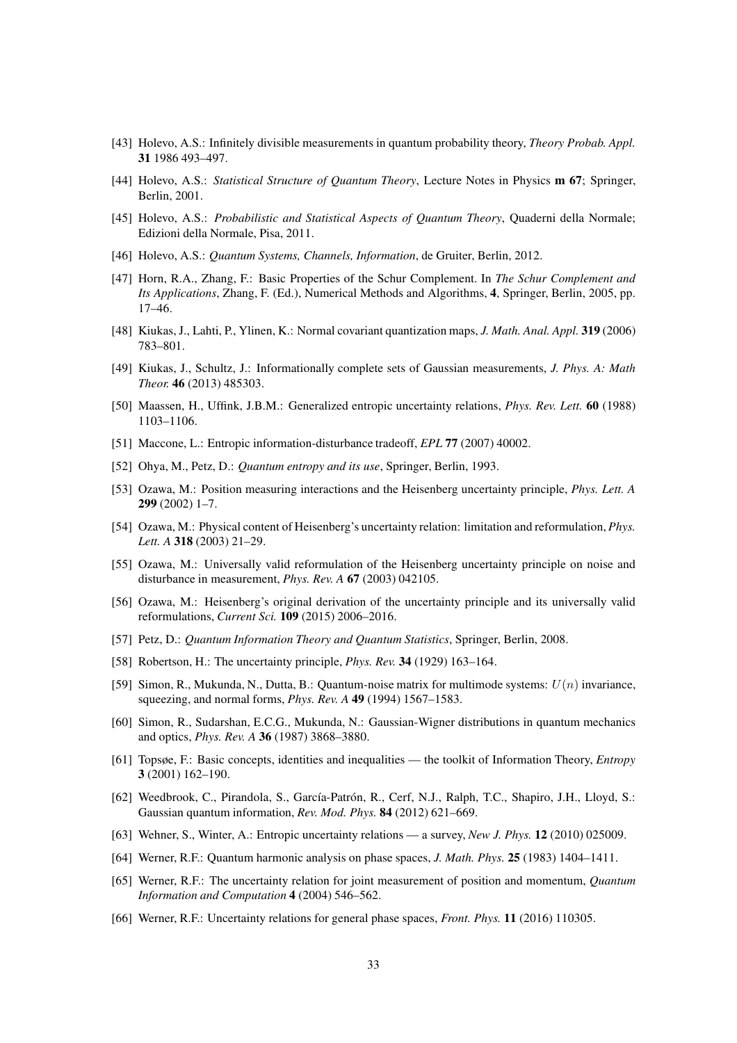- [43] Holevo, A.S.: Infinitely divisible measurements in quantum probability theory, *Theory Probab. Appl.* **31** 1986 493–497.
- [44] Holevo, A.S.: *Statistical Structure of Quantum Theory*, Lecture Notes in Physics **m 67**; Springer, Berlin, 2001.
- [45] Holevo, A.S.: *Probabilistic and Statistical Aspects of Quantum Theory*, Quaderni della Normale; Edizioni della Normale, Pisa, 2011.
- [46] Holevo, A.S.: *Quantum Systems, Channels, Information*, de Gruiter, Berlin, 2012.
- [47] Horn, R.A., Zhang, F.: Basic Properties of the Schur Complement. In *The Schur Complement and Its Applications*, Zhang, F. (Ed.), Numerical Methods and Algorithms, **4**, Springer, Berlin, 2005, pp. 17–46.
- [48] Kiukas, J., Lahti, P., Ylinen, K.: Normal covariant quantization maps, *J. Math. Anal. Appl.* **319** (2006) 783–801.
- [49] Kiukas, J., Schultz, J.: Informationally complete sets of Gaussian measurements, *J. Phys. A: Math Theor.* **46** (2013) 485303.
- [50] Maassen, H., Uffink, J.B.M.: Generalized entropic uncertainty relations, *Phys. Rev. Lett.* **60** (1988) 1103–1106.
- [51] Maccone, L.: Entropic information-disturbance tradeoff, *EPL* **77** (2007) 40002.
- [52] Ohya, M., Petz, D.: *Quantum entropy and its use*, Springer, Berlin, 1993.
- [53] Ozawa, M.: Position measuring interactions and the Heisenberg uncertainty principle, *Phys. Lett. A* **299** (2002) 1–7.
- [54] Ozawa, M.: Physical content of Heisenberg's uncertainty relation: limitation and reformulation, *Phys. Lett. A* **318** (2003) 21–29.
- [55] Ozawa, M.: Universally valid reformulation of the Heisenberg uncertainty principle on noise and disturbance in measurement, *Phys. Rev. A* **67** (2003) 042105.
- [56] Ozawa, M.: Heisenberg's original derivation of the uncertainty principle and its universally valid reformulations, *Current Sci.* **109** (2015) 2006–2016.
- [57] Petz, D.: *Quantum Information Theory and Quantum Statistics*, Springer, Berlin, 2008.
- [58] Robertson, H.: The uncertainty principle, *Phys. Rev.* **34** (1929) 163–164.
- [59] Simon, R., Mukunda, N., Dutta, B.: Quantum-noise matrix for multimode systems: $U(n)$ invariance, squeezing, and normal forms, *Phys. Rev. A* **49** (1994) 1567–1583.
- [60] Simon, R., Sudarshan, E.C.G., Mukunda, N.: Gaussian-Wigner distributions in quantum mechanics and optics, *Phys. Rev. A* **36** (1987) 3868–3880.
- [61] Topsøe, F.: Basic concepts, identities and inequalities — the toolkit of Information Theory, *Entropy* **3** (2001) 162–190.
- [62] Weedbrook, C., Pirandola, S., García-Patrón, R., Cerf, N.J., Ralph, T.C., Shapiro, J.H., Lloyd, S.: Gaussian quantum information, *Rev. Mod. Phys.* **84** (2012) 621–669.
- [63] Wehner, S., Winter, A.: Entropic uncertainty relations — a survey, *New J. Phys.* **12** (2010) 025009.
- [64] Werner, R.F.: Quantum harmonic analysis on phase spaces, *J. Math. Phys.* **25** (1983) 1404–1411.
- [65] Werner, R.F.: The uncertainty relation for joint measurement of position and momentum, *Quantum Information and Computation* **4** (2004) 546–562.
- [66] Werner, R.F.: Uncertainty relations for general phase spaces, *Front. Phys.* **11** (2016) 110305.